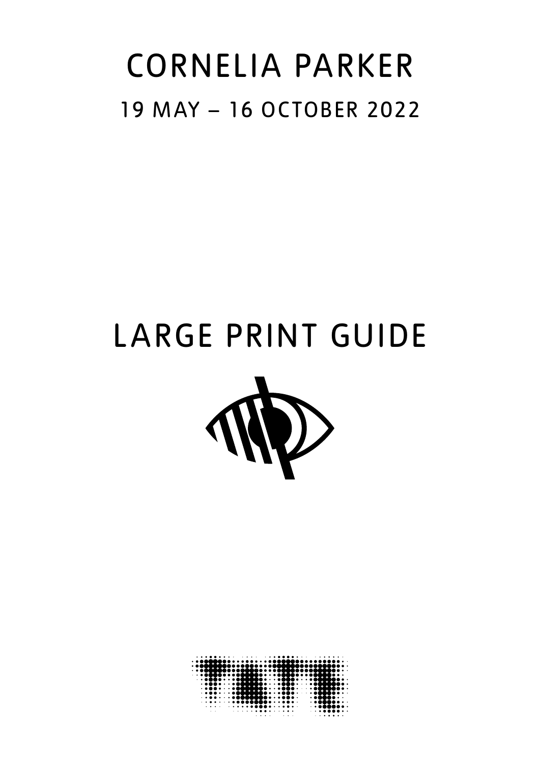# CORNELIA PARKER

## 19 MAY – 16 OCTOBER 2022

# LARGE PRINT GUIDE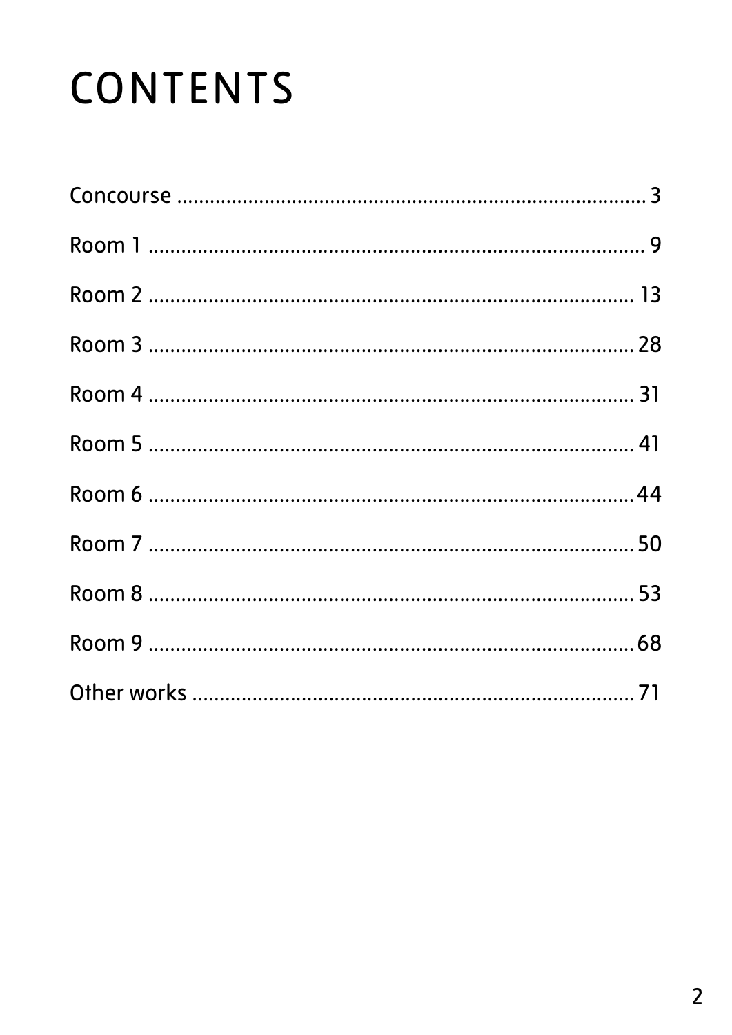# CONTENTS

Concourse ........................................................................ 3

Room 1 ........................................................................... 9

Room 2 ........................................................................... 13

Room 3 ........................................................................... 28

Room 4 ........................................................................... 31

Room 5 ........................................................................... 41

Room 6 ........................................................................... 44

Room 7 ........................................................................... 50

Room 8 ........................................................................... 53

Room 9 ........................................................................... 68

Other works ...................................................................... 71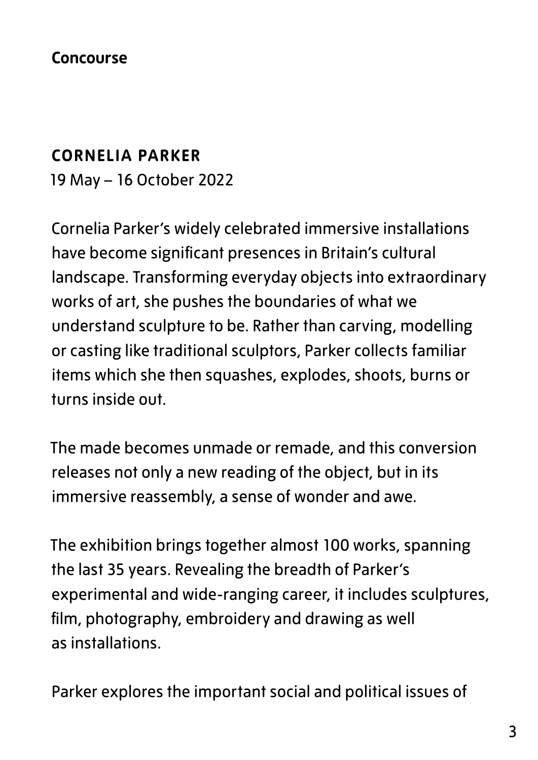**Concourse**

## CORNELIA PARKER

19 May – 16 October 2022

Cornelia Parker's widely celebrated immersive installations have become significant presences in Britain's cultural landscape. Transforming everyday objects into extraordinary works of art, she pushes the boundaries of what we understand sculpture to be. Rather than carving, modelling or casting like traditional sculptors, Parker collects familiar items which she then squashes, explodes, shoots, burns or turns inside out.

The made becomes unmade or remade, and this conversion releases not only a new reading of the object, but in its immersive reassembly, a sense of wonder and awe.

The exhibition brings together almost 100 works, spanning the last 35 years. Revealing the breadth of Parker's experimental and wide-ranging career, it includes sculptures, film, photography, embroidery and drawing as well as installations.

Parker explores the important social and political issues of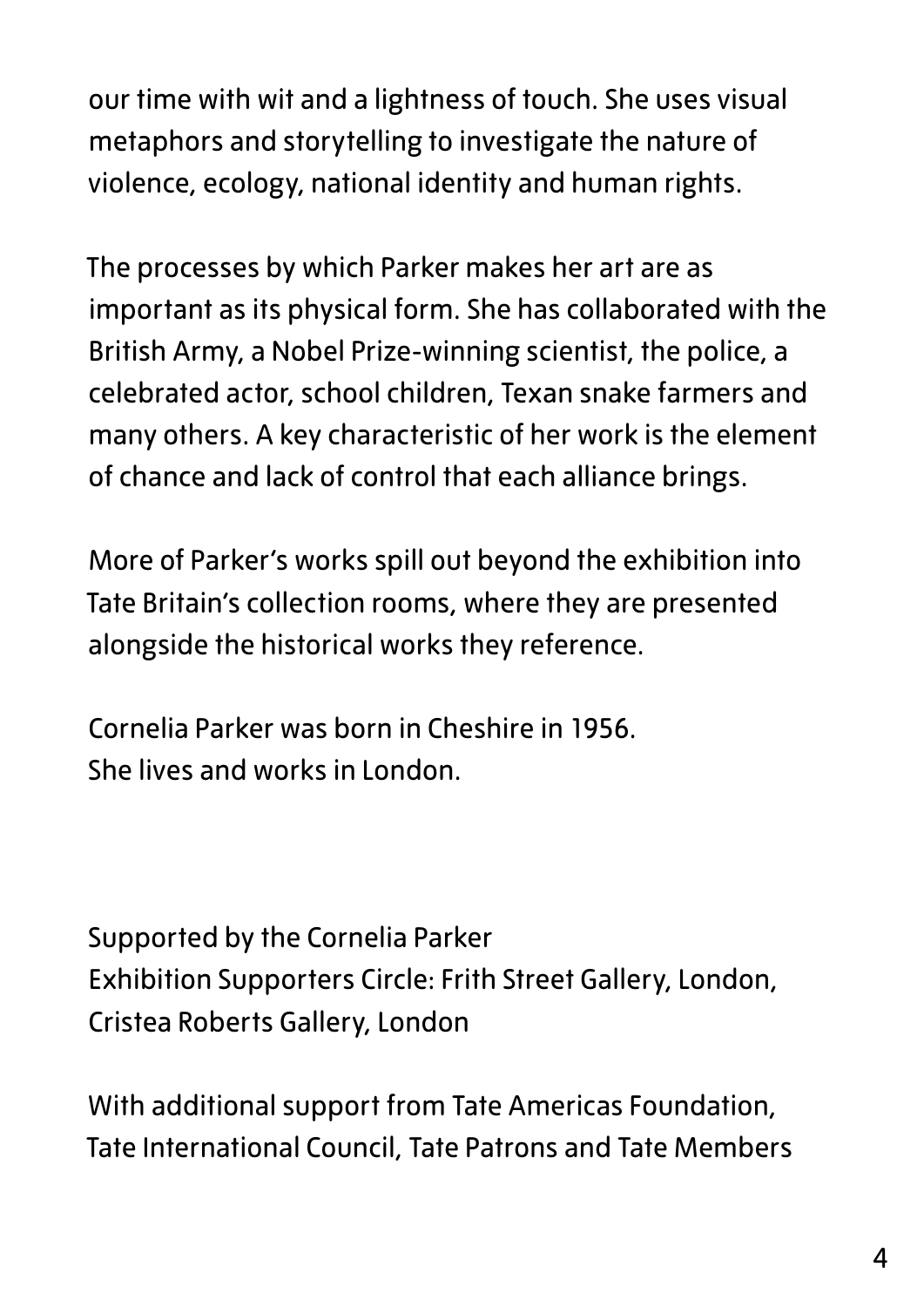our time with wit and a lightness of touch. She uses visual metaphors and storytelling to investigate the nature of violence, ecology, national identity and human rights.

The processes by which Parker makes her art are as important as its physical form. She has collaborated with the British Army, a Nobel Prize-winning scientist, the police, a celebrated actor, school children, Texan snake farmers and many others. A key characteristic of her work is the element of chance and lack of control that each alliance brings.

More of Parker's works spill out beyond the exhibition into Tate Britain's collection rooms, where they are presented alongside the historical works they reference.

Cornelia Parker was born in Cheshire in 1956.
She lives and works in London.

Supported by the Cornelia Parker
Exhibition Supporters Circle: Frith Street Gallery, London,
Cristea Roberts Gallery, London

With additional support from Tate Americas Foundation,
Tate International Council, Tate Patrons and Tate Members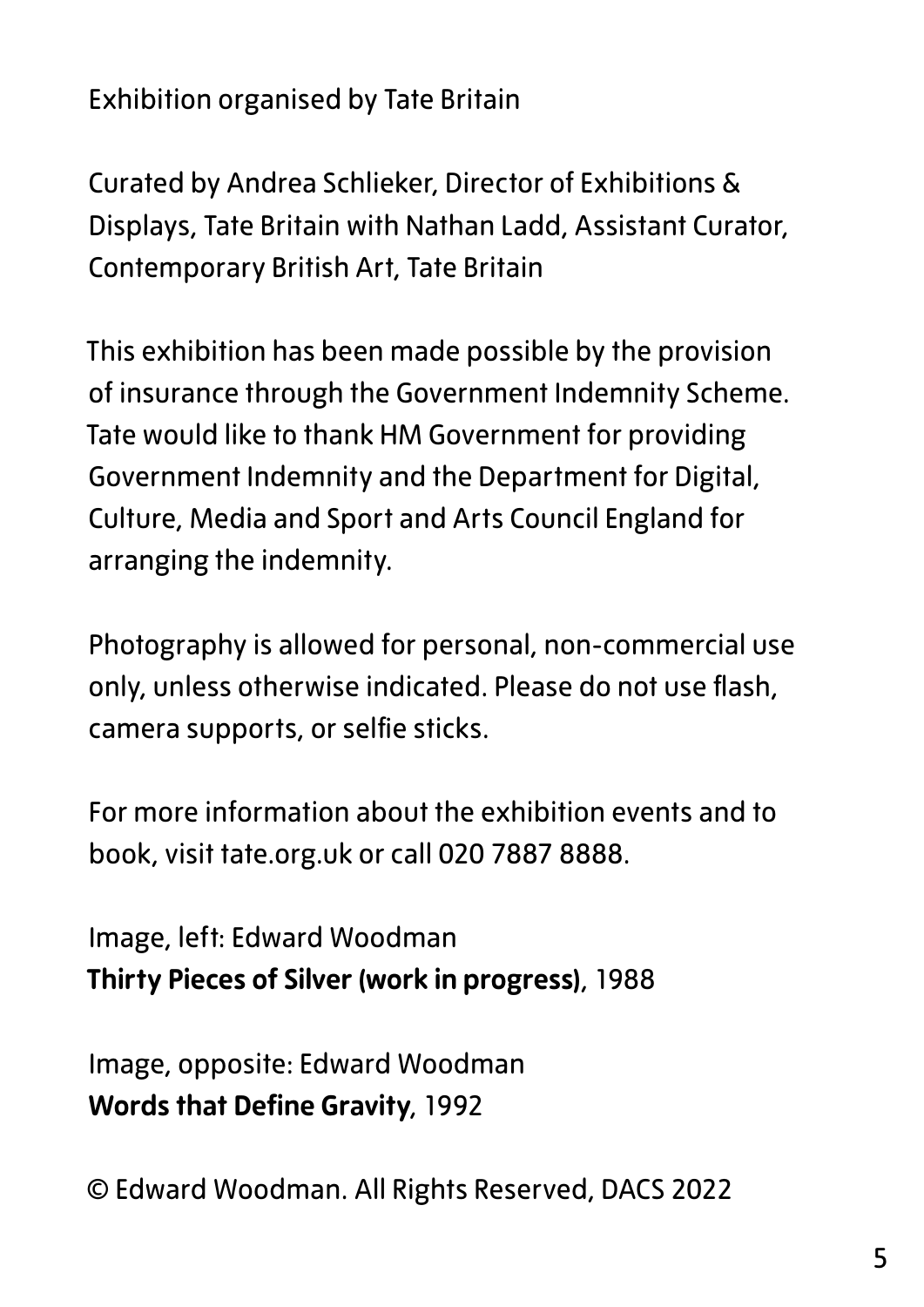Exhibition organised by Tate Britain

Curated by Andrea Schlieker, Director of Exhibitions & Displays, Tate Britain with Nathan Ladd, Assistant Curator, Contemporary British Art, Tate Britain

This exhibition has been made possible by the provision of insurance through the Government Indemnity Scheme. Tate would like to thank HM Government for providing Government Indemnity and the Department for Digital, Culture, Media and Sport and Arts Council England for arranging the indemnity.

Photography is allowed for personal, non-commercial use only, unless otherwise indicated. Please do not use flash, camera supports, or selfie sticks.

For more information about the exhibition events and to book, visit tate.org.uk or call 020 7887 8888.

Image, left: Edward Woodman
**Thirty Pieces of Silver (work in progress)**, 1988

Image, opposite: Edward Woodman
**Words that Define Gravity**, 1992

© Edward Woodman. All Rights Reserved, DACS 2022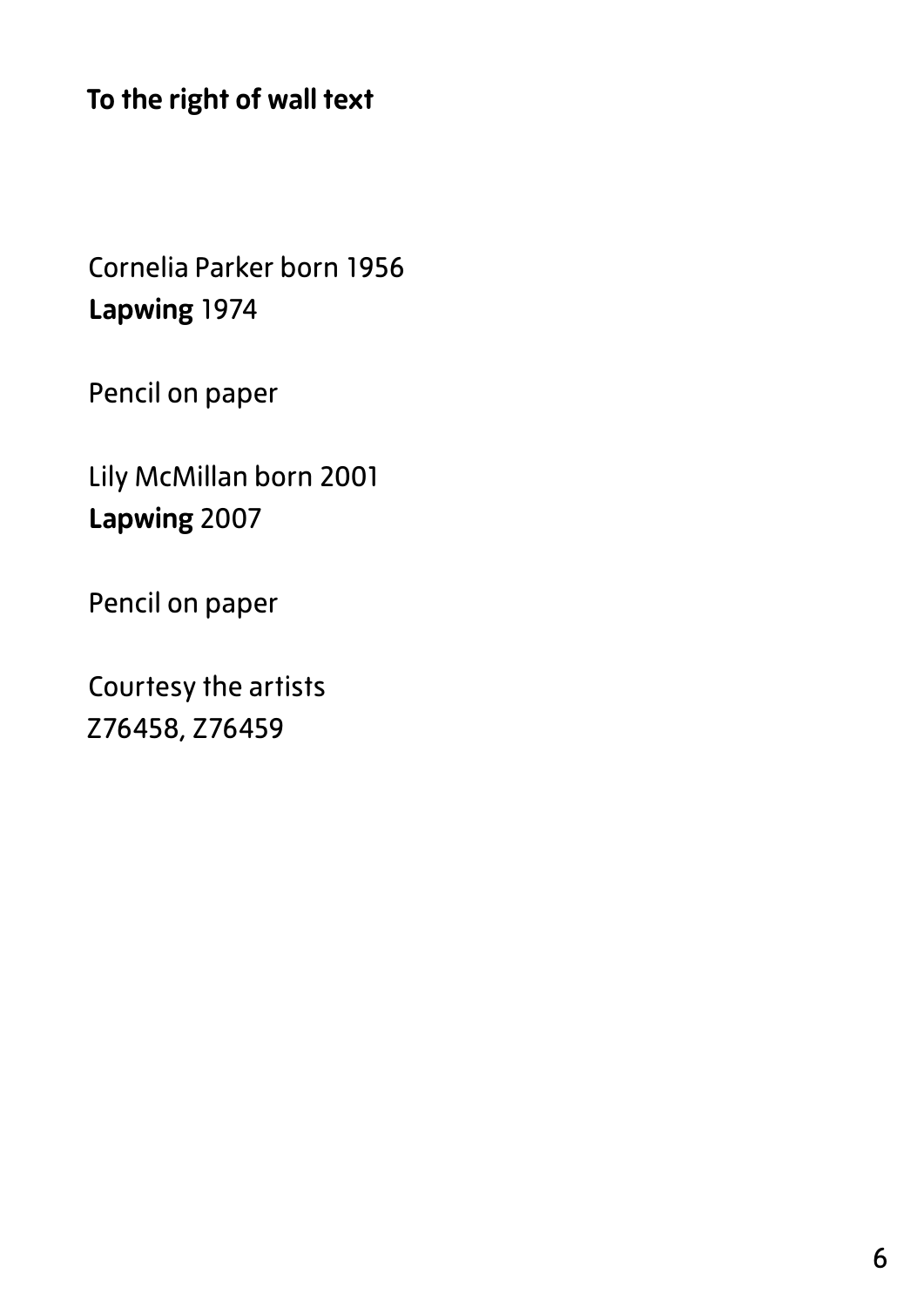**To the right of wall text**

Cornelia Parker born 1956
**Lapwing** 1974

Pencil on paper

Lily McMillan born 2001
**Lapwing** 2007

Pencil on paper

Courtesy the artists
Z76458, Z76459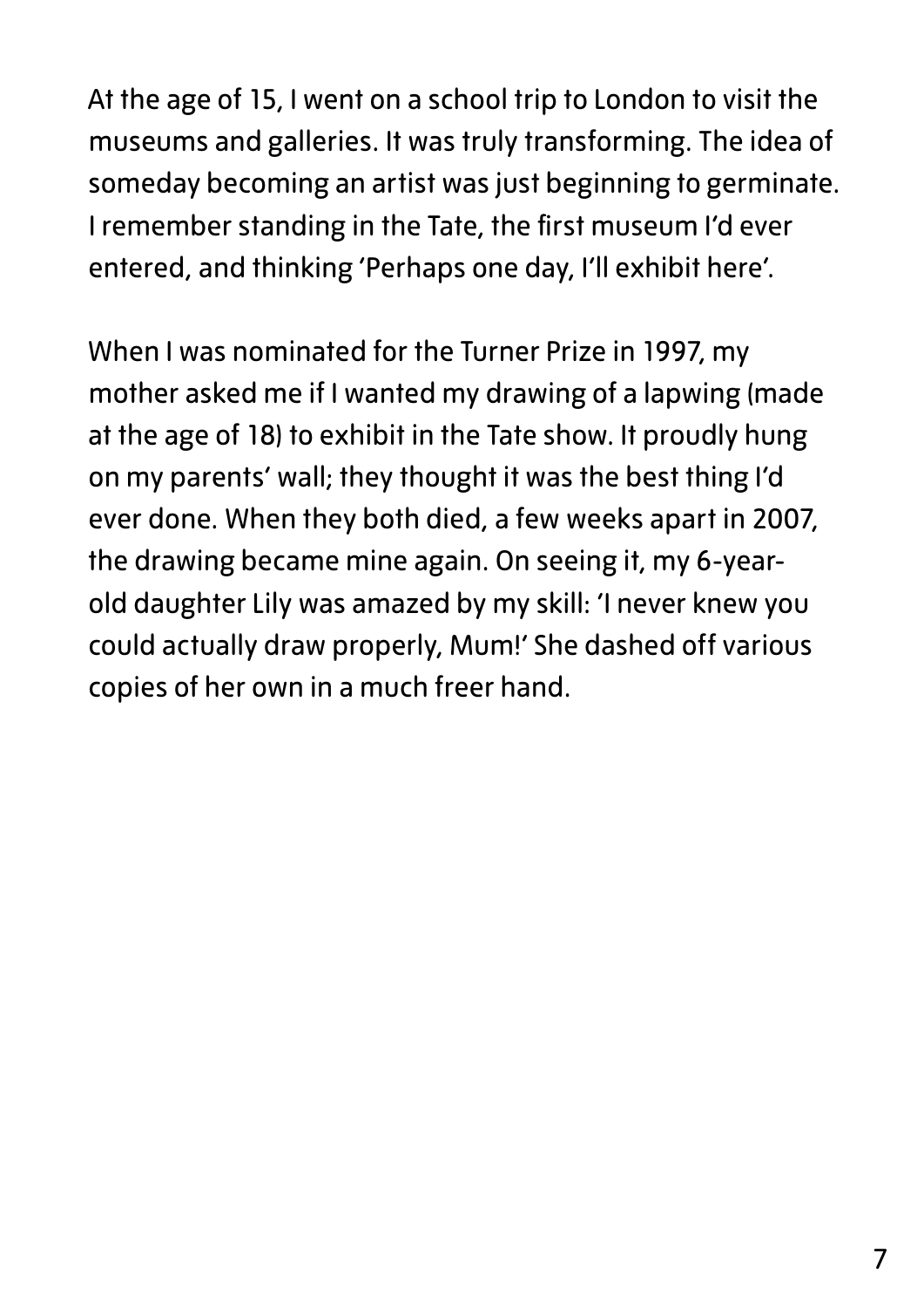At the age of 15, I went on a school trip to London to visit the museums and galleries. It was truly transforming. The idea of someday becoming an artist was just beginning to germinate. I remember standing in the Tate, the first museum I'd ever entered, and thinking 'Perhaps one day, I'll exhibit here'.

When I was nominated for the Turner Prize in 1997, my mother asked me if I wanted my drawing of a lapwing (made at the age of 18) to exhibit in the Tate show. It proudly hung on my parents' wall; they thought it was the best thing I'd ever done. When they both died, a few weeks apart in 2007, the drawing became mine again. On seeing it, my 6-year-old daughter Lily was amazed by my skill: 'I never knew you could actually draw properly, Mum!' She dashed off various copies of her own in a much freer hand.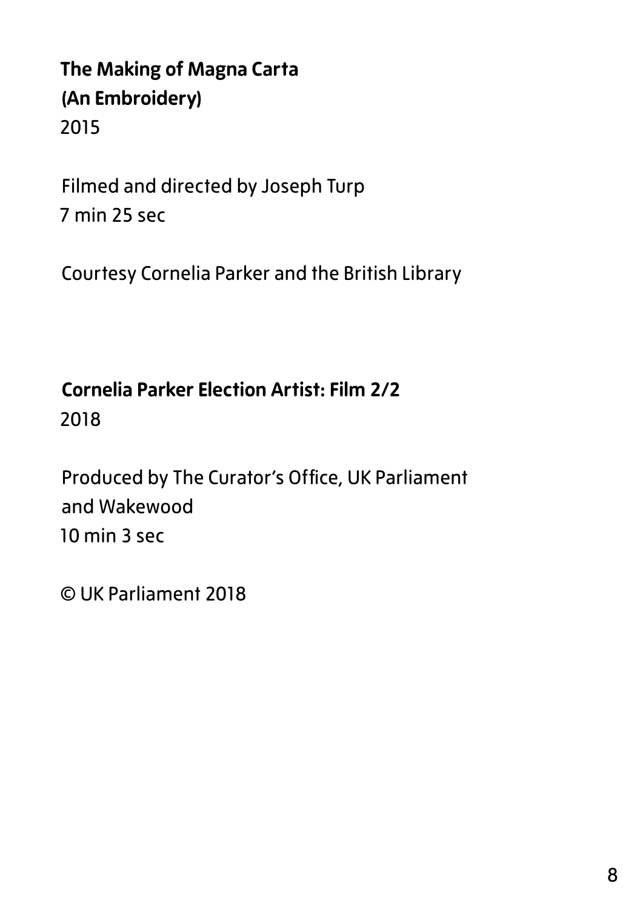**The Making of Magna Carta (An Embroidery)**
2015

Filmed and directed by Joseph Turp
7 min 25 sec

Courtesy Cornelia Parker and the British Library

**Cornelia Parker Election Artist: Film 2/2**
2018

Produced by The Curator's Office, UK Parliament and Wakewood
10 min 3 sec

© UK Parliament 2018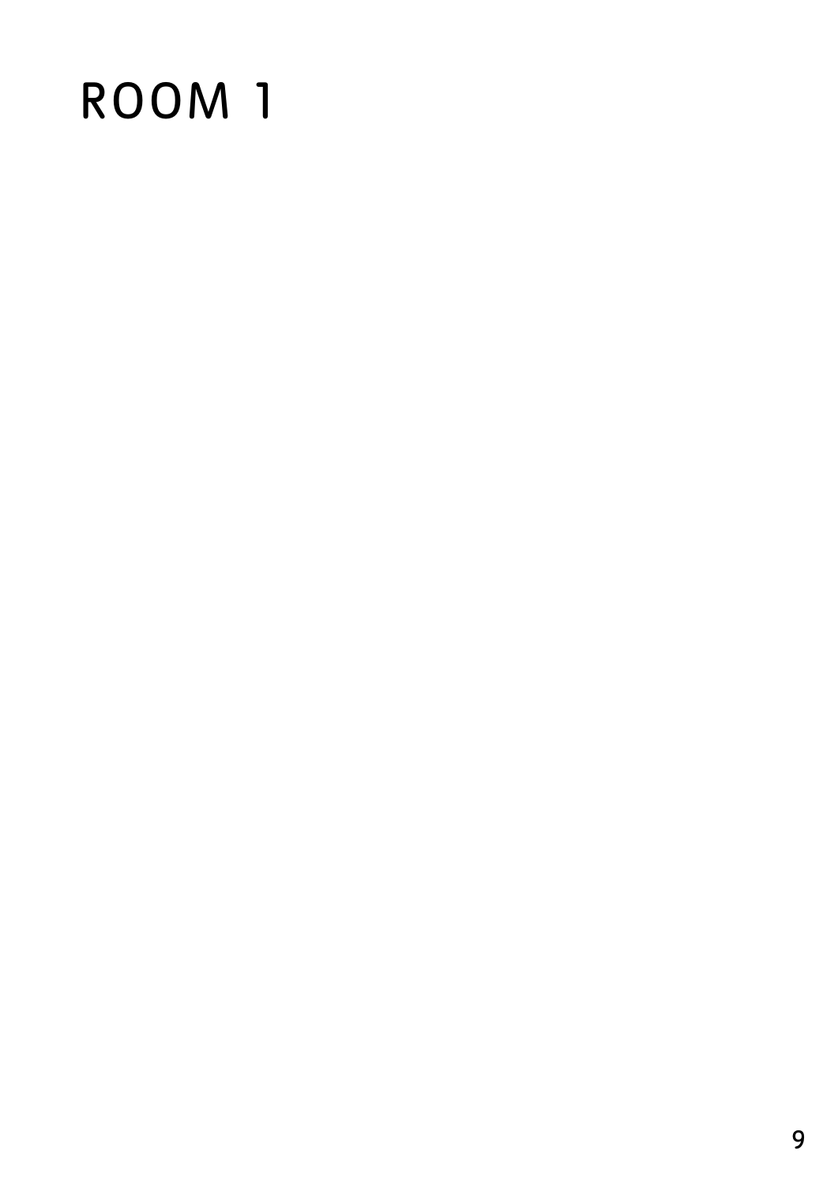# ROOM 1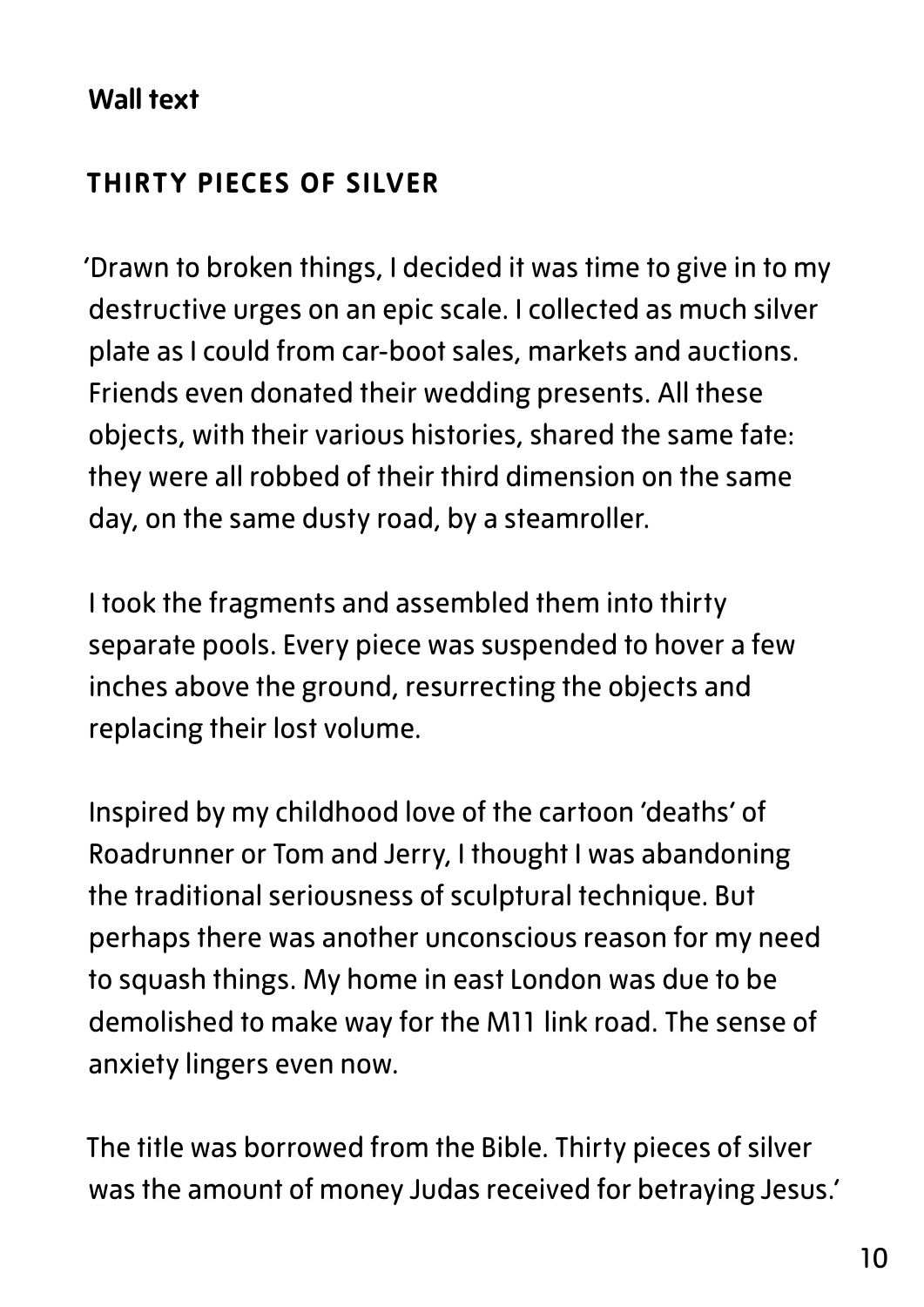**Wall text**

## THIRTY PIECES OF SILVER

'Drawn to broken things, I decided it was time to give in to my destructive urges on an epic scale. I collected as much silver plate as I could from car-boot sales, markets and auctions. Friends even donated their wedding presents. All these objects, with their various histories, shared the same fate: they were all robbed of their third dimension on the same day, on the same dusty road, by a steamroller.

I took the fragments and assembled them into thirty separate pools. Every piece was suspended to hover a few inches above the ground, resurrecting the objects and replacing their lost volume.

Inspired by my childhood love of the cartoon 'deaths' of Roadrunner or Tom and Jerry, I thought I was abandoning the traditional seriousness of sculptural technique. But perhaps there was another unconscious reason for my need to squash things. My home in east London was due to be demolished to make way for the M11 link road. The sense of anxiety lingers even now.

The title was borrowed from the Bible. Thirty pieces of silver was the amount of money Judas received for betraying Jesus.'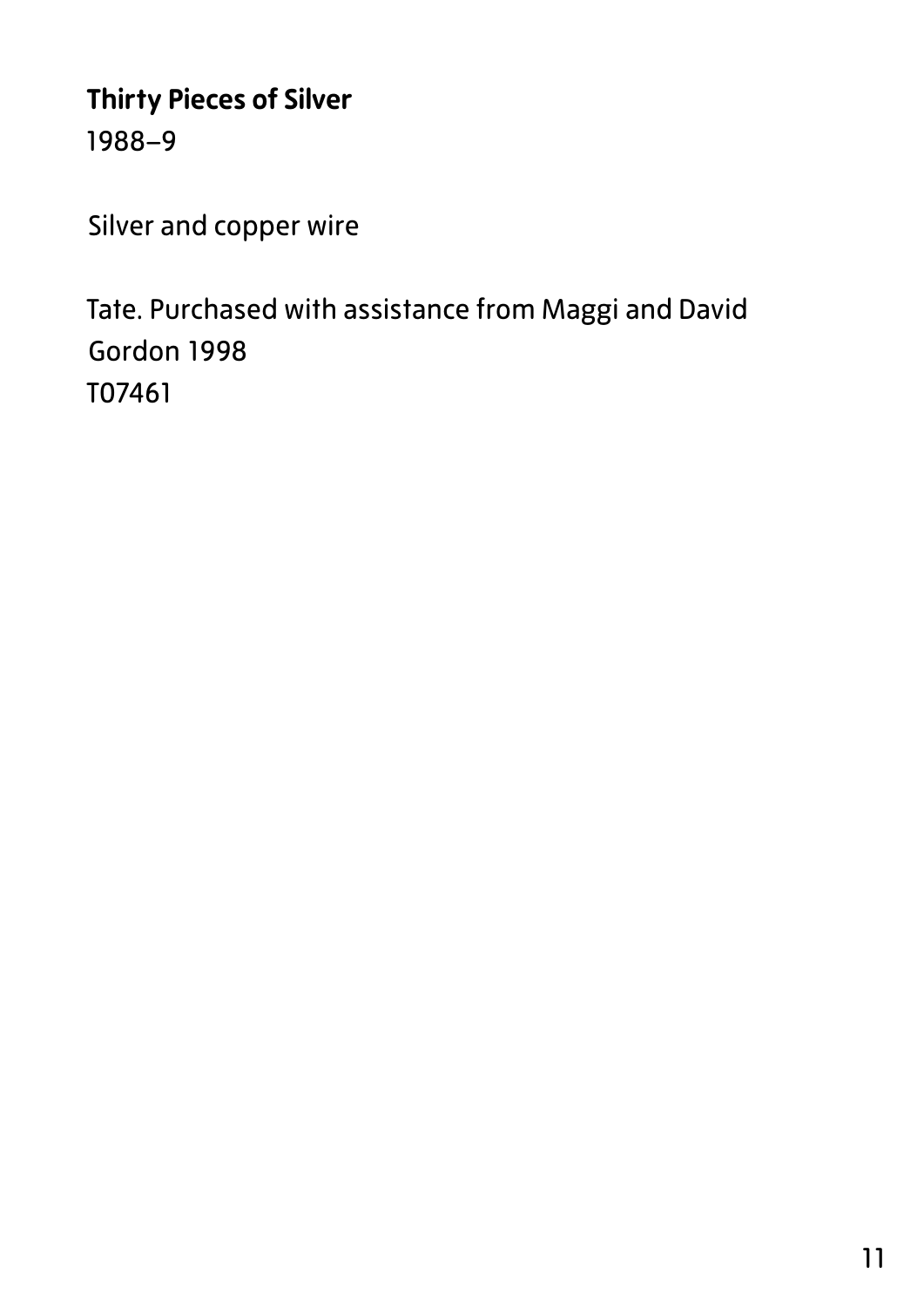**Thirty Pieces of Silver**
1988–9

Silver and copper wire

Tate. Purchased with assistance from Maggi and David Gordon 1998
T07461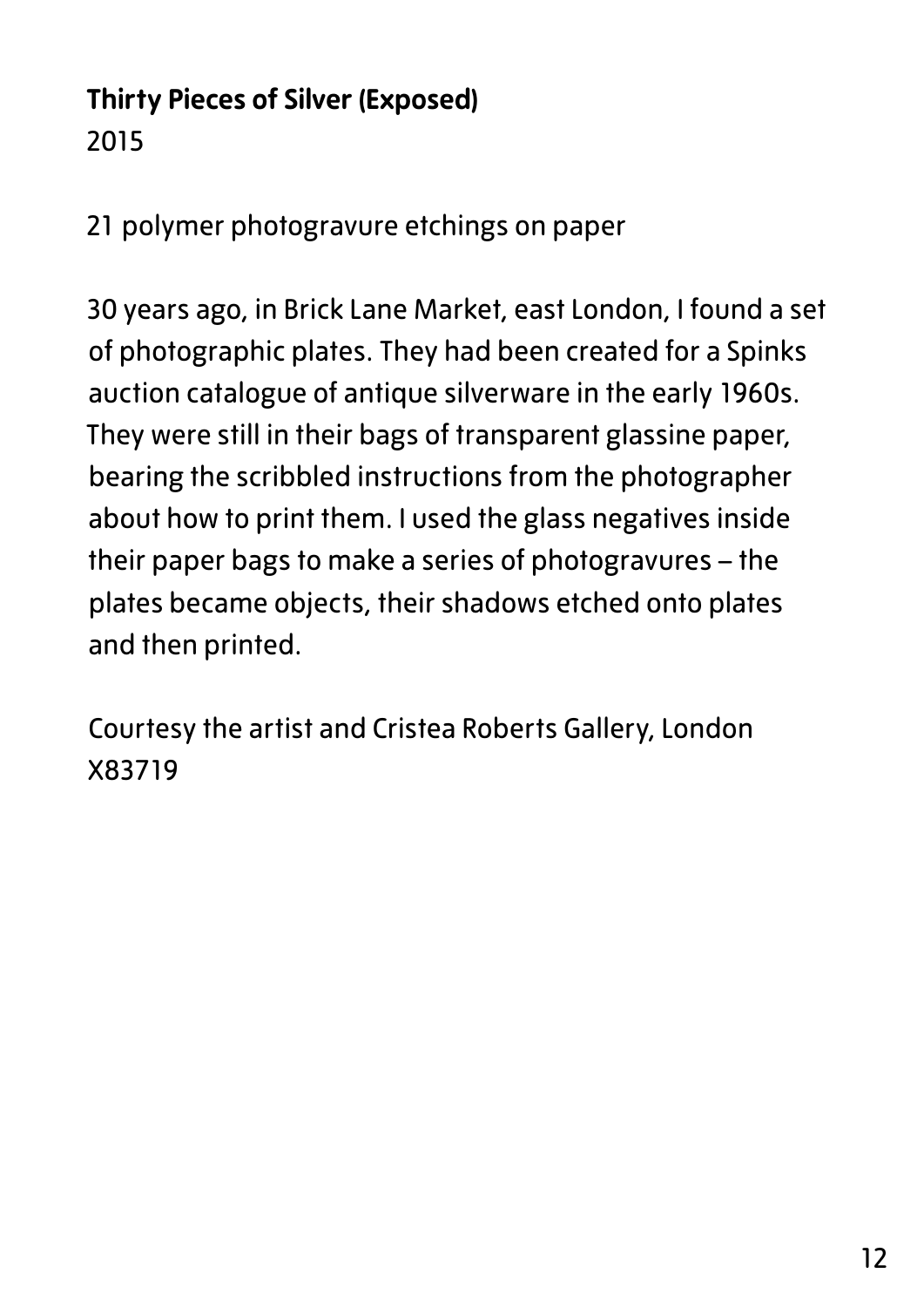**Thirty Pieces of Silver (Exposed)**
2015

21 polymer photogravure etchings on paper

30 years ago, in Brick Lane Market, east London, I found a set of photographic plates. They had been created for a Spinks auction catalogue of antique silverware in the early 1960s. They were still in their bags of transparent glassine paper, bearing the scribbled instructions from the photographer about how to print them. I used the glass negatives inside their paper bags to make a series of photogravures – the plates became objects, their shadows etched onto plates and then printed.

Courtesy the artist and Cristea Roberts Gallery, London
X83719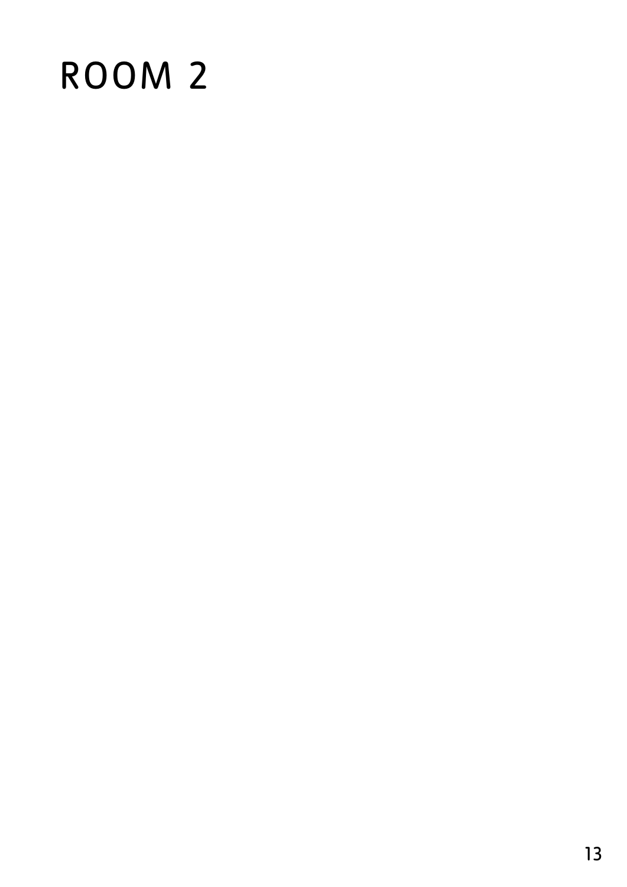# ROOM 2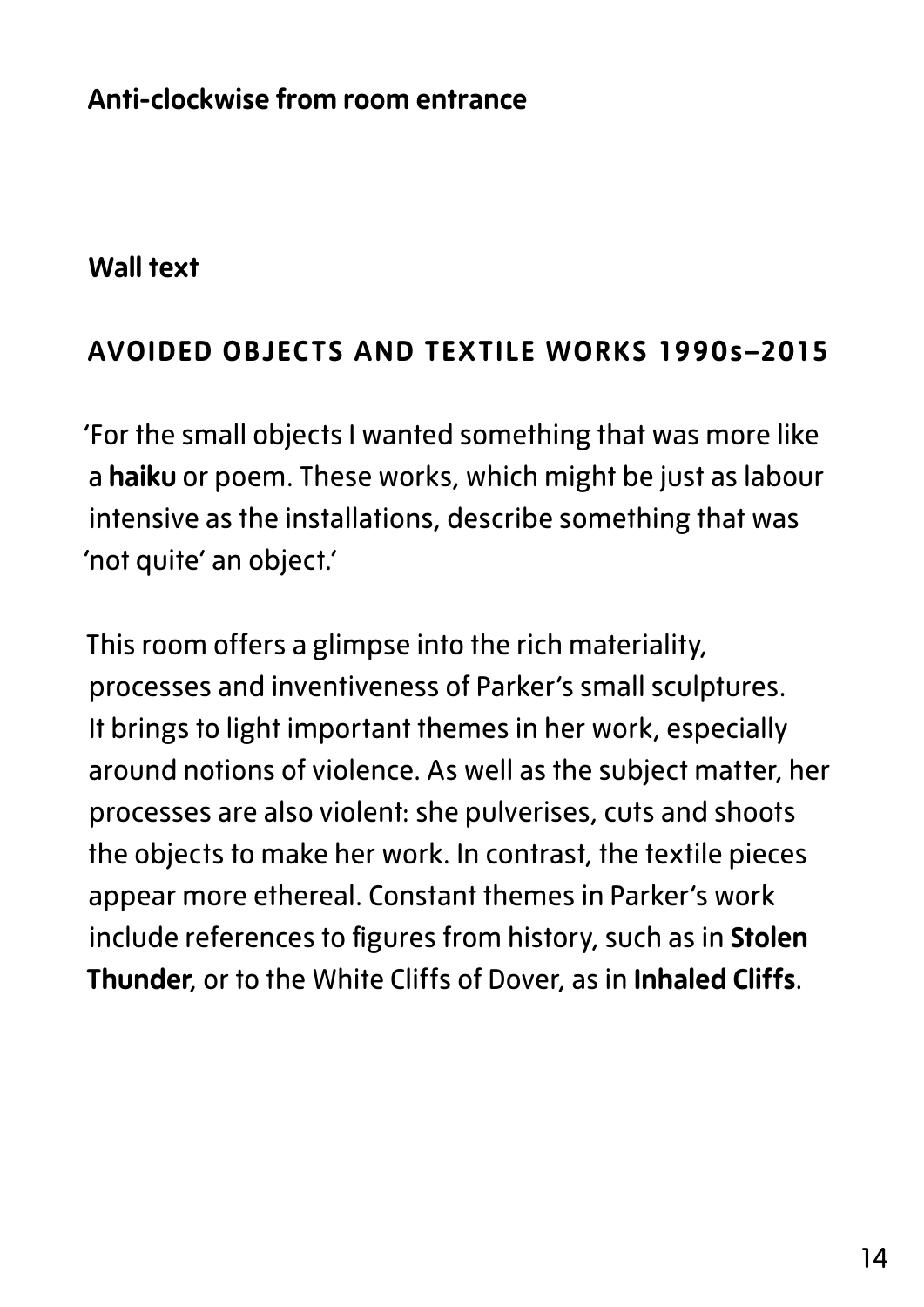**Anti-clockwise from room entrance**

**Wall text**

## AVOIDED OBJECTS AND TEXTILE WORKS 1990s–2015

'For the small objects I wanted something that was more like a **haiku** or poem. These works, which might be just as labour intensive as the installations, describe something that was 'not quite' an object.'

This room offers a glimpse into the rich materiality, processes and inventiveness of Parker's small sculptures. It brings to light important themes in her work, especially around notions of violence. As well as the subject matter, her processes are also violent: she pulverises, cuts and shoots the objects to make her work. In contrast, the textile pieces appear more ethereal. Constant themes in Parker's work include references to figures from history, such as in **Stolen Thunder**, or to the White Cliffs of Dover, as in **Inhaled Cliffs**.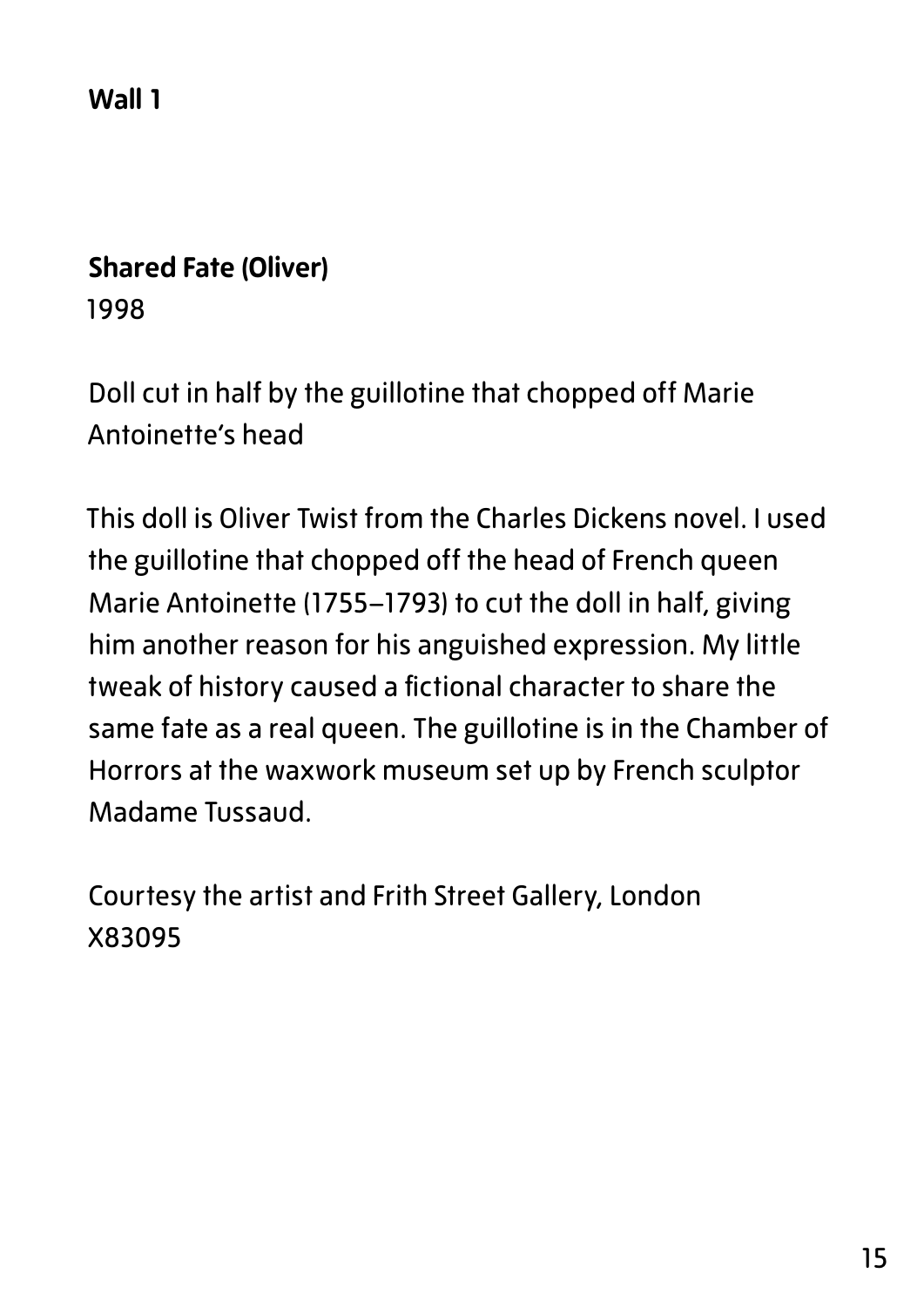**Wall 1**

**Shared Fate (Oliver)**
1998

Doll cut in half by the guillotine that chopped off Marie Antoinette's head

This doll is Oliver Twist from the Charles Dickens novel. I used the guillotine that chopped off the head of French queen Marie Antoinette (1755–1793) to cut the doll in half, giving him another reason for his anguished expression. My little tweak of history caused a fictional character to share the same fate as a real queen. The guillotine is in the Chamber of Horrors at the waxwork museum set up by French sculptor Madame Tussaud.

Courtesy the artist and Frith Street Gallery, London
X83095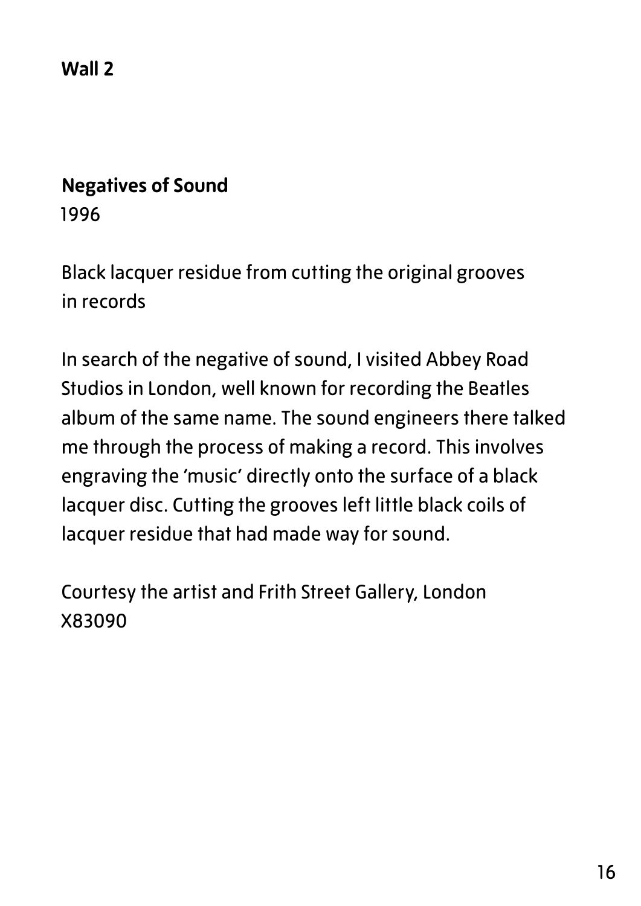**Wall 2**

**Negatives of Sound**
1996

Black lacquer residue from cutting the original grooves in records

In search of the negative of sound, I visited Abbey Road Studios in London, well known for recording the Beatles album of the same name. The sound engineers there talked me through the process of making a record. This involves engraving the 'music' directly onto the surface of a black lacquer disc. Cutting the grooves left little black coils of lacquer residue that had made way for sound.

Courtesy the artist and Frith Street Gallery, London
X83090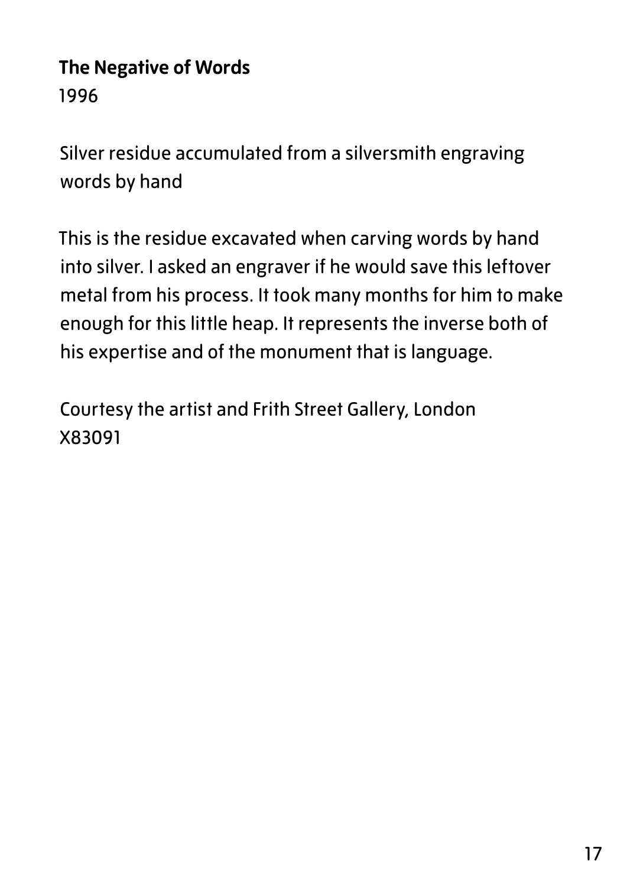**The Negative of Words**
1996

Silver residue accumulated from a silversmith engraving words by hand

This is the residue excavated when carving words by hand into silver. I asked an engraver if he would save this leftover metal from his process. It took many months for him to make enough for this little heap. It represents the inverse both of his expertise and of the monument that is language.

Courtesy the artist and Frith Street Gallery, London
X83091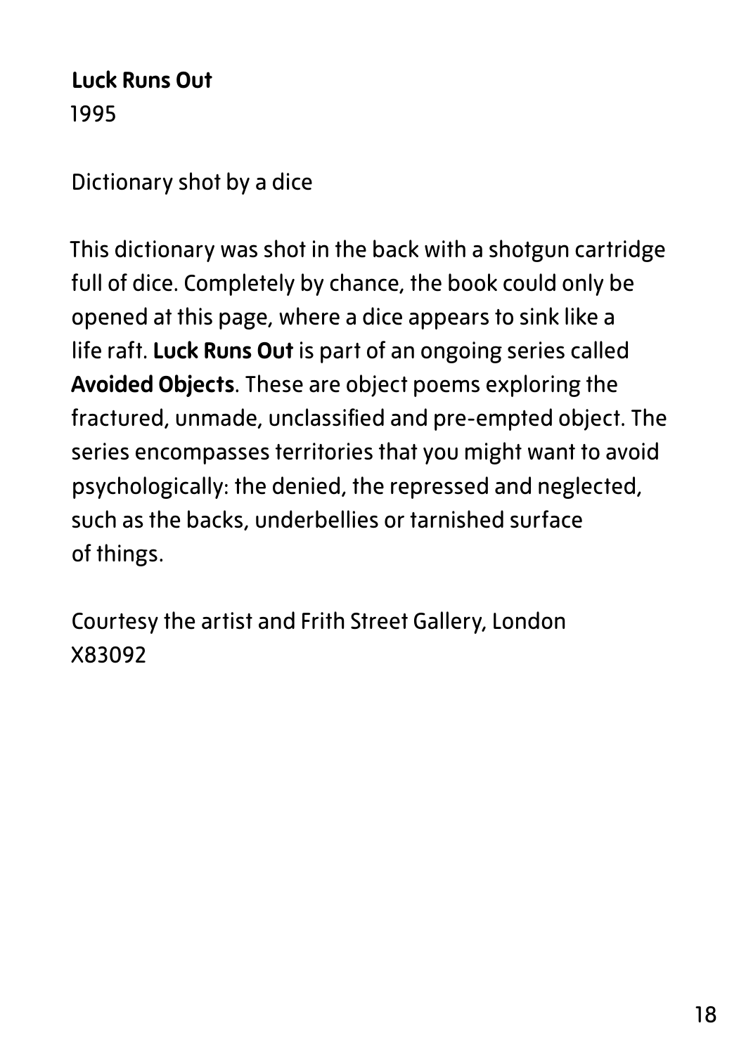**Luck Runs Out**
1995

Dictionary shot by a dice

This dictionary was shot in the back with a shotgun cartridge full of dice. Completely by chance, the book could only be opened at this page, where a dice appears to sink like a life raft. **Luck Runs Out** is part of an ongoing series called **Avoided Objects**. These are object poems exploring the fractured, unmade, unclassified and pre-empted object. The series encompasses territories that you might want to avoid psychologically: the denied, the repressed and neglected, such as the backs, underbellies or tarnished surface of things.

Courtesy the artist and Frith Street Gallery, London
X83092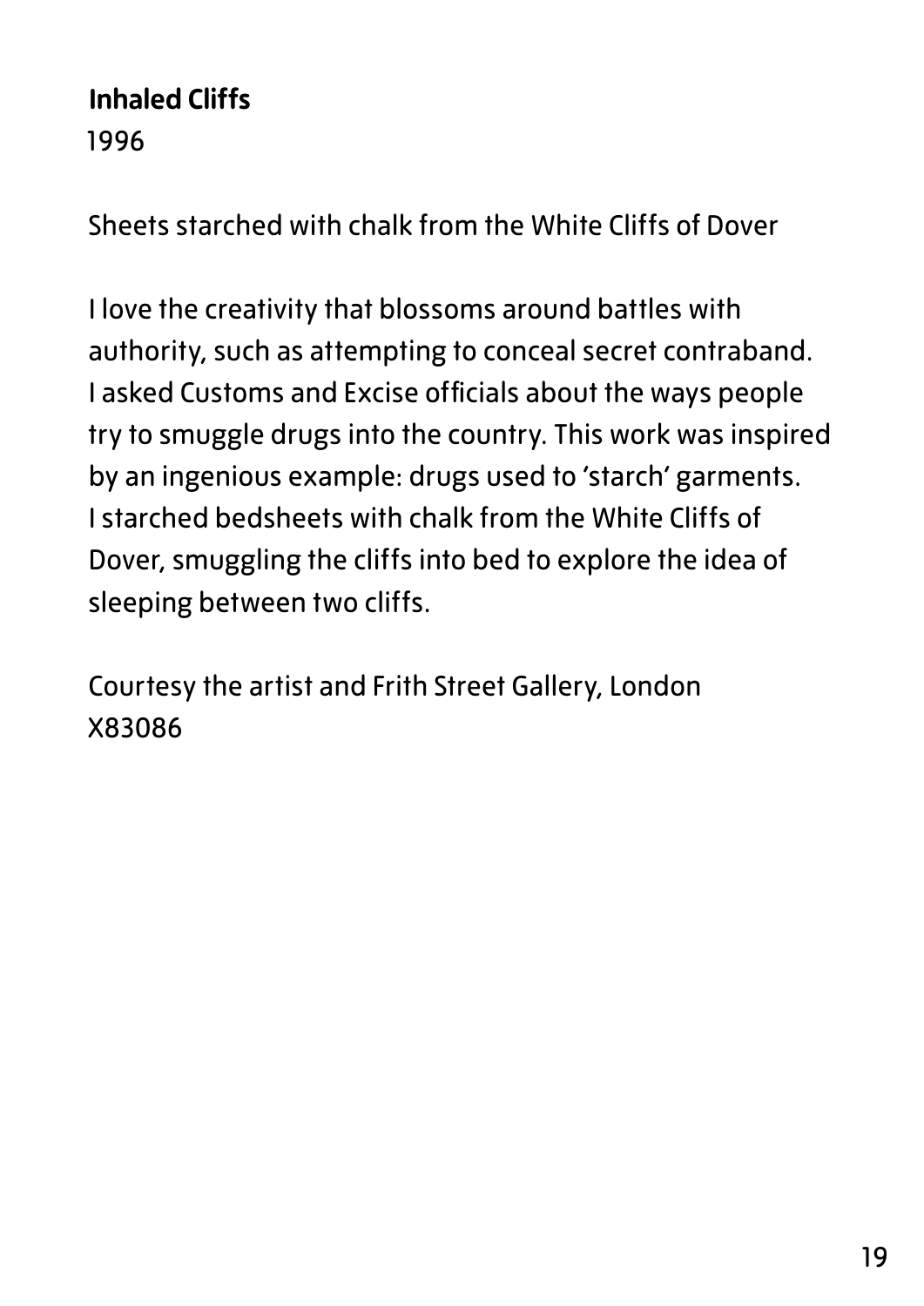**Inhaled Cliffs**
1996

Sheets starched with chalk from the White Cliffs of Dover

I love the creativity that blossoms around battles with authority, such as attempting to conceal secret contraband. I asked Customs and Excise officials about the ways people try to smuggle drugs into the country. This work was inspired by an ingenious example: drugs used to 'starch' garments. I starched bedsheets with chalk from the White Cliffs of Dover, smuggling the cliffs into bed to explore the idea of sleeping between two cliffs.

Courtesy the artist and Frith Street Gallery, London
X83086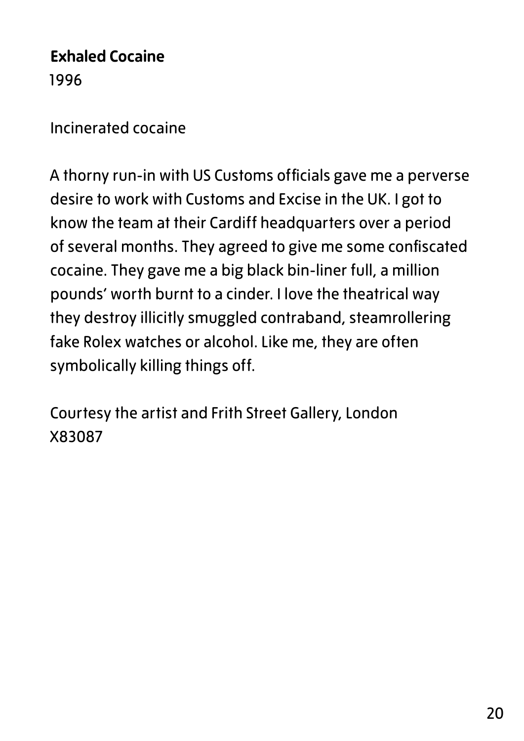**Exhaled Cocaine**
1996

Incinerated cocaine

A thorny run-in with US Customs officials gave me a perverse desire to work with Customs and Excise in the UK. I got to know the team at their Cardiff headquarters over a period of several months. They agreed to give me some confiscated cocaine. They gave me a big black bin-liner full, a million pounds' worth burnt to a cinder. I love the theatrical way they destroy illicitly smuggled contraband, steamrollering fake Rolex watches or alcohol. Like me, they are often symbolically killing things off.

Courtesy the artist and Frith Street Gallery, London
X83087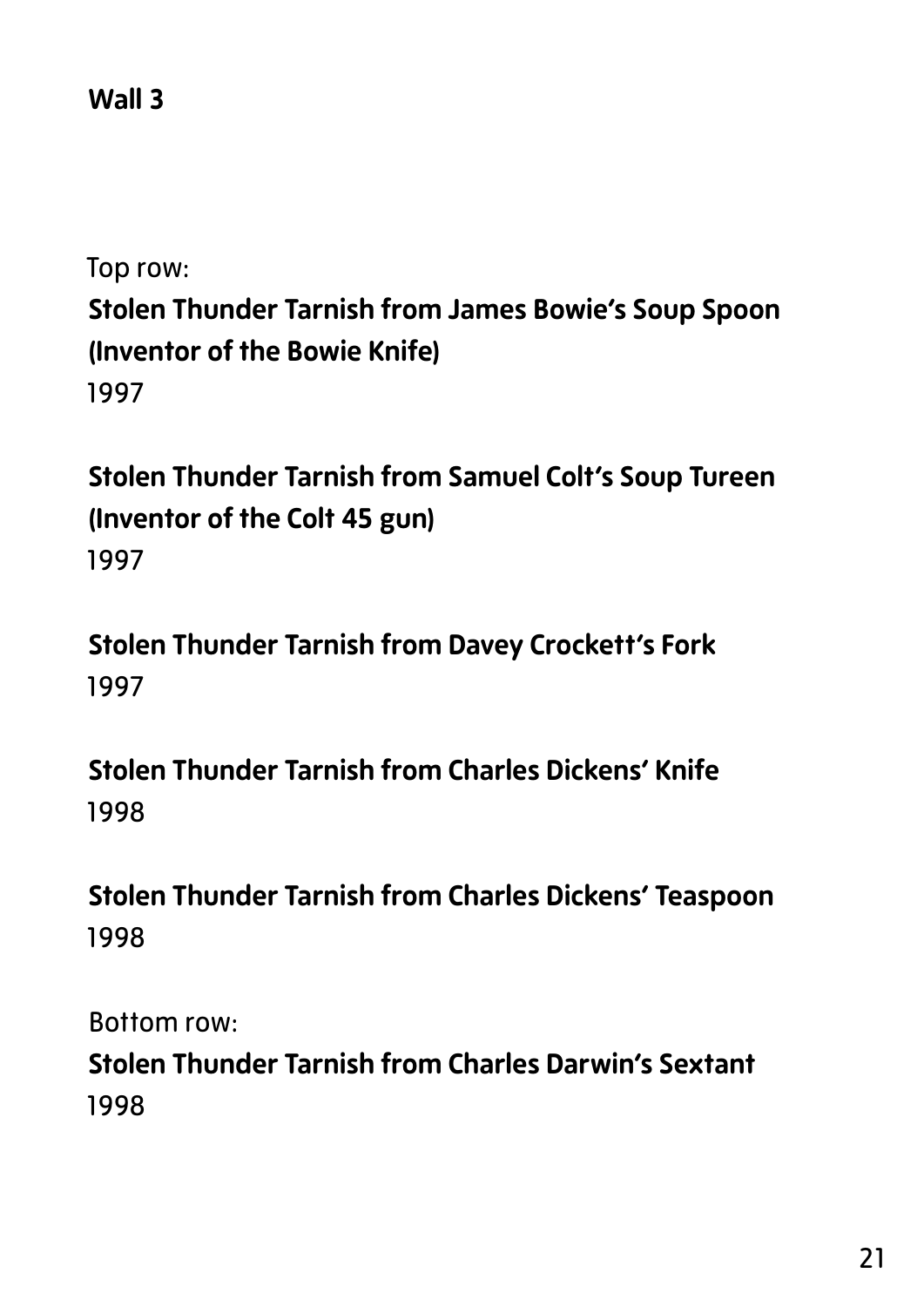**Wall 3**

Top row:

**Stolen Thunder Tarnish from James Bowie's Soup Spoon (Inventor of the Bowie Knife)**
1997

**Stolen Thunder Tarnish from Samuel Colt's Soup Tureen (Inventor of the Colt 45 gun)**
1997

**Stolen Thunder Tarnish from Davey Crockett's Fork**
1997

**Stolen Thunder Tarnish from Charles Dickens' Knife**
1998

**Stolen Thunder Tarnish from Charles Dickens' Teaspoon**
1998

Bottom row:

**Stolen Thunder Tarnish from Charles Darwin's Sextant**
1998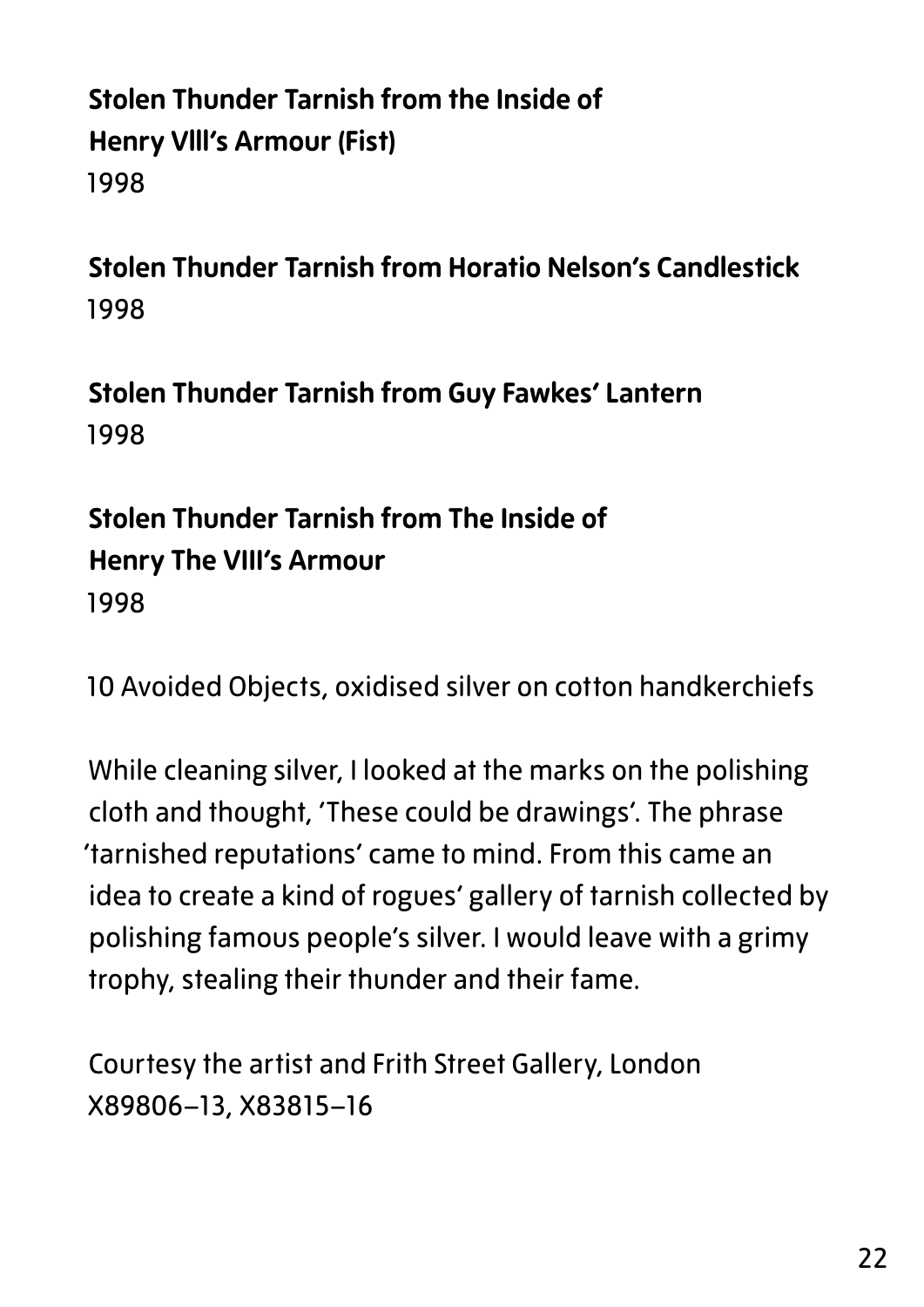**Stolen Thunder Tarnish from the Inside of Henry VIII's Armour (Fist)**
1998

**Stolen Thunder Tarnish from Horatio Nelson's Candlestick**
1998

**Stolen Thunder Tarnish from Guy Fawkes' Lantern**
1998

**Stolen Thunder Tarnish from The Inside of Henry The VIII's Armour**
1998

10 Avoided Objects, oxidised silver on cotton handkerchiefs

While cleaning silver, I looked at the marks on the polishing cloth and thought, 'These could be drawings'. The phrase 'tarnished reputations' came to mind. From this came an idea to create a kind of rogues' gallery of tarnish collected by polishing famous people's silver. I would leave with a grimy trophy, stealing their thunder and their fame.

Courtesy the artist and Frith Street Gallery, London
X89806–13, X83815–16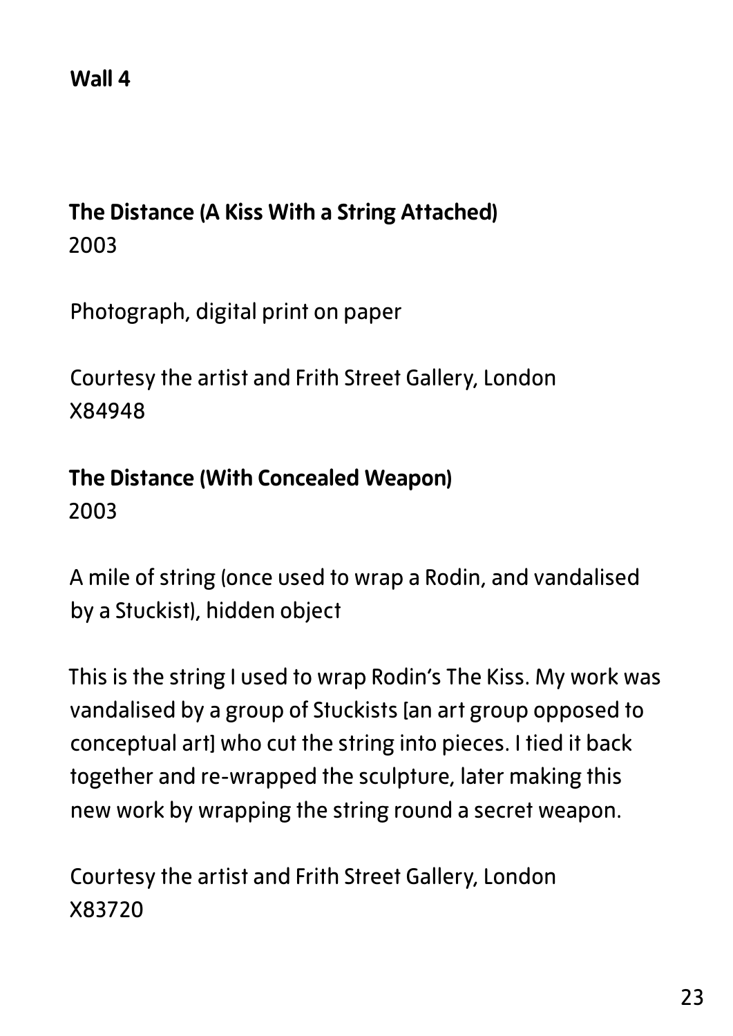**Wall 4**

**The Distance (A Kiss With a String Attached)**
2003

Photograph, digital print on paper

Courtesy the artist and Frith Street Gallery, London
X84948

**The Distance (With Concealed Weapon)**
2003

A mile of string (once used to wrap a Rodin, and vandalised by a Stuckist), hidden object

This is the string I used to wrap Rodin's The Kiss. My work was vandalised by a group of Stuckists [an art group opposed to conceptual art] who cut the string into pieces. I tied it back together and re-wrapped the sculpture, later making this new work by wrapping the string round a secret weapon.

Courtesy the artist and Frith Street Gallery, London
X83720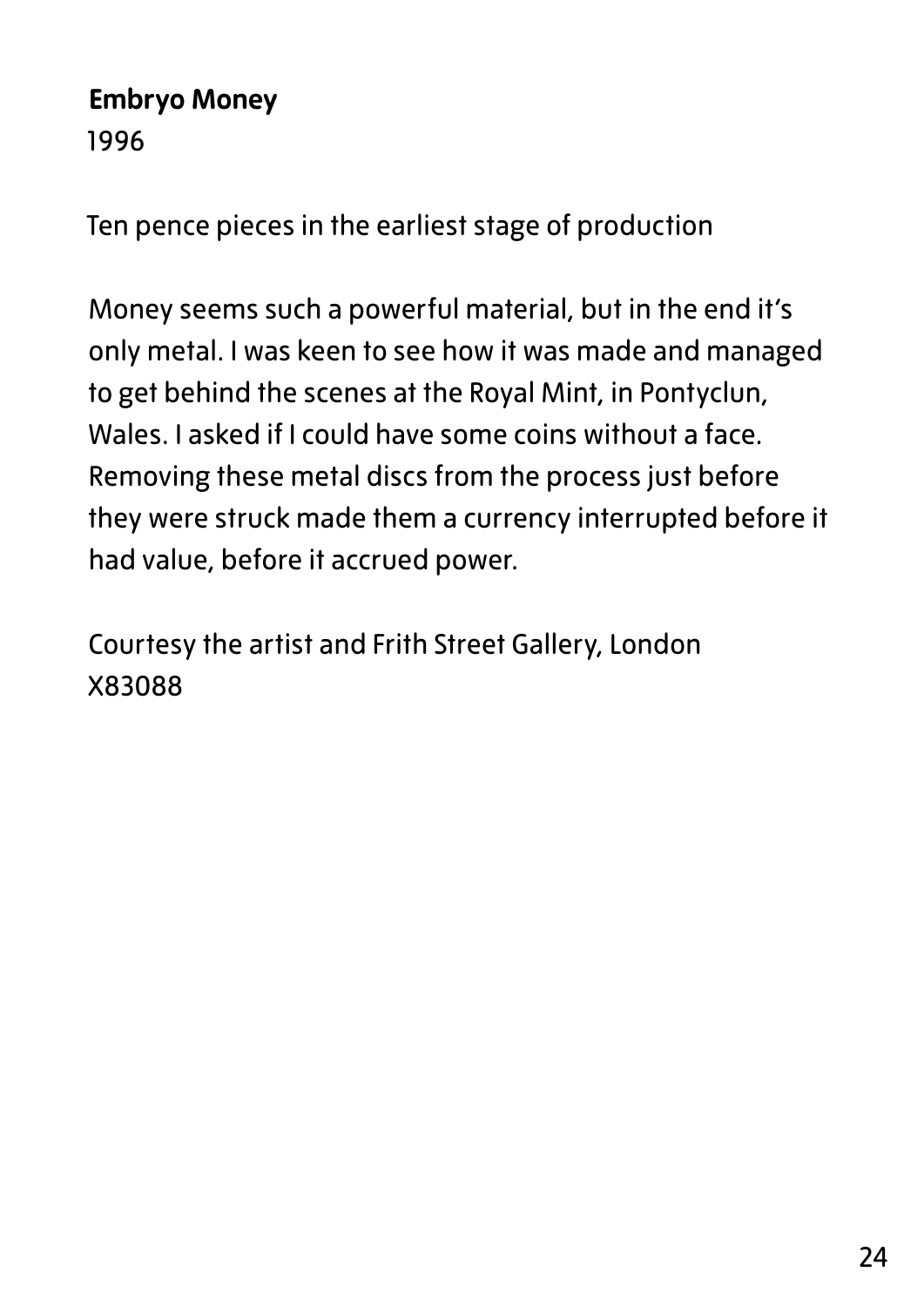**Embryo Money**
1996

Ten pence pieces in the earliest stage of production

Money seems such a powerful material, but in the end it's only metal. I was keen to see how it was made and managed to get behind the scenes at the Royal Mint, in Pontyclun, Wales. I asked if I could have some coins without a face. Removing these metal discs from the process just before they were struck made them a currency interrupted before it had value, before it accrued power.

Courtesy the artist and Frith Street Gallery, London
X83088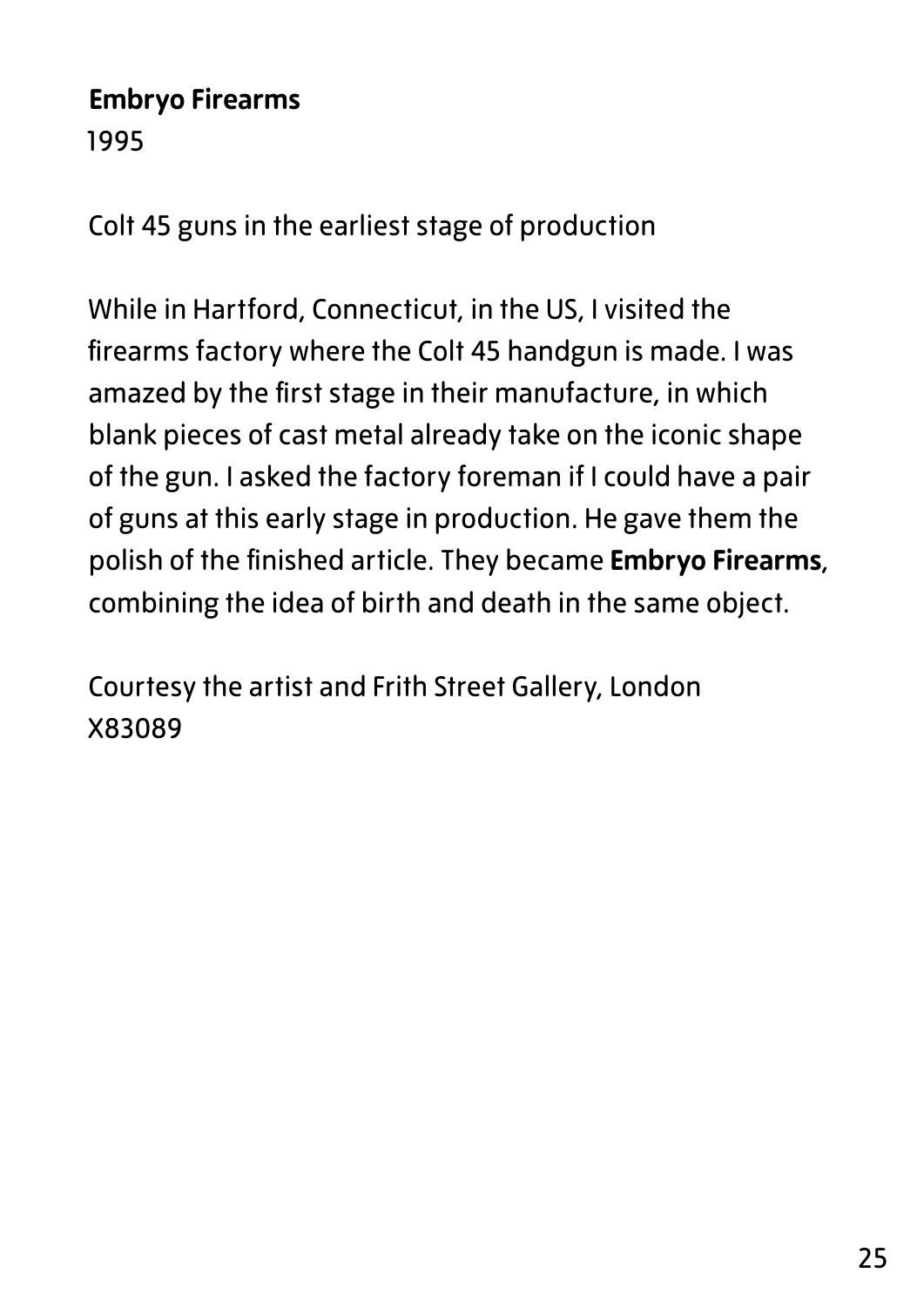**Embryo Firearms**
1995

Colt 45 guns in the earliest stage of production

While in Hartford, Connecticut, in the US, I visited the firearms factory where the Colt 45 handgun is made. I was amazed by the first stage in their manufacture, in which blank pieces of cast metal already take on the iconic shape of the gun. I asked the factory foreman if I could have a pair of guns at this early stage in production. He gave them the polish of the finished article. They became **Embryo Firearms**, combining the idea of birth and death in the same object.

Courtesy the artist and Frith Street Gallery, London
X83089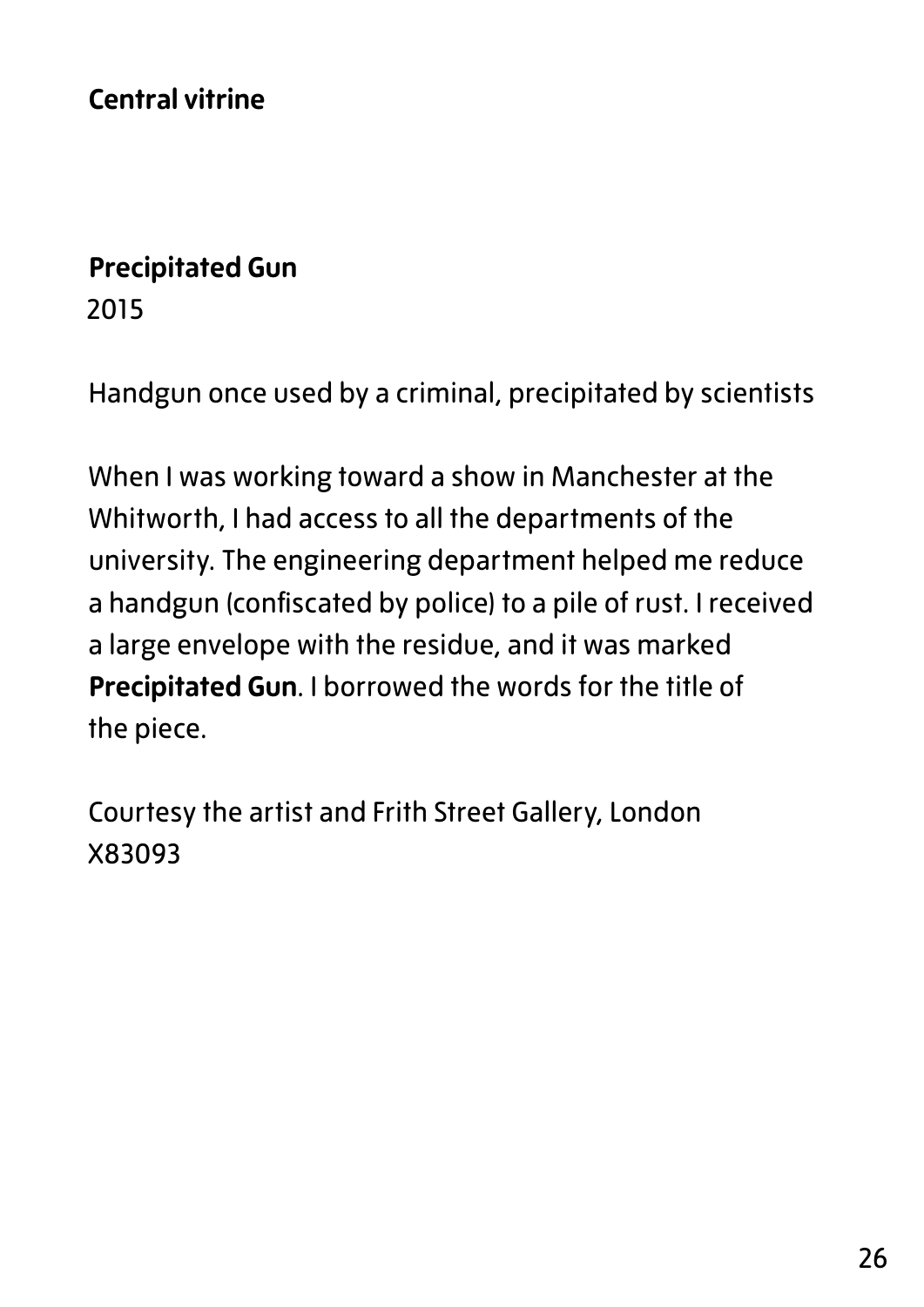## Central vitrine

### Precipitated Gun

2015

Handgun once used by a criminal, precipitated by scientists

When I was working toward a show in Manchester at the Whitworth, I had access to all the departments of the university. The engineering department helped me reduce a handgun (confiscated by police) to a pile of rust. I received a large envelope with the residue, and it was marked **Precipitated Gun**. I borrowed the words for the title of the piece.

Courtesy the artist and Frith Street Gallery, London
X83093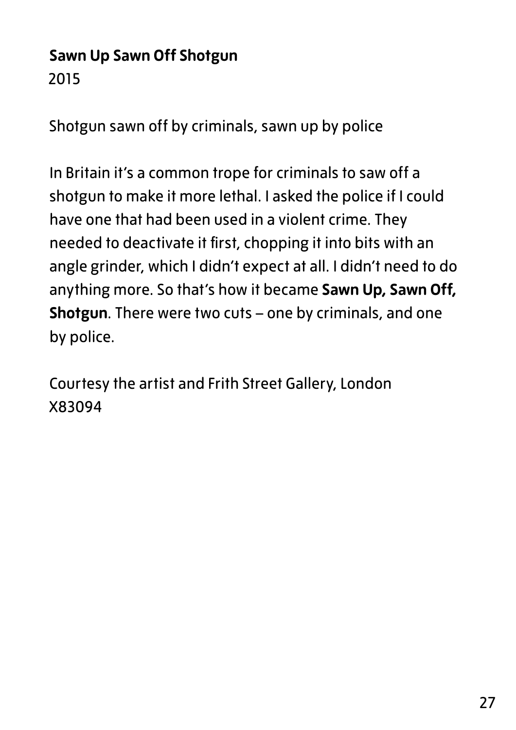**Sawn Up Sawn Off Shotgun**
2015

Shotgun sawn off by criminals, sawn up by police

In Britain it's a common trope for criminals to saw off a shotgun to make it more lethal. I asked the police if I could have one that had been used in a violent crime. They needed to deactivate it first, chopping it into bits with an angle grinder, which I didn't expect at all. I didn't need to do anything more. So that's how it became **Sawn Up, Sawn Off, Shotgun**. There were two cuts – one by criminals, and one by police.

Courtesy the artist and Frith Street Gallery, London
X83094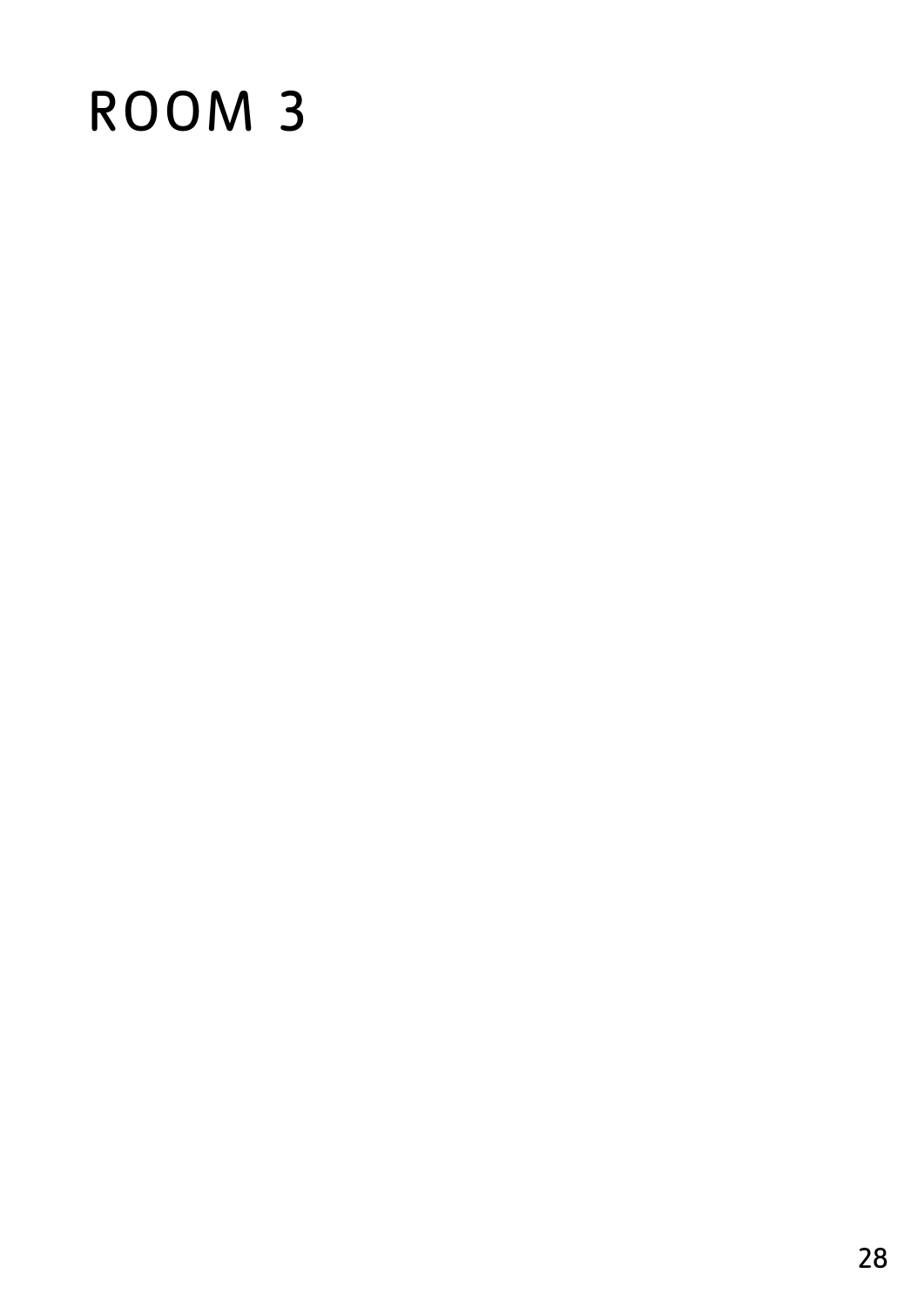# ROOM 3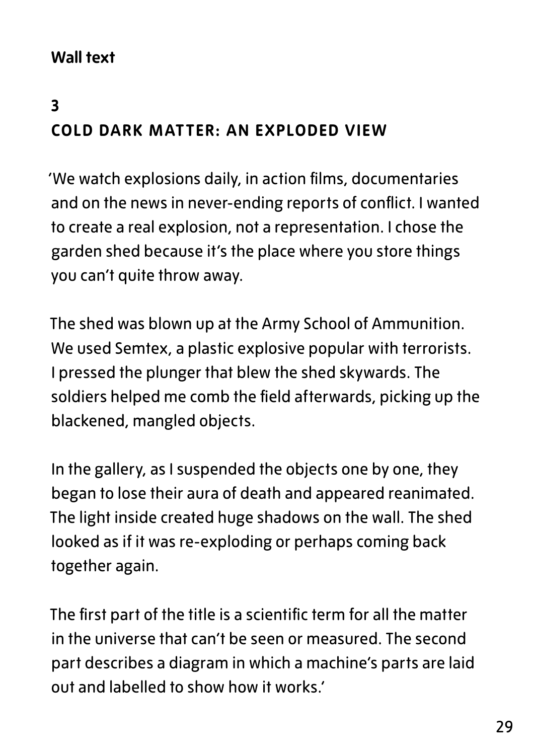**Wall text**

## 3
## COLD DARK MATTER: AN EXPLODED VIEW

'We watch explosions daily, in action films, documentaries and on the news in never-ending reports of conflict. I wanted to create a real explosion, not a representation. I chose the garden shed because it's the place where you store things you can't quite throw away.

The shed was blown up at the Army School of Ammunition. We used Semtex, a plastic explosive popular with terrorists. I pressed the plunger that blew the shed skywards. The soldiers helped me comb the field afterwards, picking up the blackened, mangled objects.

In the gallery, as I suspended the objects one by one, they began to lose their aura of death and appeared reanimated. The light inside created huge shadows on the wall. The shed looked as if it was re-exploding or perhaps coming back together again.

The first part of the title is a scientific term for all the matter in the universe that can't be seen or measured. The second part describes a diagram in which a machine's parts are laid out and labelled to show how it works.'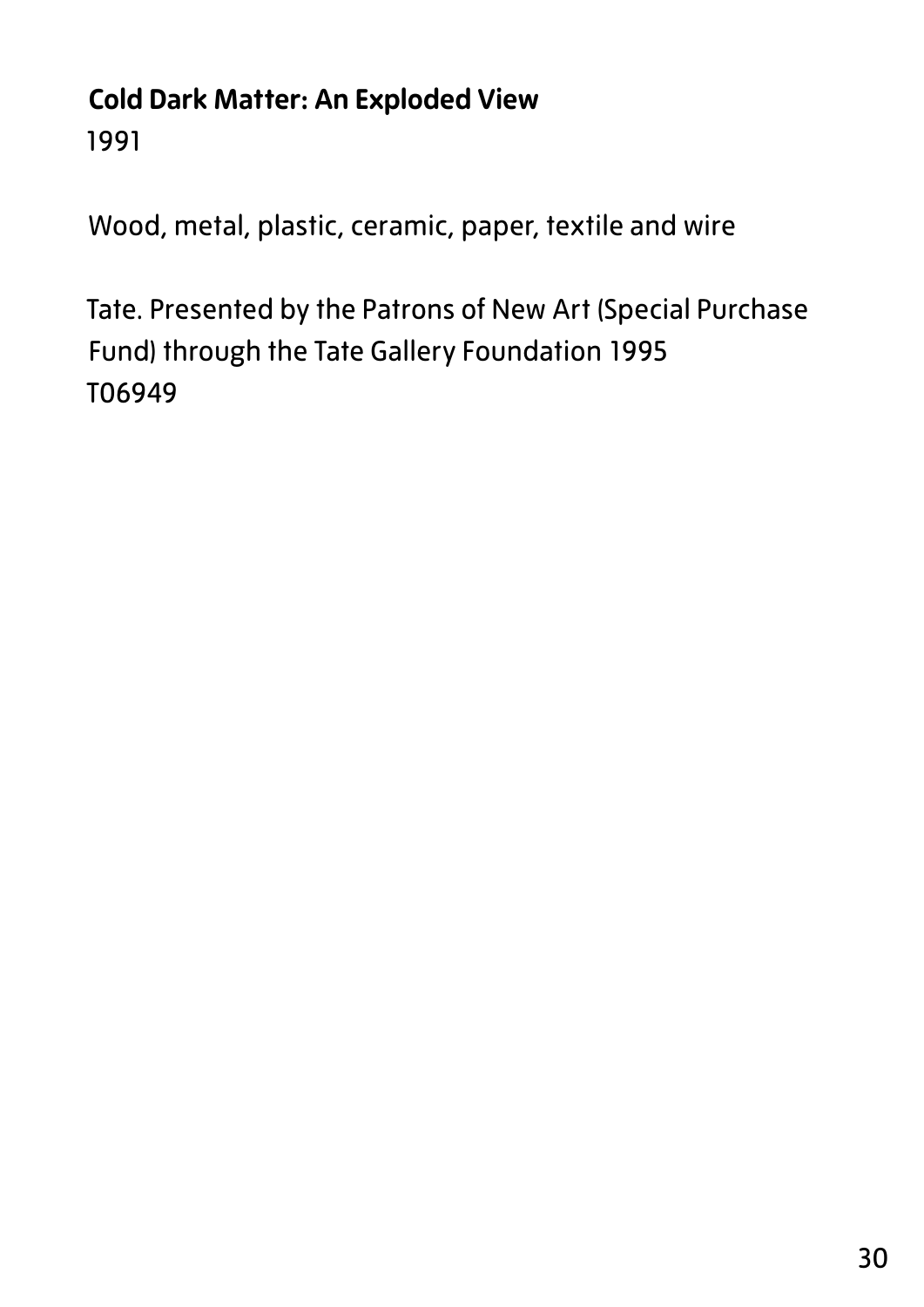**Cold Dark Matter: An Exploded View**
1991

Wood, metal, plastic, ceramic, paper, textile and wire

Tate. Presented by the Patrons of New Art (Special Purchase Fund) through the Tate Gallery Foundation 1995
T06949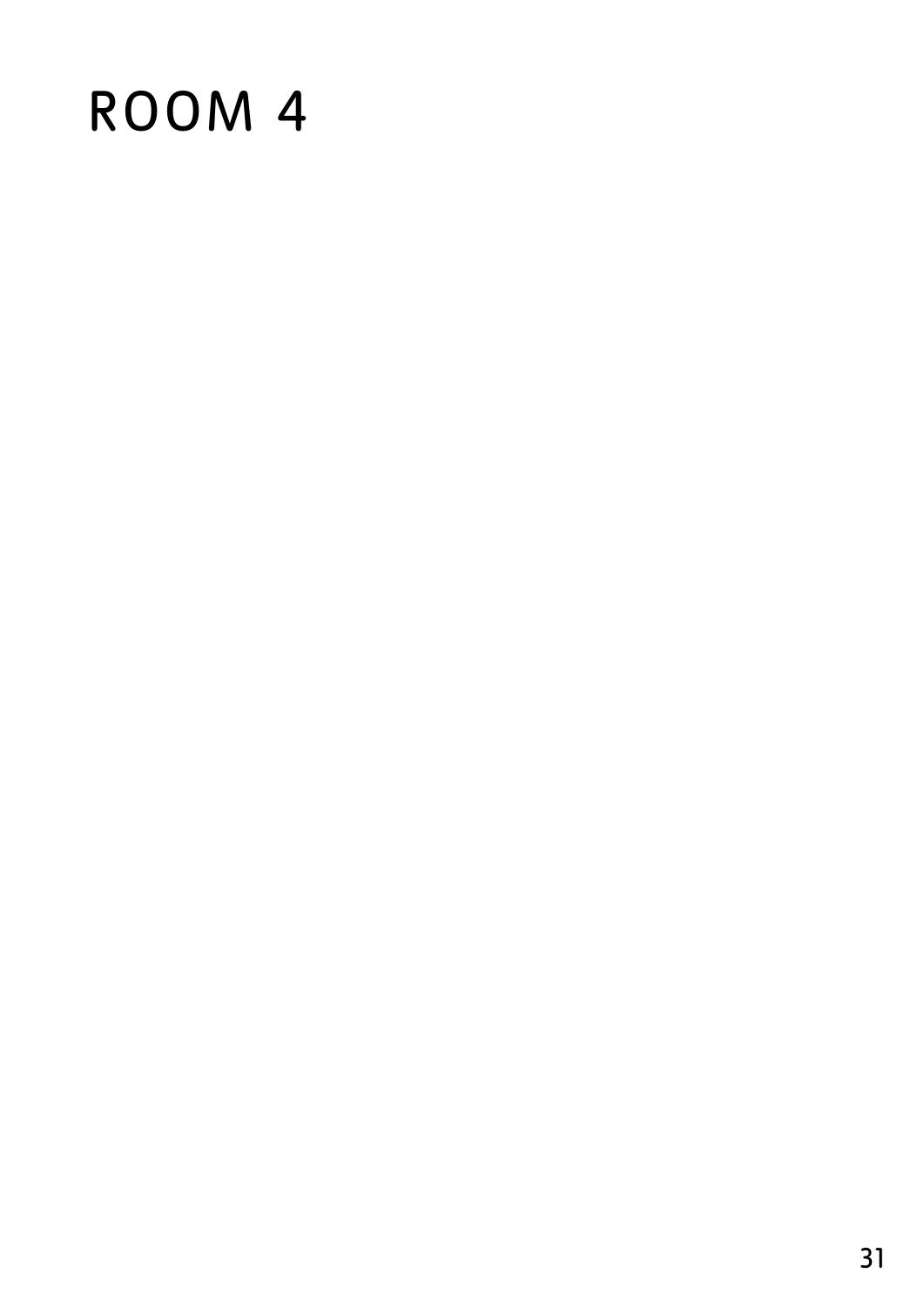# ROOM 4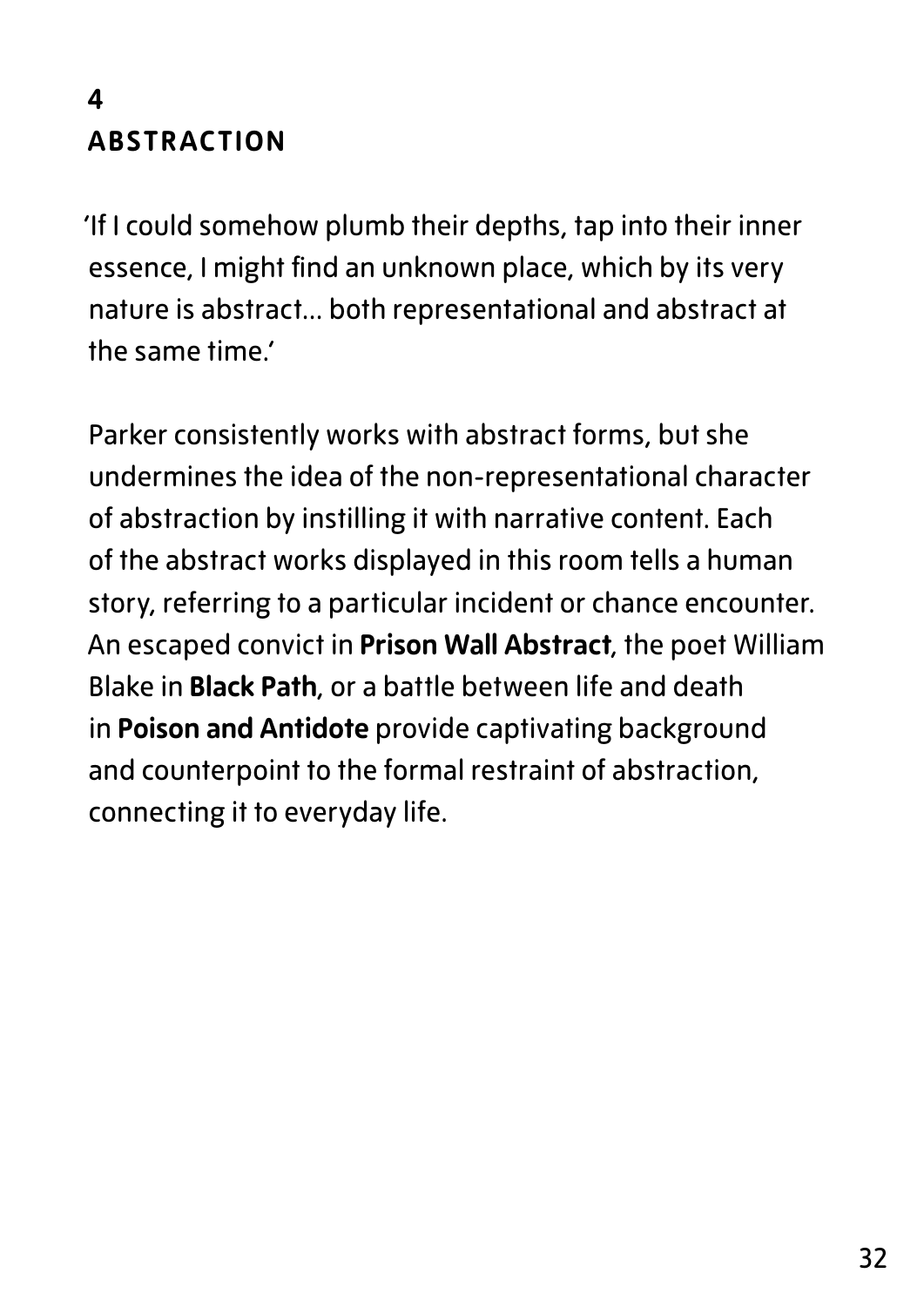## 4
## ABSTRACTION

'If I could somehow plumb their depths, tap into their inner essence, I might find an unknown place, which by its very nature is abstract… both representational and abstract at the same time.'

Parker consistently works with abstract forms, but she undermines the idea of the non-representational character of abstraction by instilling it with narrative content. Each of the abstract works displayed in this room tells a human story, referring to a particular incident or chance encounter. An escaped convict in **Prison Wall Abstract**, the poet William Blake in **Black Path**, or a battle between life and death in **Poison and Antidote** provide captivating background and counterpoint to the formal restraint of abstraction, connecting it to everyday life.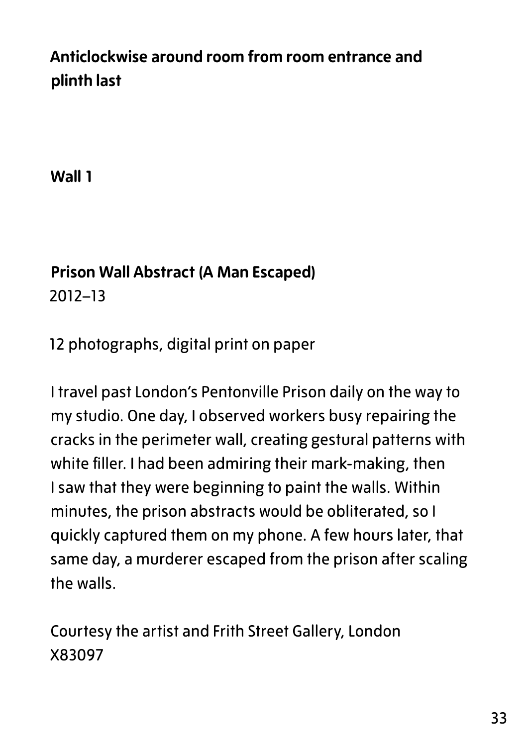**Anticlockwise around room from room entrance and plinth last**

**Wall 1**

**Prison Wall Abstract (A Man Escaped)**
2012–13

12 photographs, digital print on paper

I travel past London's Pentonville Prison daily on the way to my studio. One day, I observed workers busy repairing the cracks in the perimeter wall, creating gestural patterns with white filler. I had been admiring their mark-making, then I saw that they were beginning to paint the walls. Within minutes, the prison abstracts would be obliterated, so I quickly captured them on my phone. A few hours later, that same day, a murderer escaped from the prison after scaling the walls.

Courtesy the artist and Frith Street Gallery, London
X83097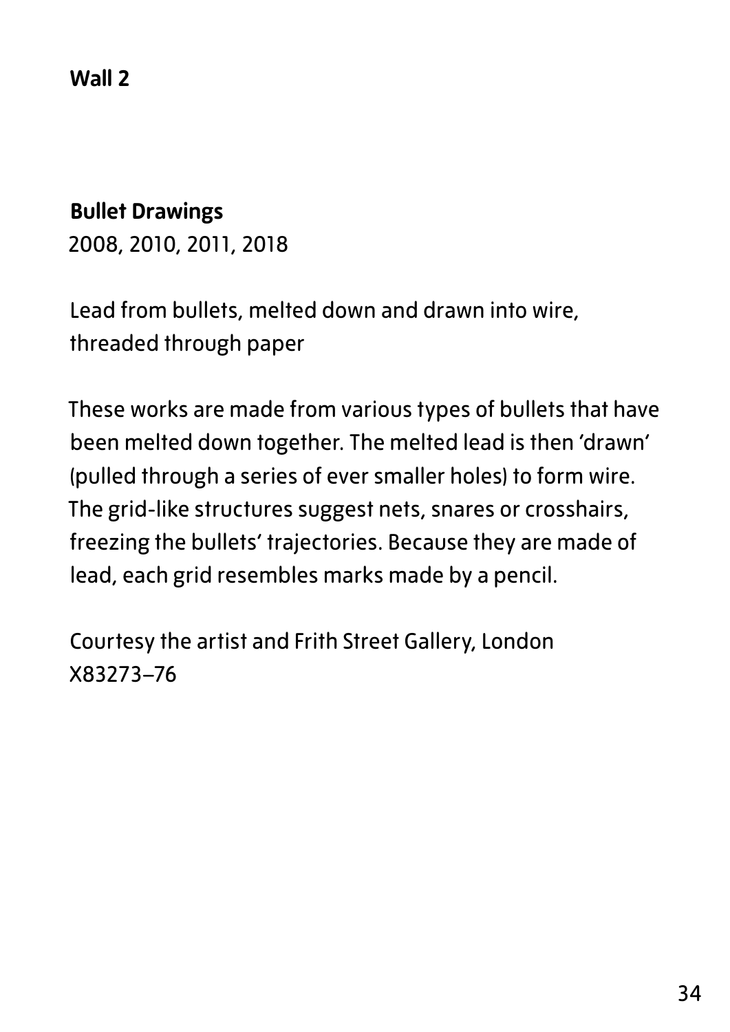**Wall 2**

**Bullet Drawings**
2008, 2010, 2011, 2018

Lead from bullets, melted down and drawn into wire, threaded through paper

These works are made from various types of bullets that have been melted down together. The melted lead is then 'drawn' (pulled through a series of ever smaller holes) to form wire. The grid-like structures suggest nets, snares or crosshairs, freezing the bullets' trajectories. Because they are made of lead, each grid resembles marks made by a pencil.

Courtesy the artist and Frith Street Gallery, London
X83273–76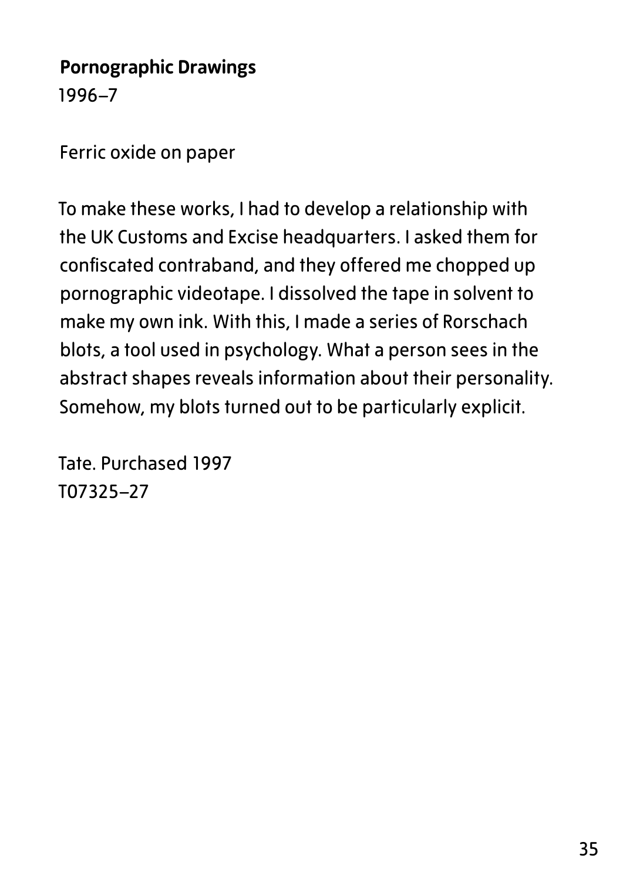**Pornographic Drawings**
1996–7

Ferric oxide on paper

To make these works, I had to develop a relationship with the UK Customs and Excise headquarters. I asked them for confiscated contraband, and they offered me chopped up pornographic videotape. I dissolved the tape in solvent to make my own ink. With this, I made a series of Rorschach blots, a tool used in psychology. What a person sees in the abstract shapes reveals information about their personality. Somehow, my blots turned out to be particularly explicit.

Tate. Purchased 1997
T07325–27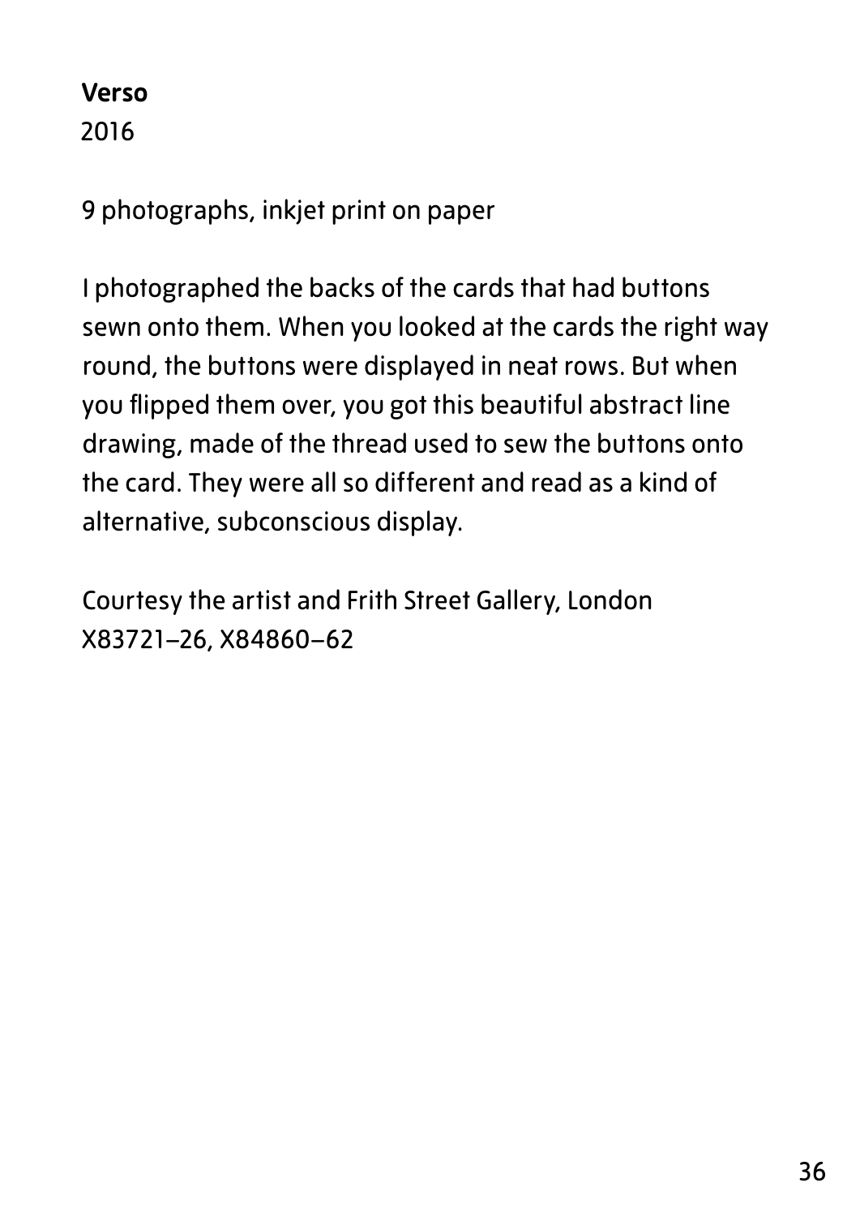**Verso**
2016

9 photographs, inkjet print on paper

I photographed the backs of the cards that had buttons sewn onto them. When you looked at the cards the right way round, the buttons were displayed in neat rows. But when you flipped them over, you got this beautiful abstract line drawing, made of the thread used to sew the buttons onto the card. They were all so different and read as a kind of alternative, subconscious display.

Courtesy the artist and Frith Street Gallery, London
X83721–26, X84860–62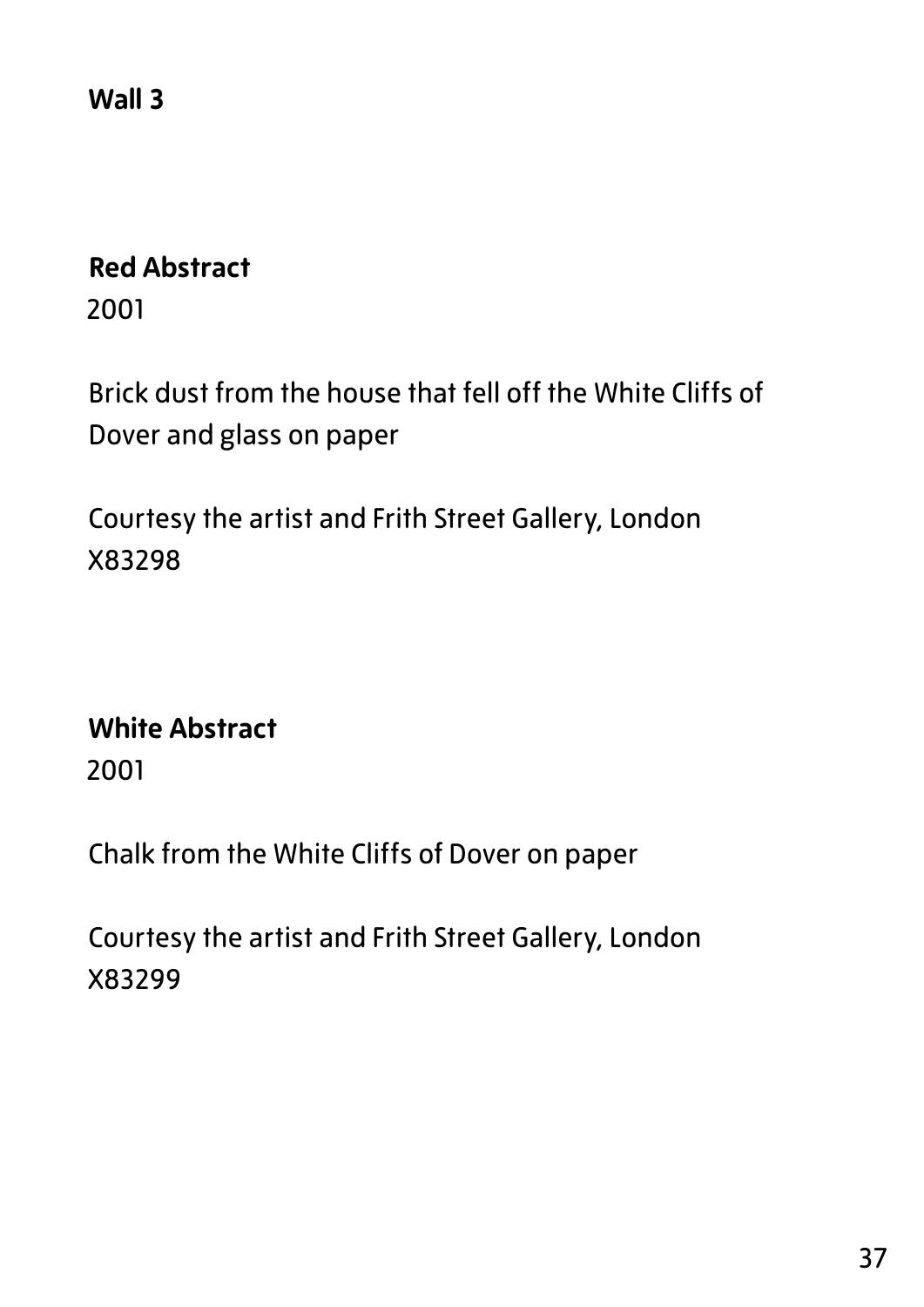**Wall 3**

**Red Abstract**
2001

Brick dust from the house that fell off the White Cliffs of Dover and glass on paper

Courtesy the artist and Frith Street Gallery, London
X83298

**White Abstract**
2001

Chalk from the White Cliffs of Dover on paper

Courtesy the artist and Frith Street Gallery, London
X83299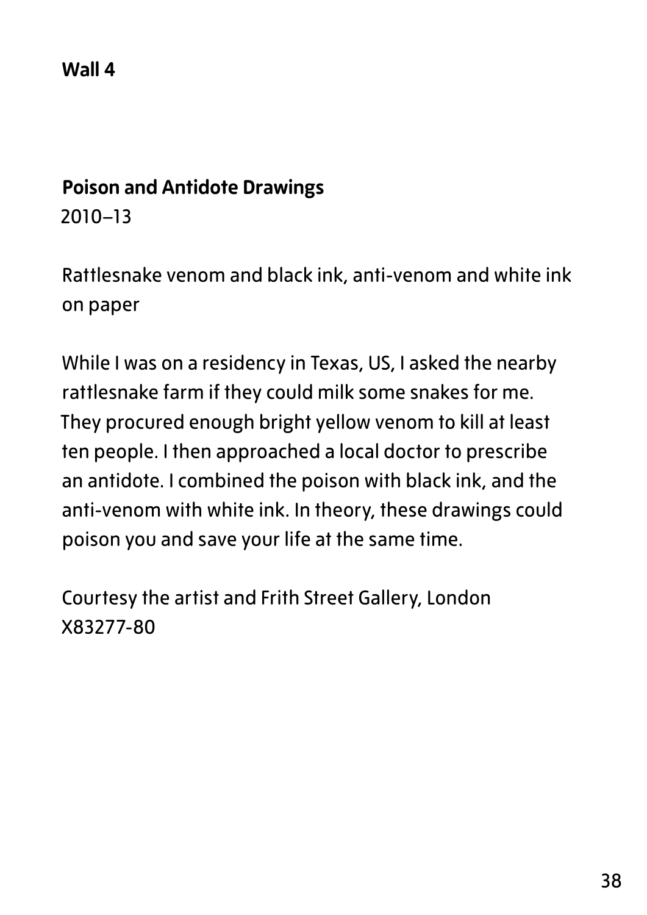**Wall 4**

**Poison and Antidote Drawings**
2010–13

Rattlesnake venom and black ink, anti-venom and white ink on paper

While I was on a residency in Texas, US, I asked the nearby rattlesnake farm if they could milk some snakes for me. They procured enough bright yellow venom to kill at least ten people. I then approached a local doctor to prescribe an antidote. I combined the poison with black ink, and the anti-venom with white ink. In theory, these drawings could poison you and save your life at the same time.

Courtesy the artist and Frith Street Gallery, London
X83277-80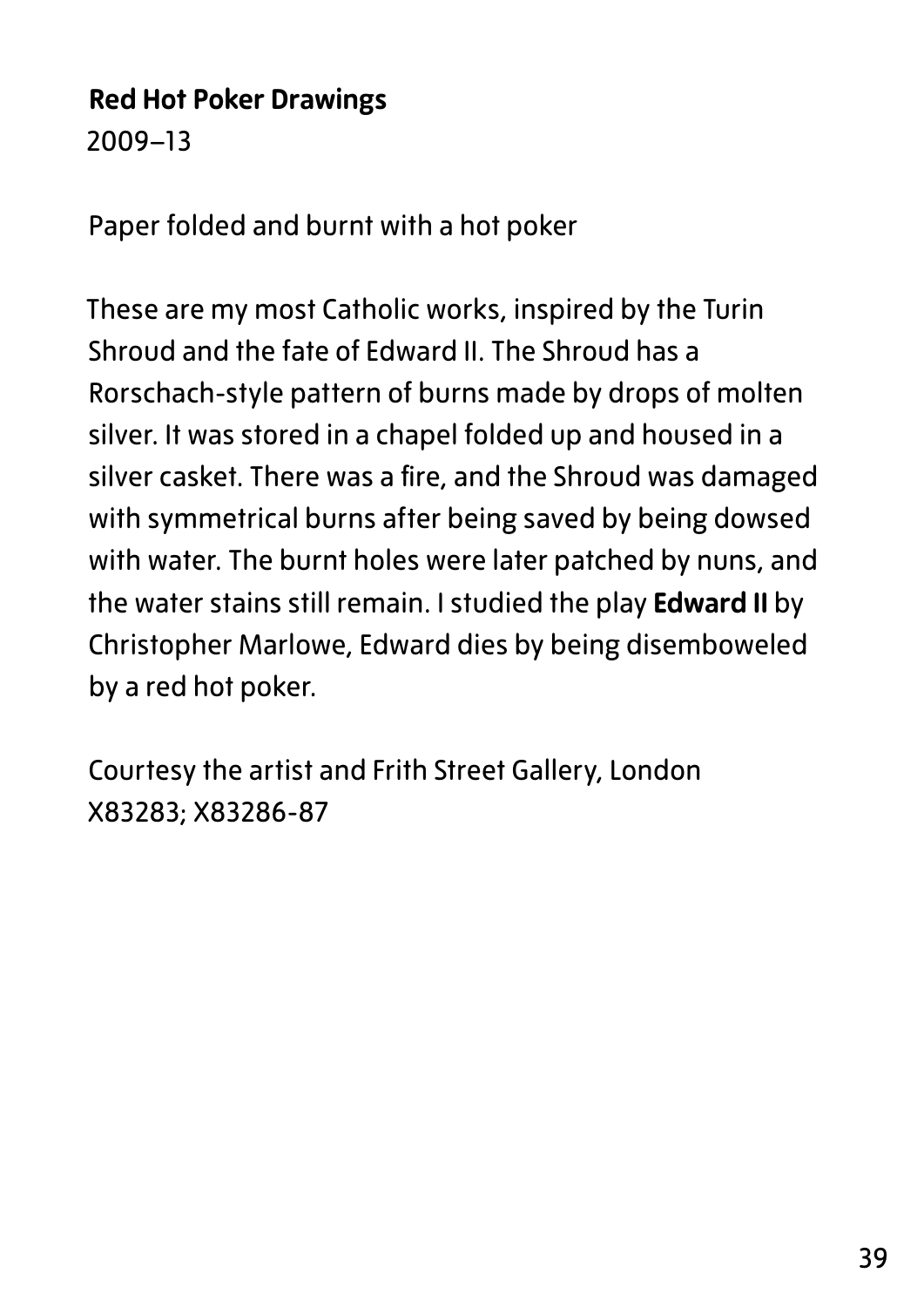**Red Hot Poker Drawings**
2009–13

Paper folded and burnt with a hot poker

These are my most Catholic works, inspired by the Turin Shroud and the fate of Edward II. The Shroud has a Rorschach-style pattern of burns made by drops of molten silver. It was stored in a chapel folded up and housed in a silver casket. There was a fire, and the Shroud was damaged with symmetrical burns after being saved by being dowsed with water. The burnt holes were later patched by nuns, and the water stains still remain. I studied the play **Edward II** by Christopher Marlowe, Edward dies by being disemboweled by a red hot poker.

Courtesy the artist and Frith Street Gallery, London
X83283; X83286-87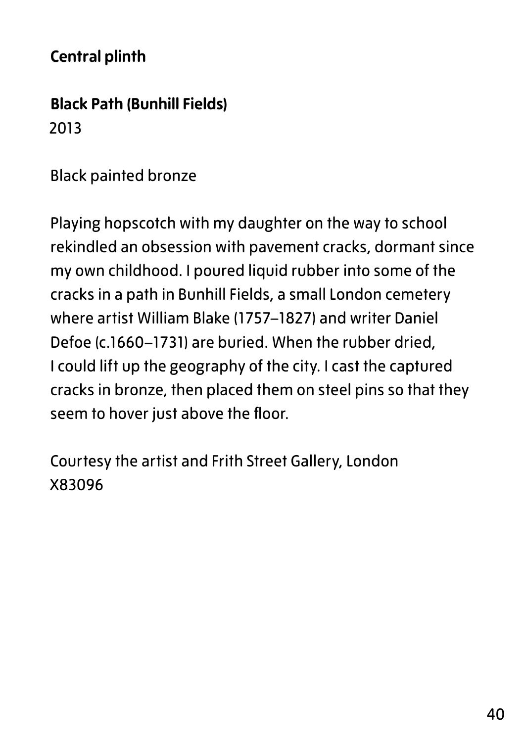**Central plinth**

**Black Path (Bunhill Fields)**
2013

Black painted bronze

Playing hopscotch with my daughter on the way to school rekindled an obsession with pavement cracks, dormant since my own childhood. I poured liquid rubber into some of the cracks in a path in Bunhill Fields, a small London cemetery where artist William Blake (1757–1827) and writer Daniel Defoe (c.1660–1731) are buried. When the rubber dried, I could lift up the geography of the city. I cast the captured cracks in bronze, then placed them on steel pins so that they seem to hover just above the floor.

Courtesy the artist and Frith Street Gallery, London
X83096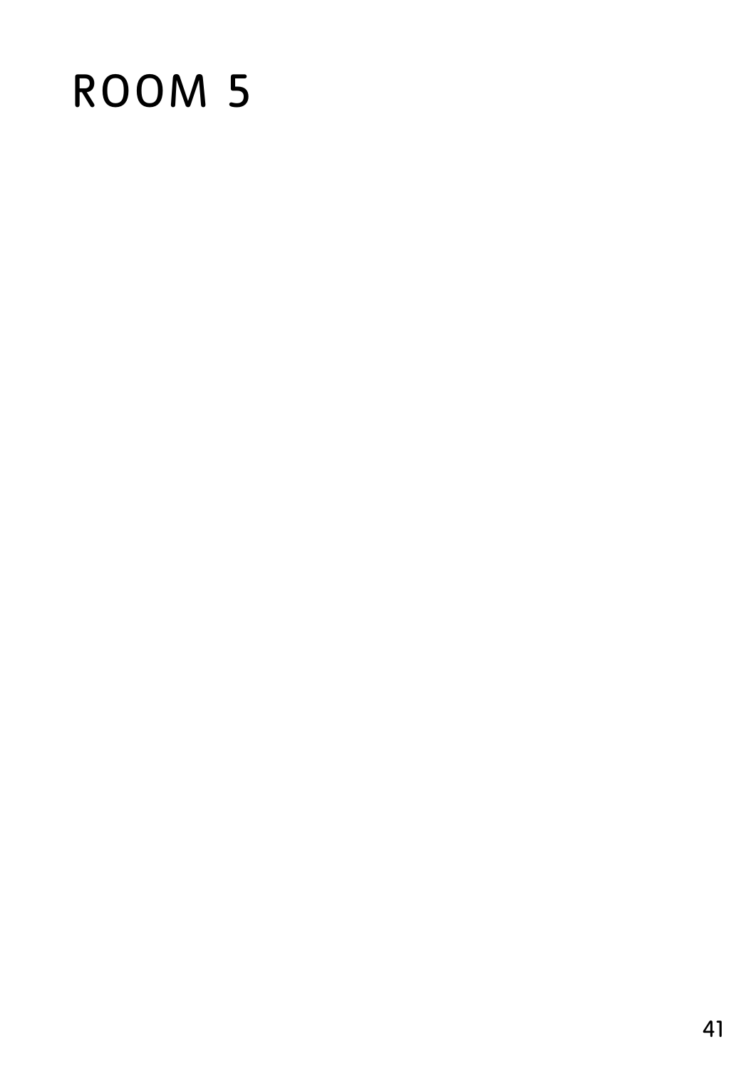# ROOM 5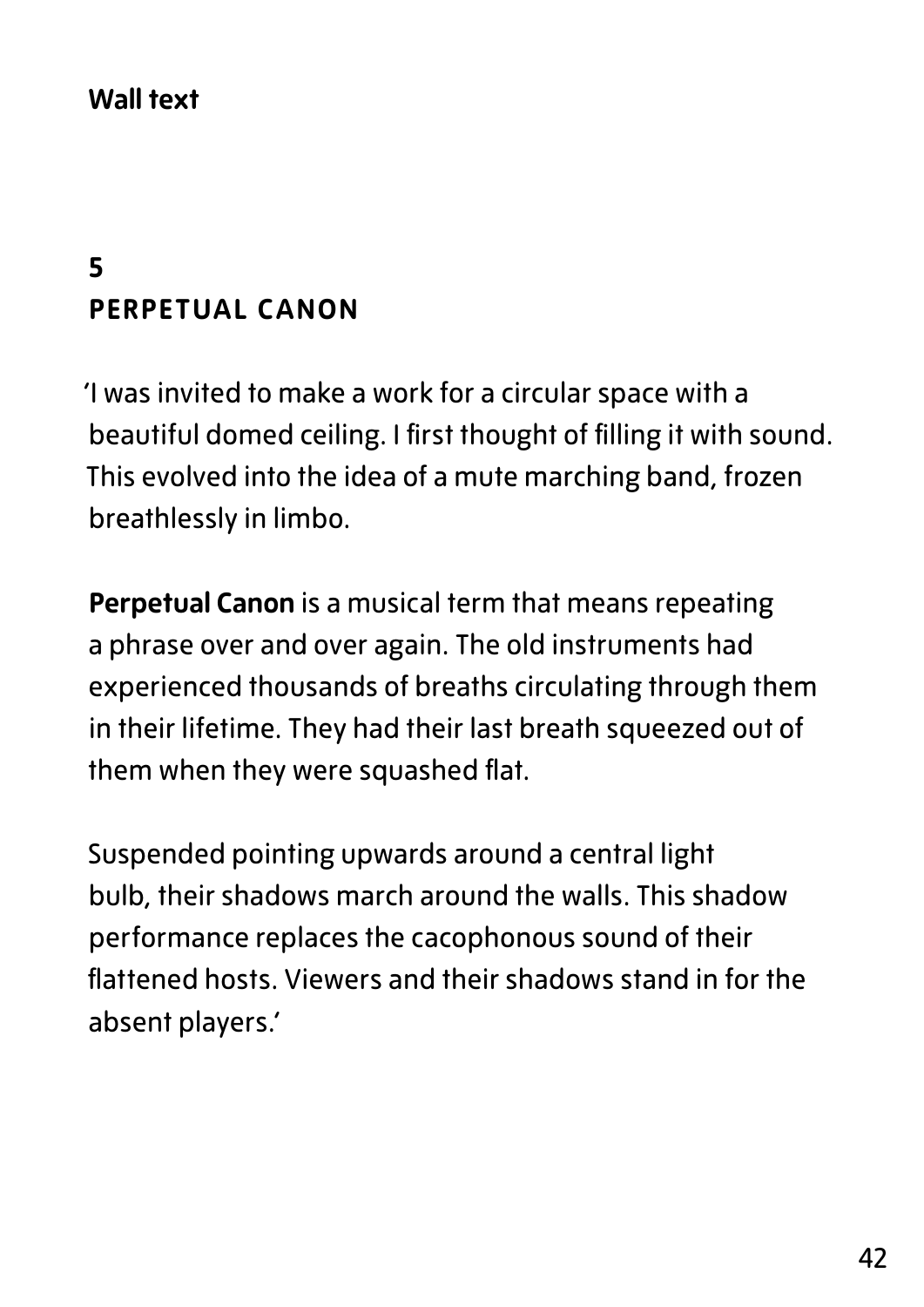**Wall text**

## 5
## PERPETUAL CANON

'I was invited to make a work for a circular space with a beautiful domed ceiling. I first thought of filling it with sound. This evolved into the idea of a mute marching band, frozen breathlessly in limbo.

**Perpetual Canon** is a musical term that means repeating a phrase over and over again. The old instruments had experienced thousands of breaths circulating through them in their lifetime. They had their last breath squeezed out of them when they were squashed flat.

Suspended pointing upwards around a central light bulb, their shadows march around the walls. This shadow performance replaces the cacophonous sound of their flattened hosts. Viewers and their shadows stand in for the absent players.'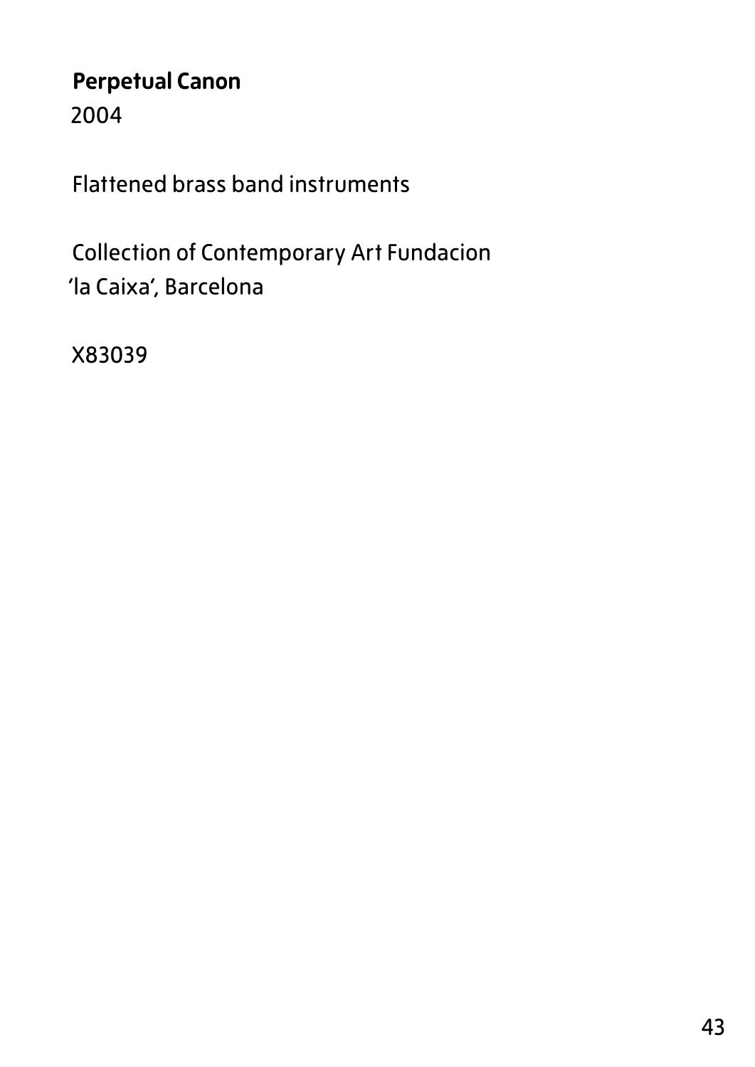**Perpetual Canon**
2004

Flattened brass band instruments

Collection of Contemporary Art Fundacion 'la Caixa', Barcelona

X83039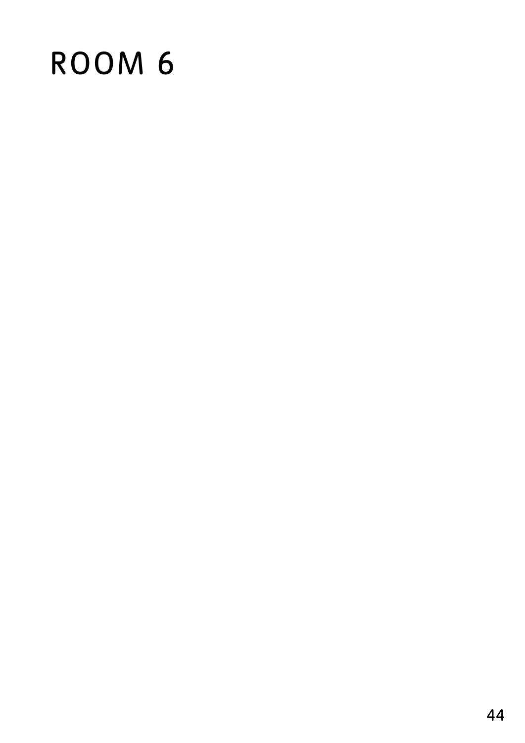# ROOM 6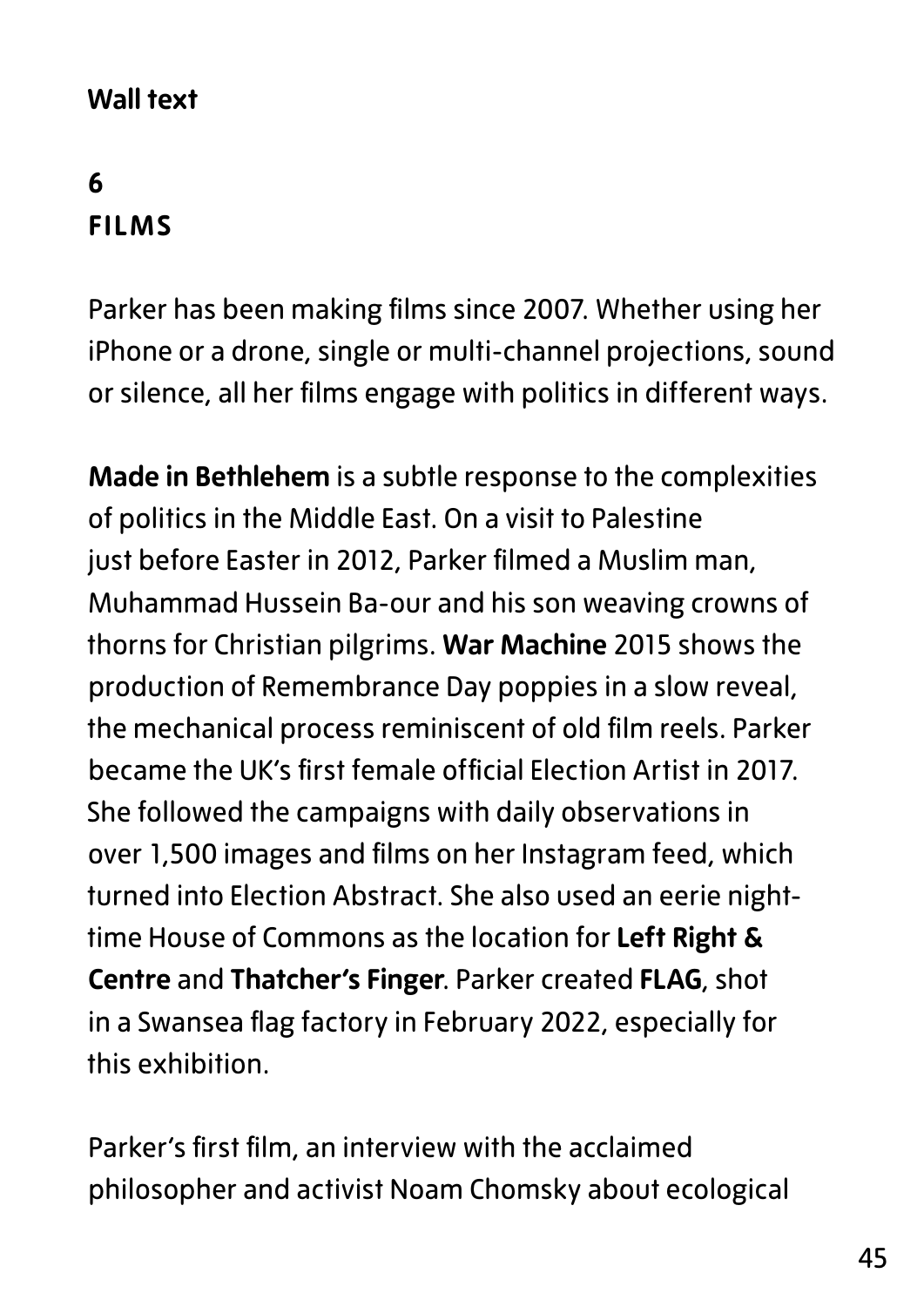**Wall text**

## 6
## FILMS

Parker has been making films since 2007. Whether using her iPhone or a drone, single or multi-channel projections, sound or silence, all her films engage with politics in different ways.

**Made in Bethlehem** is a subtle response to the complexities of politics in the Middle East. On a visit to Palestine just before Easter in 2012, Parker filmed a Muslim man, Muhammad Hussein Ba-our and his son weaving crowns of thorns for Christian pilgrims. **War Machine** 2015 shows the production of Remembrance Day poppies in a slow reveal, the mechanical process reminiscent of old film reels. Parker became the UK's first female official Election Artist in 2017. She followed the campaigns with daily observations in over 1,500 images and films on her Instagram feed, which turned into Election Abstract. She also used an eerie night-time House of Commons as the location for **Left Right & Centre** and **Thatcher's Finger**. Parker created **FLAG**, shot in a Swansea flag factory in February 2022, especially for this exhibition.

Parker's first film, an interview with the acclaimed philosopher and activist Noam Chomsky about ecological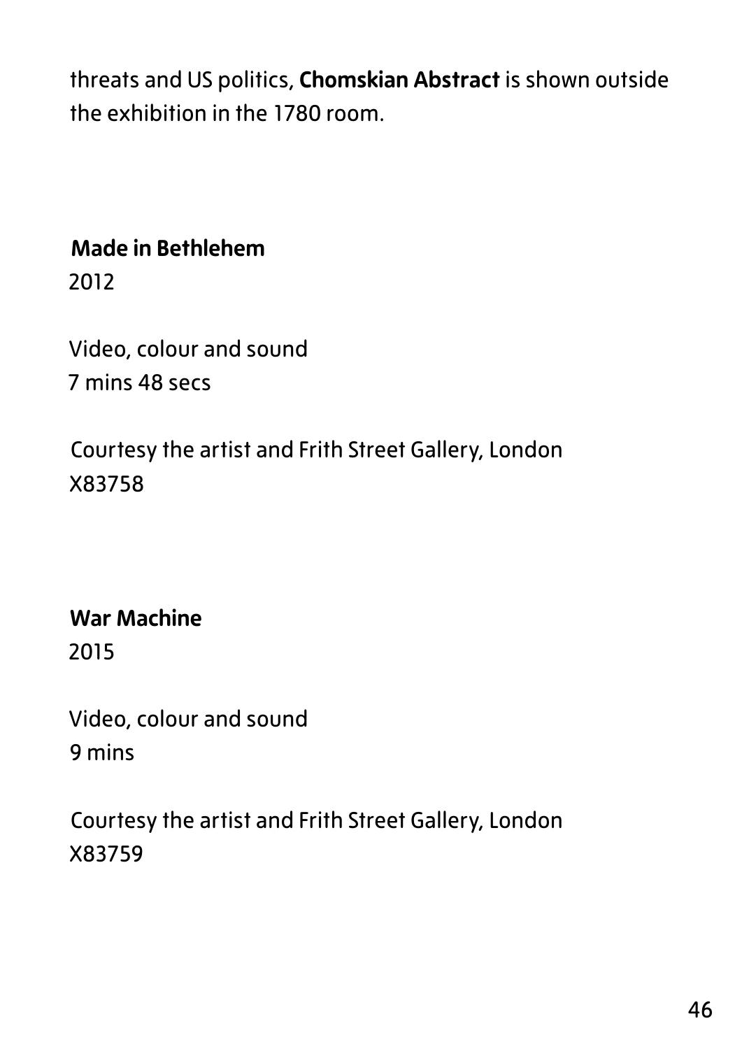threats and US politics, **Chomskian Abstract** is shown outside the exhibition in the 1780 room.

**Made in Bethlehem**
2012

Video, colour and sound
7 mins 48 secs

Courtesy the artist and Frith Street Gallery, London
X83758

**War Machine**
2015

Video, colour and sound
9 mins

Courtesy the artist and Frith Street Gallery, London
X83759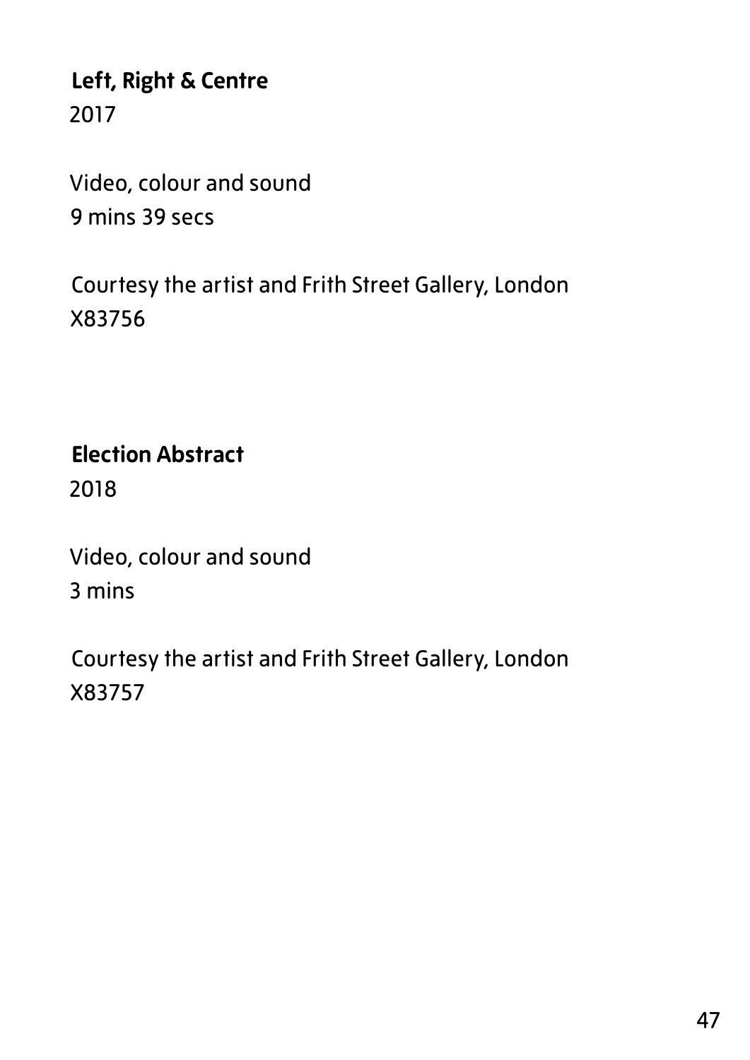**Left, Right & Centre**
2017

Video, colour and sound
9 mins 39 secs

Courtesy the artist and Frith Street Gallery, London
X83756

**Election Abstract**
2018

Video, colour and sound
3 mins

Courtesy the artist and Frith Street Gallery, London
X83757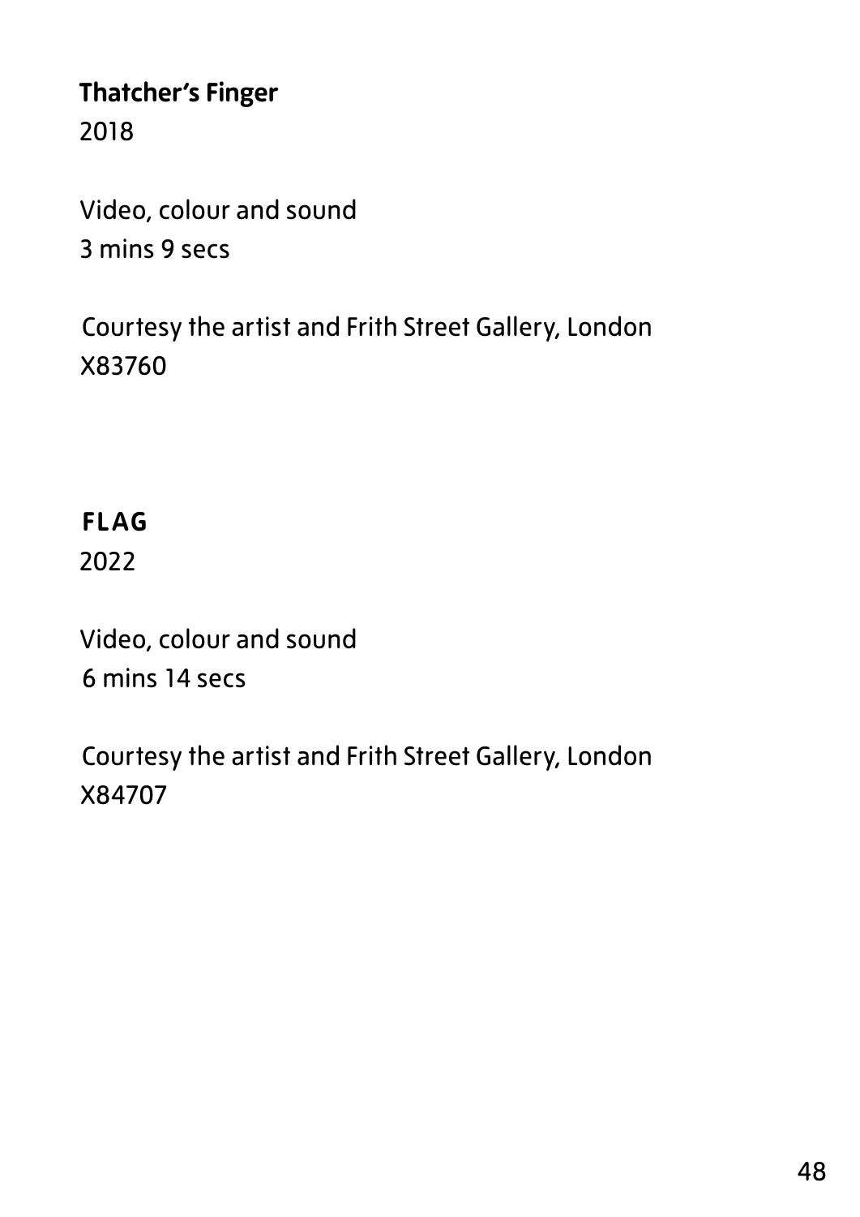**Thatcher's Finger**
2018

Video, colour and sound
3 mins 9 secs

Courtesy the artist and Frith Street Gallery, London
X83760

**FLAG**
2022

Video, colour and sound
6 mins 14 secs

Courtesy the artist and Frith Street Gallery, London
X84707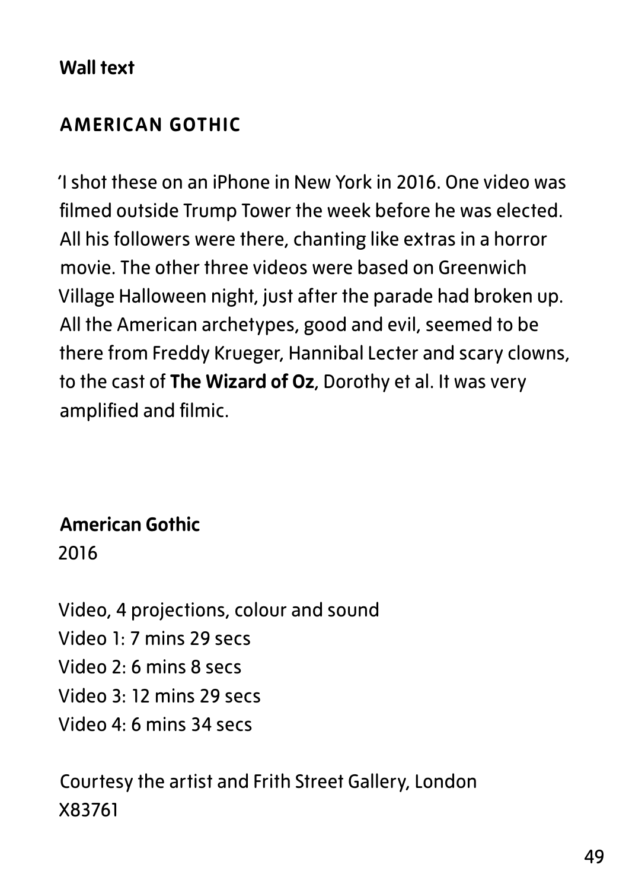**Wall text**

## AMERICAN GOTHIC

'I shot these on an iPhone in New York in 2016. One video was filmed outside Trump Tower the week before he was elected. All his followers were there, chanting like extras in a horror movie. The other three videos were based on Greenwich Village Halloween night, just after the parade had broken up. All the American archetypes, good and evil, seemed to be there from Freddy Krueger, Hannibal Lecter and scary clowns, to the cast of **The Wizard of Oz**, Dorothy et al. It was very amplified and filmic.

**American Gothic**
2016

Video, 4 projections, colour and sound
Video 1: 7 mins 29 secs
Video 2: 6 mins 8 secs
Video 3: 12 mins 29 secs
Video 4: 6 mins 34 secs

Courtesy the artist and Frith Street Gallery, London
X83761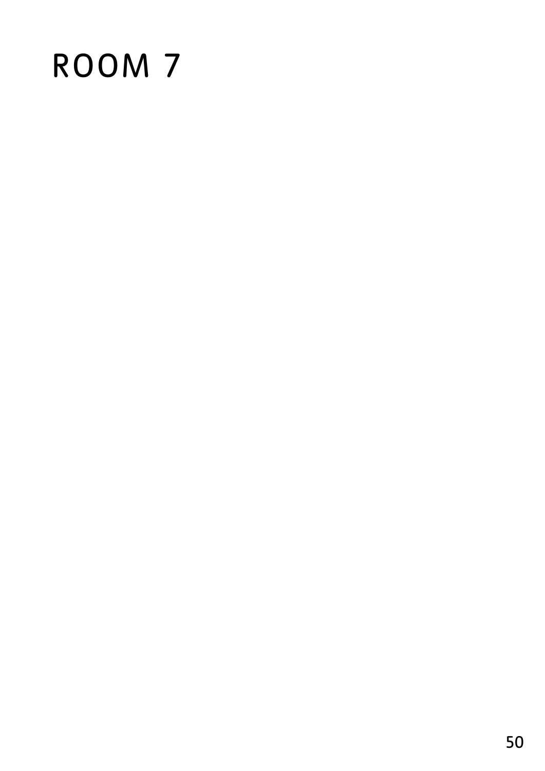# ROOM 7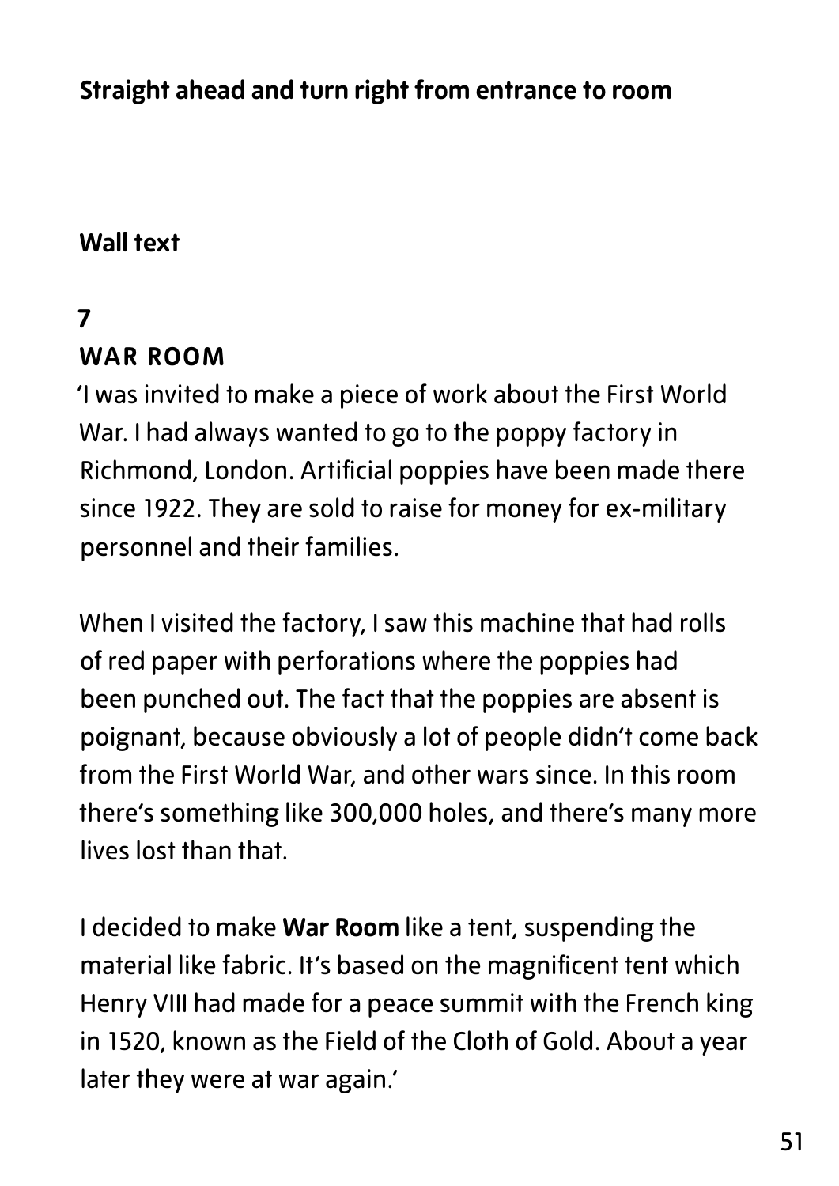**Straight ahead and turn right from entrance to room**

**Wall text**

**7**

**WAR ROOM**

'I was invited to make a piece of work about the First World War. I had always wanted to go to the poppy factory in Richmond, London. Artificial poppies have been made there since 1922. They are sold to raise for money for ex-military personnel and their families.

When I visited the factory, I saw this machine that had rolls of red paper with perforations where the poppies had been punched out. The fact that the poppies are absent is poignant, because obviously a lot of people didn't come back from the First World War, and other wars since. In this room there's something like 300,000 holes, and there's many more lives lost than that.

I decided to make **War Room** like a tent, suspending the material like fabric. It's based on the magnificent tent which Henry VIII had made for a peace summit with the French king in 1520, known as the Field of the Cloth of Gold. About a year later they were at war again.'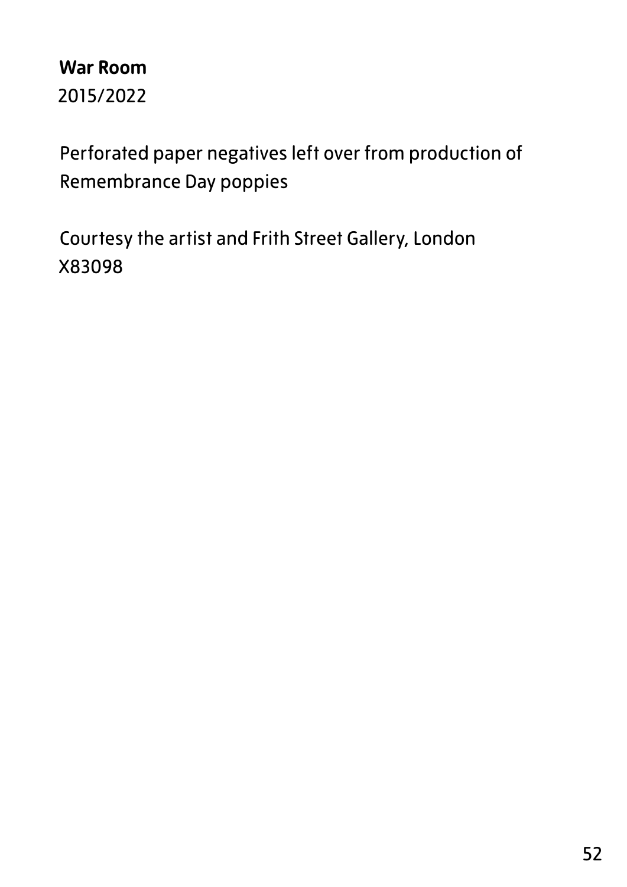**War Room**
2015/2022

Perforated paper negatives left over from production of Remembrance Day poppies

Courtesy the artist and Frith Street Gallery, London
X83098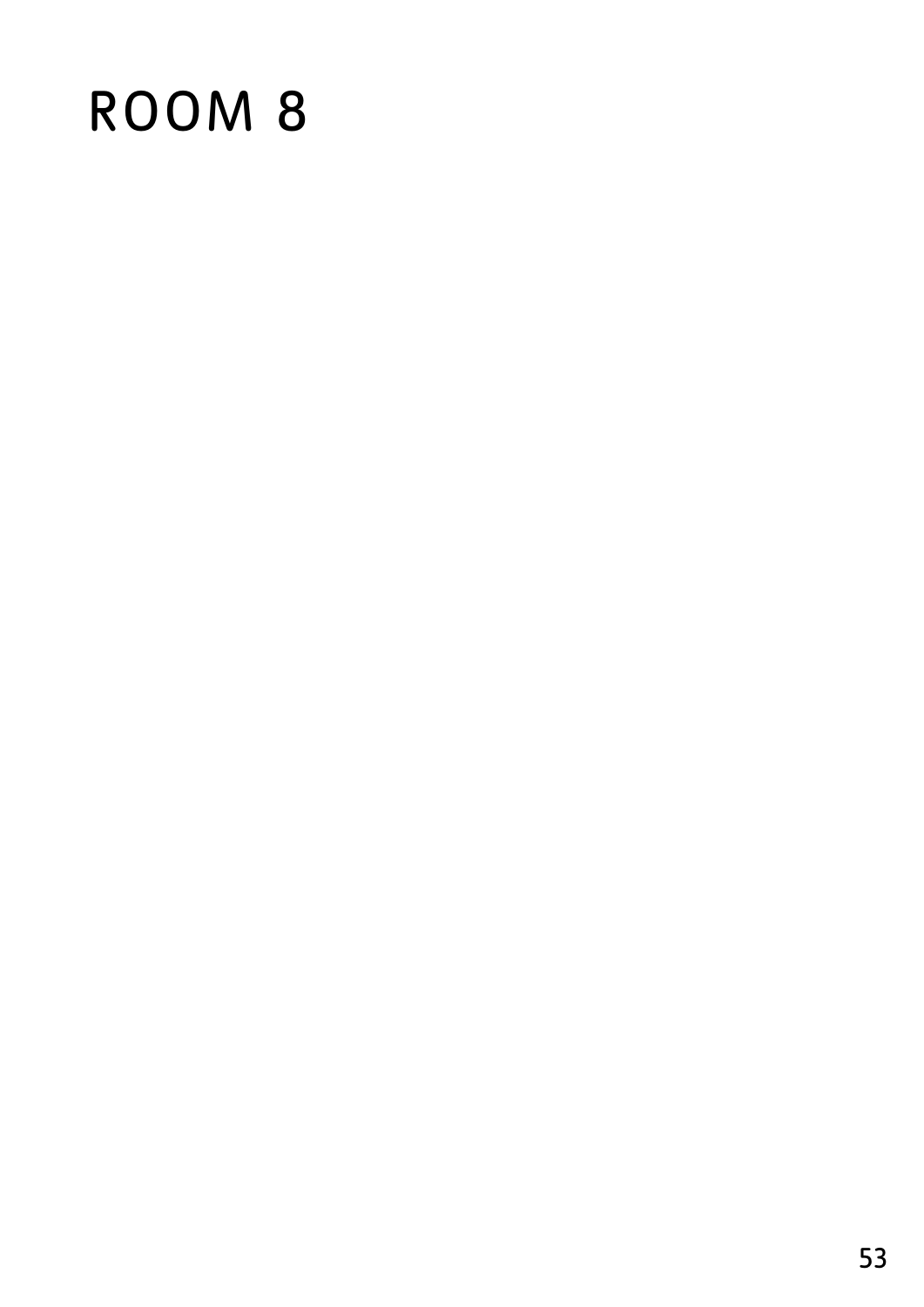# ROOM 8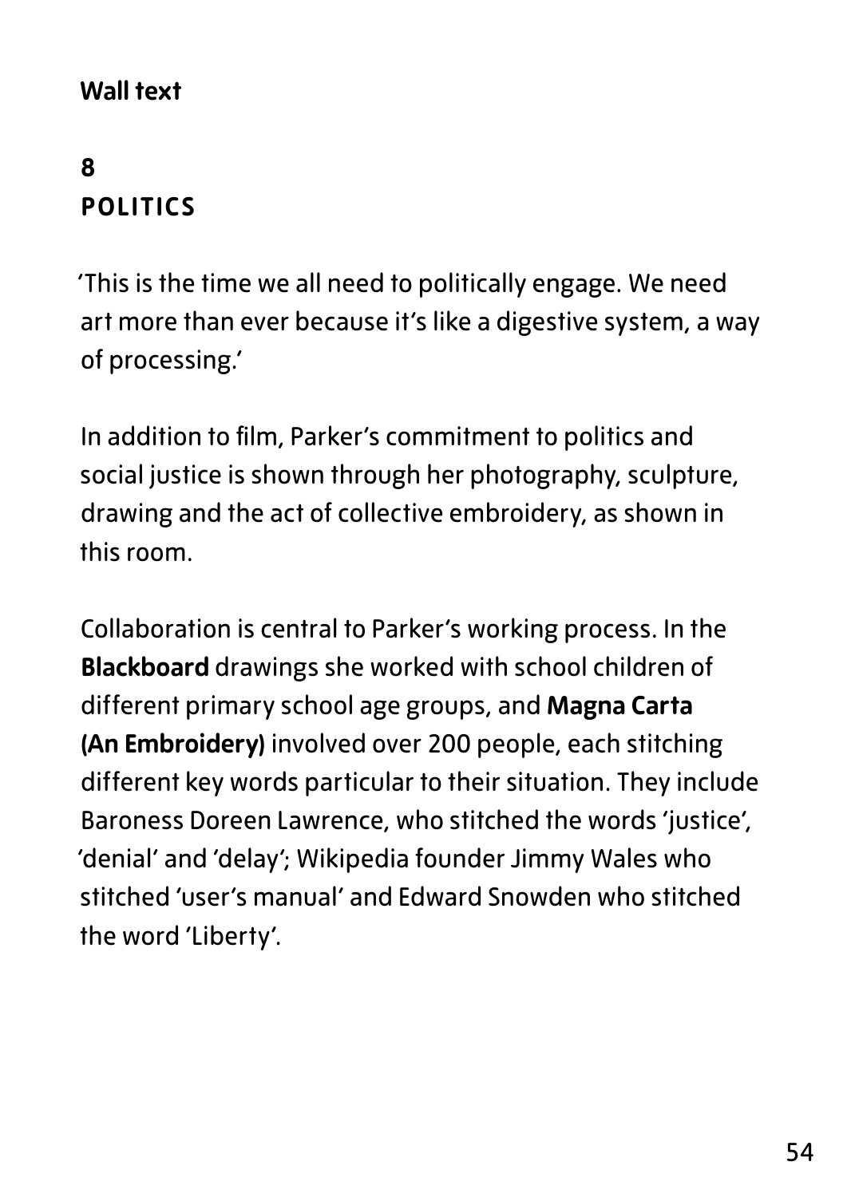**Wall text**

## 8
## POLITICS

'This is the time we all need to politically engage. We need art more than ever because it's like a digestive system, a way of processing.'

In addition to film, Parker's commitment to politics and social justice is shown through her photography, sculpture, drawing and the act of collective embroidery, as shown in this room.

Collaboration is central to Parker's working process. In the **Blackboard** drawings she worked with school children of different primary school age groups, and **Magna Carta (An Embroidery)** involved over 200 people, each stitching different key words particular to their situation. They include Baroness Doreen Lawrence, who stitched the words 'justice', 'denial' and 'delay'; Wikipedia founder Jimmy Wales who stitched 'user's manual' and Edward Snowden who stitched the word 'Liberty'.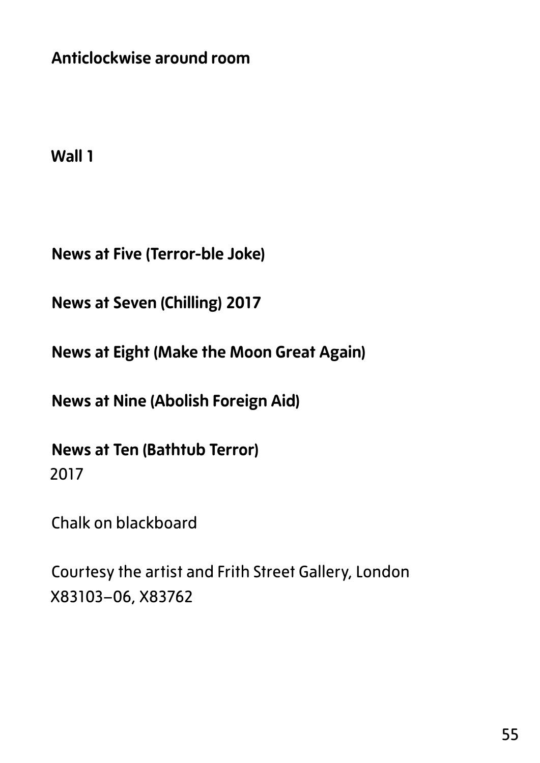**Anticlockwise around room**

**Wall 1**

**News at Five (Terror-ble Joke)**

**News at Seven (Chilling) 2017**

**News at Eight (Make the Moon Great Again)**

**News at Nine (Abolish Foreign Aid)**

**News at Ten (Bathtub Terror)**
2017

Chalk on blackboard

Courtesy the artist and Frith Street Gallery, London
X83103–06, X83762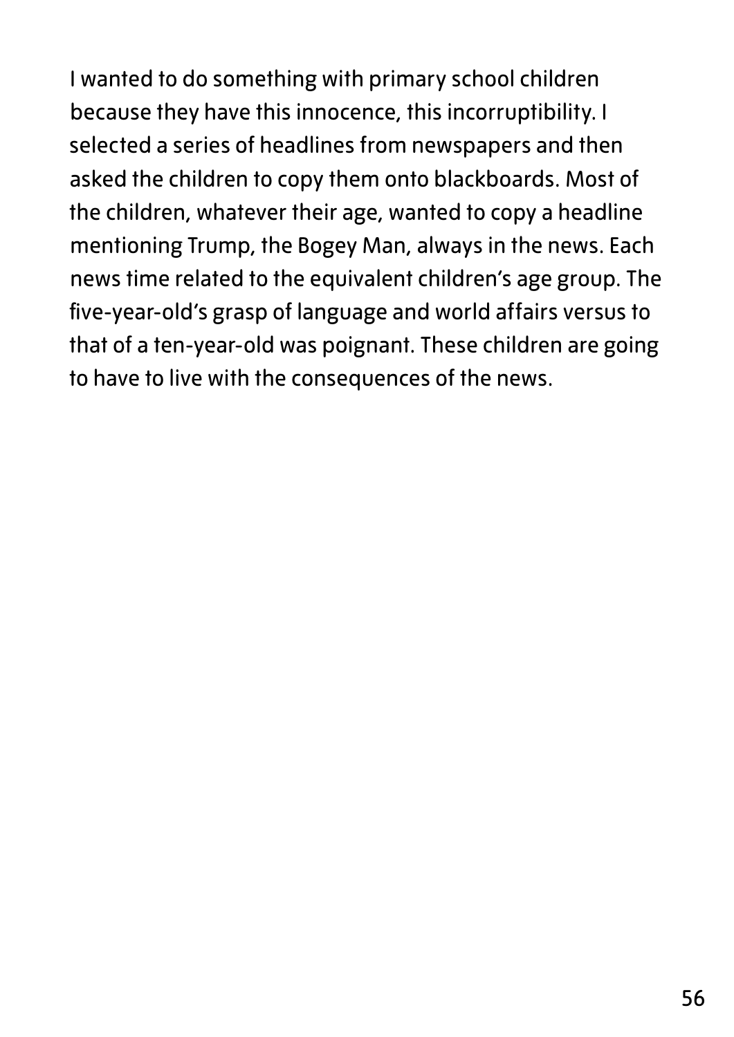I wanted to do something with primary school children because they have this innocence, this incorruptibility. I selected a series of headlines from newspapers and then asked the children to copy them onto blackboards. Most of the children, whatever their age, wanted to copy a headline mentioning Trump, the Bogey Man, always in the news. Each news time related to the equivalent children's age group. The five-year-old's grasp of language and world affairs versus to that of a ten-year-old was poignant. These children are going to have to live with the consequences of the news.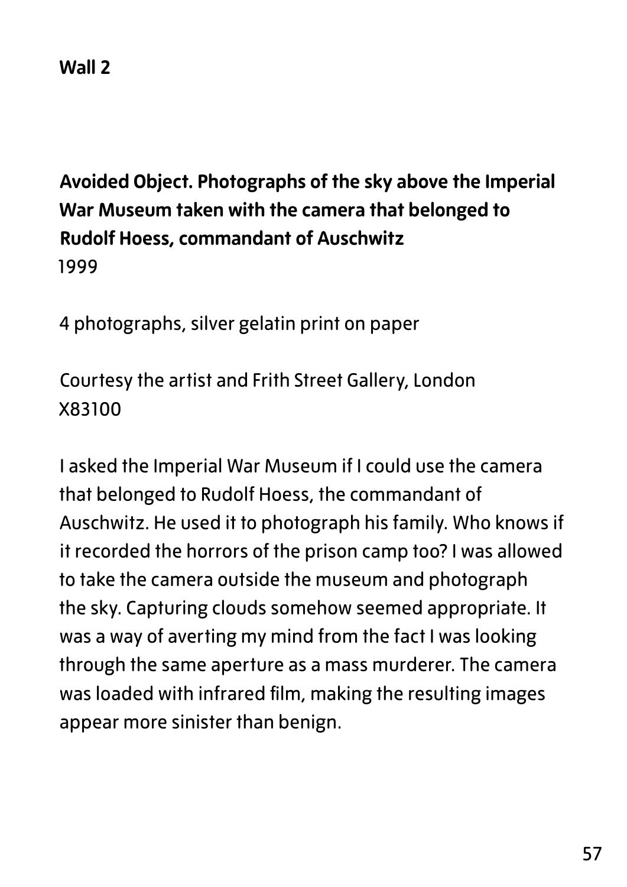**Wall 2**

**Avoided Object. Photographs of the sky above the Imperial War Museum taken with the camera that belonged to Rudolf Hoess, commandant of Auschwitz**
1999

4 photographs, silver gelatin print on paper

Courtesy the artist and Frith Street Gallery, London
X83100

I asked the Imperial War Museum if I could use the camera that belonged to Rudolf Hoess, the commandant of Auschwitz. He used it to photograph his family. Who knows if it recorded the horrors of the prison camp too? I was allowed to take the camera outside the museum and photograph the sky. Capturing clouds somehow seemed appropriate. It was a way of averting my mind from the fact I was looking through the same aperture as a mass murderer. The camera was loaded with infrared film, making the resulting images appear more sinister than benign.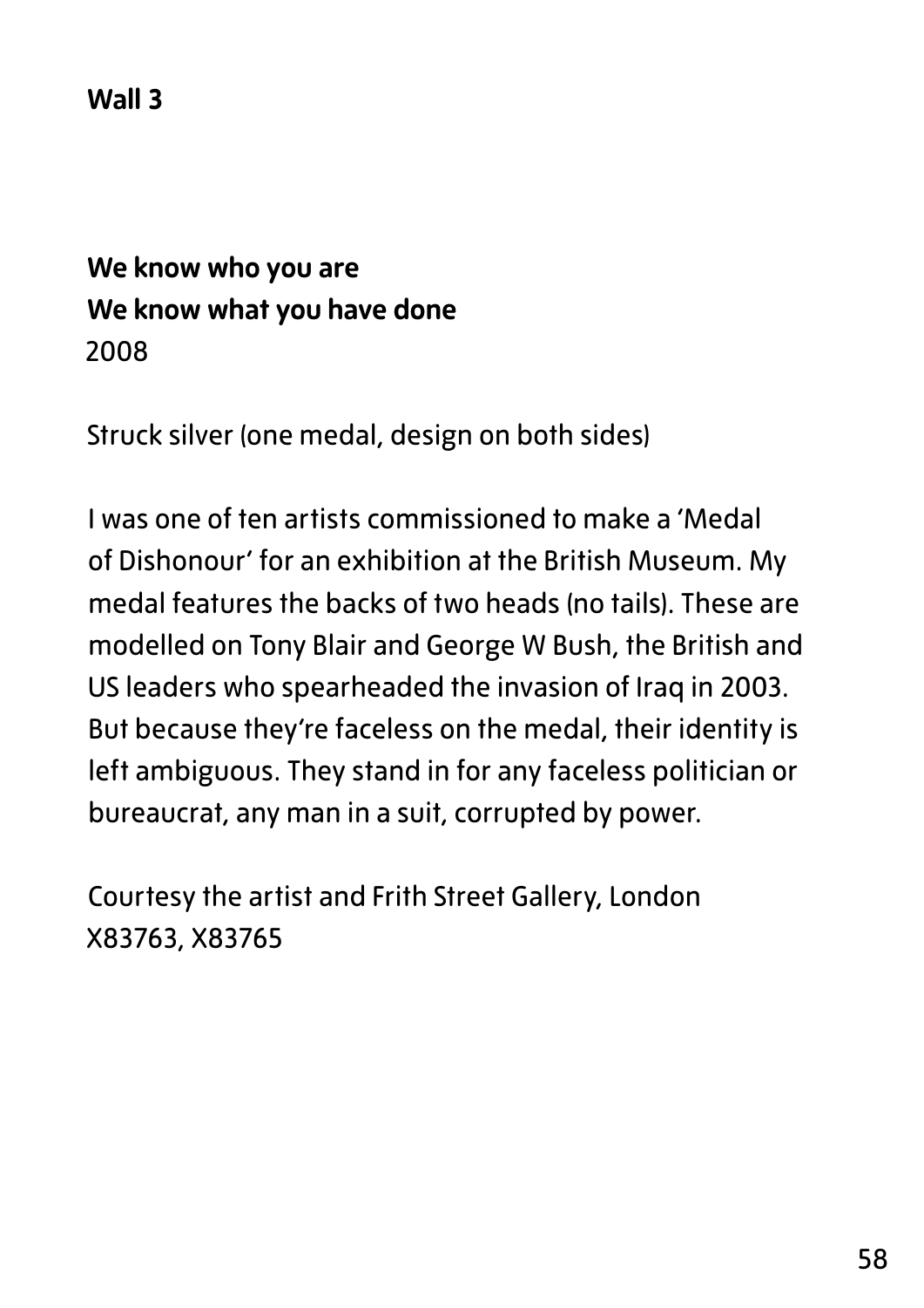**Wall 3**

**We know who you are**
**We know what you have done**
2008

Struck silver (one medal, design on both sides)

I was one of ten artists commissioned to make a 'Medal of Dishonour' for an exhibition at the British Museum. My medal features the backs of two heads (no tails). These are modelled on Tony Blair and George W Bush, the British and US leaders who spearheaded the invasion of Iraq in 2003. But because they're faceless on the medal, their identity is left ambiguous. They stand in for any faceless politician or bureaucrat, any man in a suit, corrupted by power.

Courtesy the artist and Frith Street Gallery, London
X83763, X83765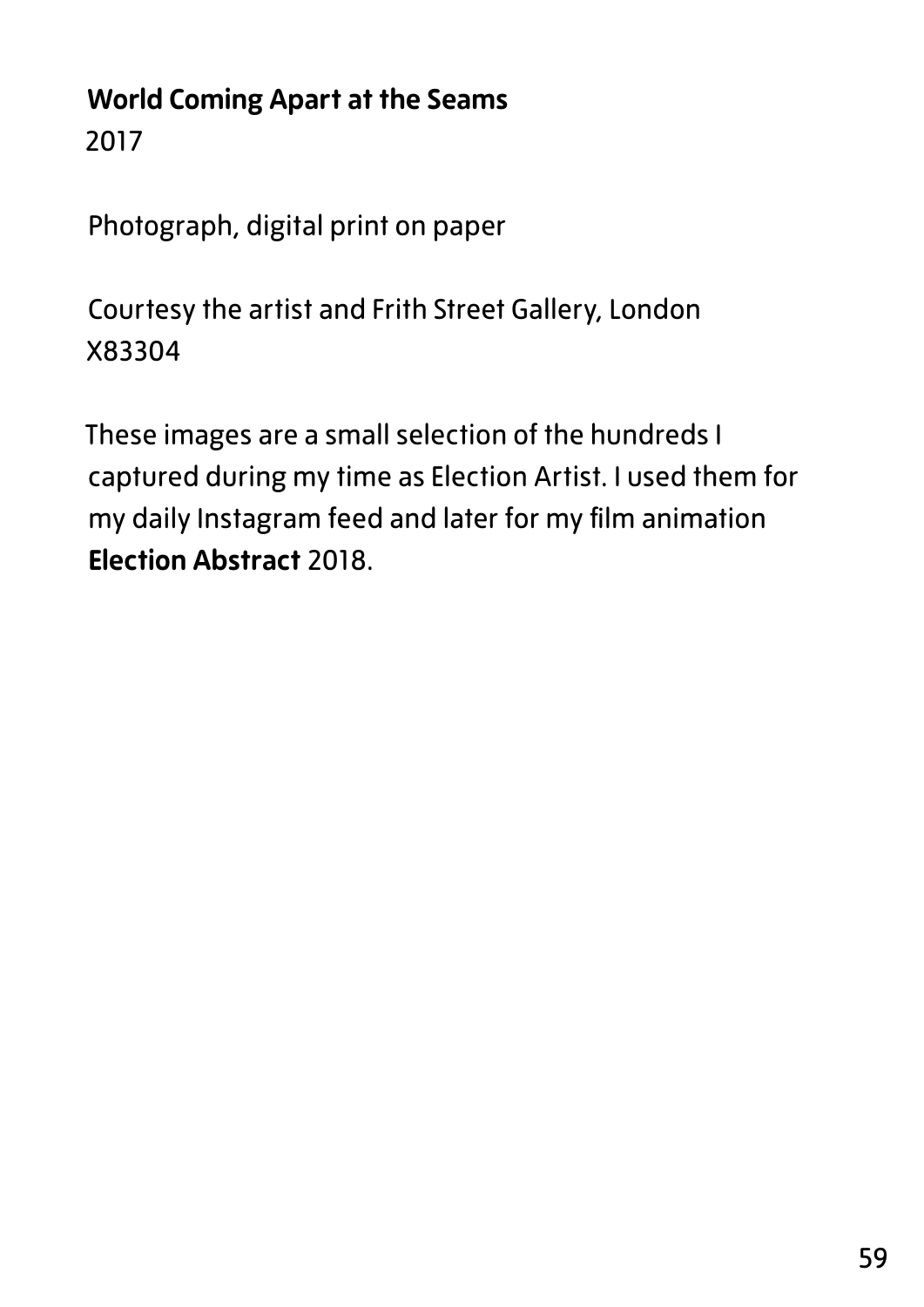**World Coming Apart at the Seams**
2017

Photograph, digital print on paper

Courtesy the artist and Frith Street Gallery, London
X83304

These images are a small selection of the hundreds I captured during my time as Election Artist. I used them for my daily Instagram feed and later for my film animation **Election Abstract** 2018.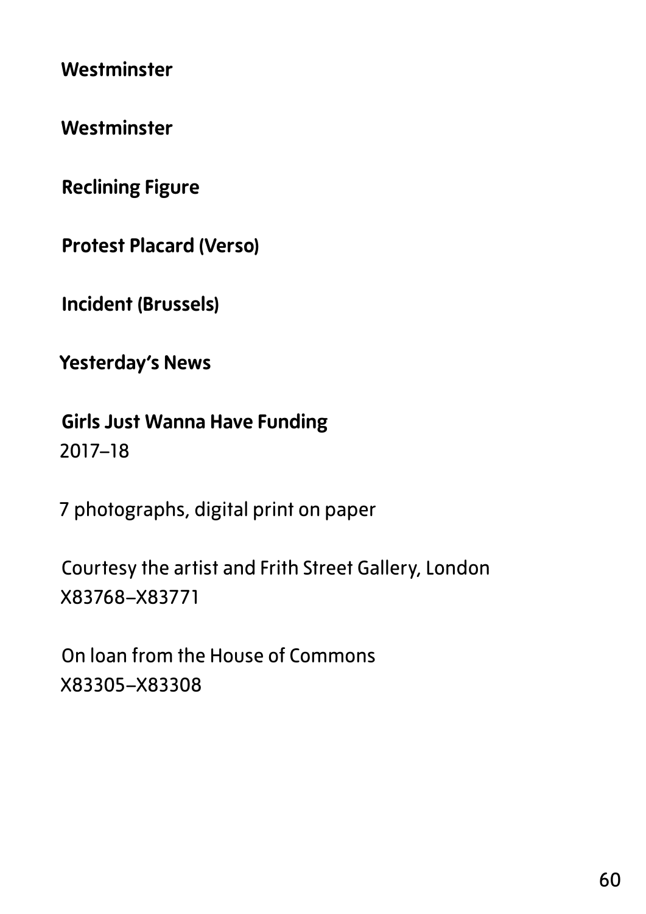**Westminster**

**Westminster**

**Reclining Figure**

**Protest Placard (Verso)**

**Incident (Brussels)**

**Yesterday's News**

**Girls Just Wanna Have Funding**
2017–18

7 photographs, digital print on paper

Courtesy the artist and Frith Street Gallery, London
X83768–X83771

On loan from the House of Commons
X83305–X83308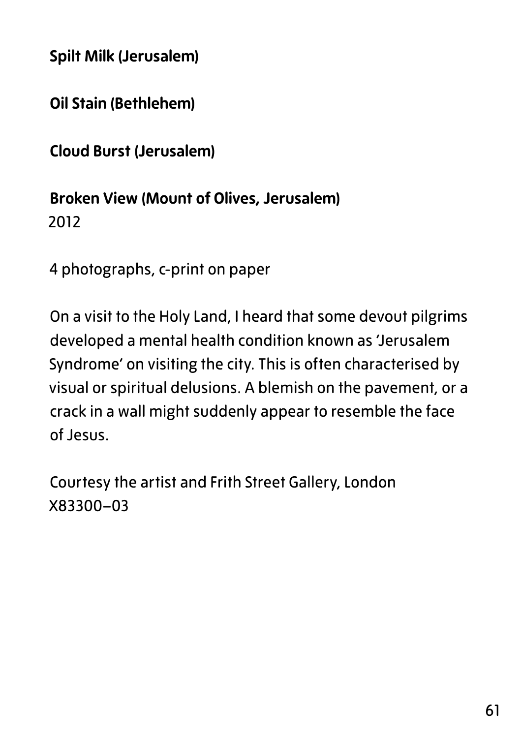**Spilt Milk (Jerusalem)**

**Oil Stain (Bethlehem)**

**Cloud Burst (Jerusalem)**

**Broken View (Mount of Olives, Jerusalem)**
2012

4 photographs, c-print on paper

On a visit to the Holy Land, I heard that some devout pilgrims developed a mental health condition known as 'Jerusalem Syndrome' on visiting the city. This is often characterised by visual or spiritual delusions. A blemish on the pavement, or a crack in a wall might suddenly appear to resemble the face of Jesus.

Courtesy the artist and Frith Street Gallery, London
X83300–03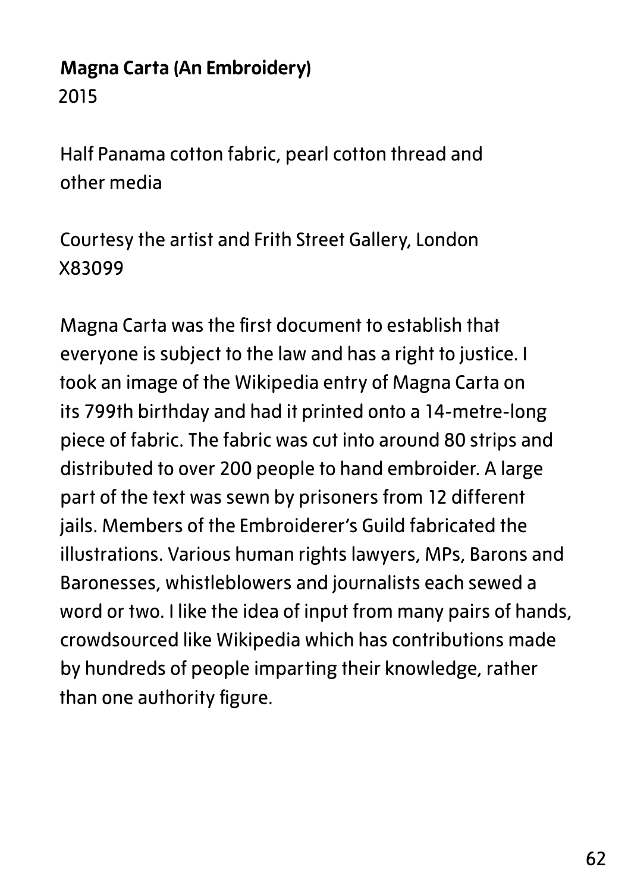**Magna Carta (An Embroidery)**
2015

Half Panama cotton fabric, pearl cotton thread and other media

Courtesy the artist and Frith Street Gallery, London
X83099

Magna Carta was the first document to establish that everyone is subject to the law and has a right to justice. I took an image of the Wikipedia entry of Magna Carta on its 799th birthday and had it printed onto a 14-metre-long piece of fabric. The fabric was cut into around 80 strips and distributed to over 200 people to hand embroider. A large part of the text was sewn by prisoners from 12 different jails. Members of the Embroiderer's Guild fabricated the illustrations. Various human rights lawyers, MPs, Barons and Baronesses, whistleblowers and journalists each sewed a word or two. I like the idea of input from many pairs of hands, crowdsourced like Wikipedia which has contributions made by hundreds of people imparting their knowledge, rather than one authority figure.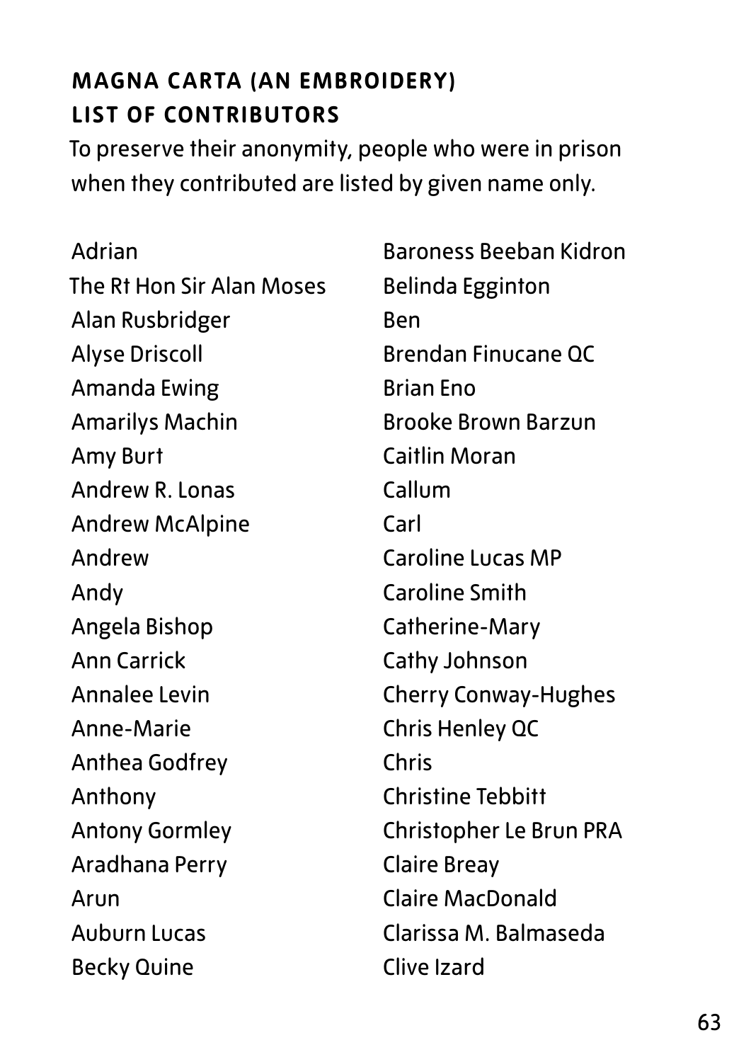## MAGNA CARTA (AN EMBROIDERY) LIST OF CONTRIBUTORS

To preserve their anonymity, people who were in prison when they contributed are listed by given name only.

Adrian
The Rt Hon Sir Alan Moses
Alan Rusbridger
Alyse Driscoll
Amanda Ewing
Amarilys Machin
Amy Burt
Andrew R. Lonas
Andrew McAlpine
Andrew
Andy
Angela Bishop
Ann Carrick
Annalee Levin
Anne-Marie
Anthea Godfrey
Anthony
Antony Gormley
Aradhana Perry
Arun
Auburn Lucas
Becky Quine
Baroness Beeban Kidron
Belinda Egginton
Ben
Brendan Finucane QC
Brian Eno
Brooke Brown Barzun
Caitlin Moran
Callum
Carl
Caroline Lucas MP
Caroline Smith
Catherine-Mary
Cathy Johnson
Cherry Conway-Hughes
Chris Henley QC
Chris
Christine Tebbitt
Christopher Le Brun PRA
Claire Breay
Claire MacDonald
Clarissa M. Balmaseda
Clive Izard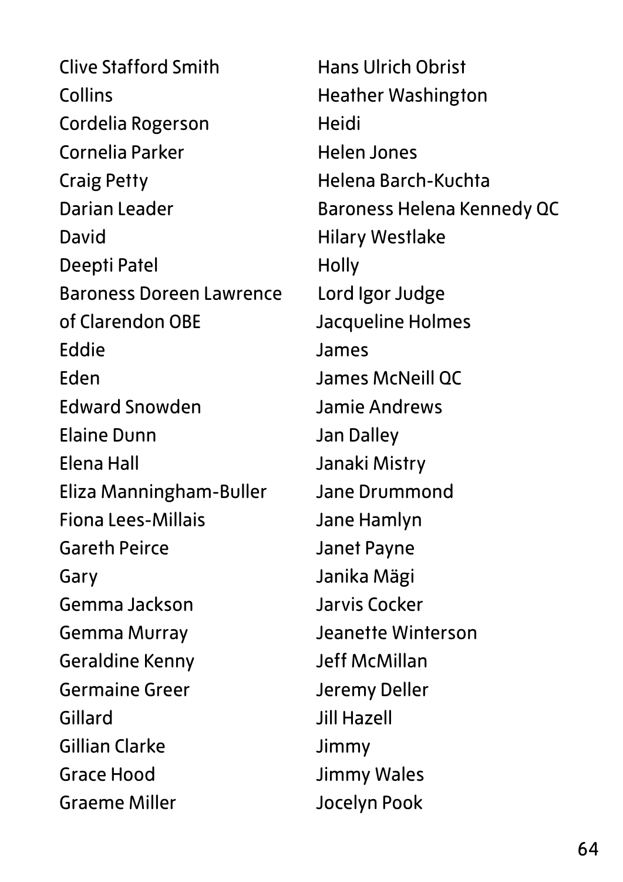Clive Stafford Smith
Collins
Cordelia Rogerson
Cornelia Parker
Craig Petty
Darian Leader
David
Deepti Patel
Baroness Doreen Lawrence of Clarendon OBE
Eddie
Eden
Edward Snowden
Elaine Dunn
Elena Hall
Eliza Manningham-Buller
Fiona Lees-Millais
Gareth Peirce
Gary
Gemma Jackson
Gemma Murray
Geraldine Kenny
Germaine Greer
Gillard
Gillian Clarke
Grace Hood
Graeme Miller
Hans Ulrich Obrist
Heather Washington
Heidi
Helen Jones
Helena Barch-Kuchta
Baroness Helena Kennedy QC
Hilary Westlake
Holly
Lord Igor Judge
Jacqueline Holmes
James
James McNeill QC
Jamie Andrews
Jan Dalley
Janaki Mistry
Jane Drummond
Jane Hamlyn
Janet Payne
Janika Mägi
Jarvis Cocker
Jeanette Winterson
Jeff McMillan
Jeremy Deller
Jill Hazell
Jimmy
Jimmy Wales
Jocelyn Pook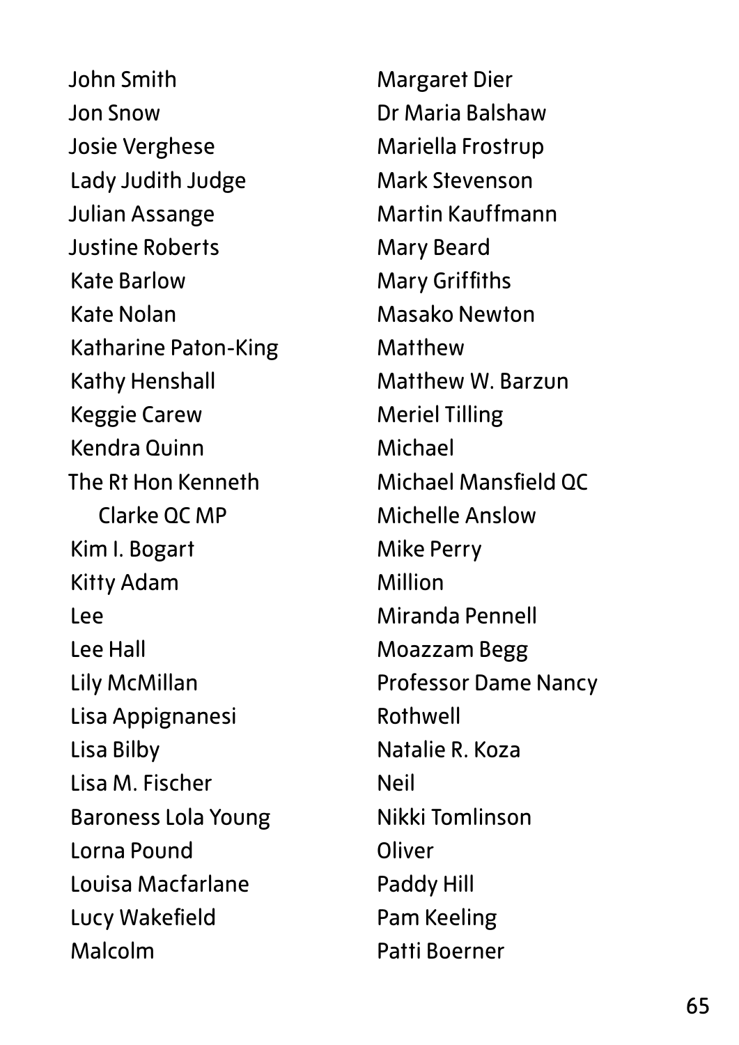John Smith
Jon Snow
Josie Verghese
Lady Judith Judge
Julian Assange
Justine Roberts
Kate Barlow
Kate Nolan
Katharine Paton-King
Kathy Henshall
Keggie Carew
Kendra Quinn
The Rt Hon Kenneth Clarke QC MP
Kim I. Bogart
Kitty Adam
Lee
Lee Hall
Lily McMillan
Lisa Appignanesi
Lisa Bilby
Lisa M. Fischer
Baroness Lola Young
Lorna Pound
Louisa Macfarlane
Lucy Wakefield
Malcolm
Margaret Dier
Dr Maria Balshaw
Mariella Frostrup
Mark Stevenson
Martin Kauffmann
Mary Beard
Mary Griffiths
Masako Newton
Matthew
Matthew W. Barzun
Meriel Tilling
Michael
Michael Mansfield QC
Michelle Anslow
Mike Perry
Million
Miranda Pennell
Moazzam Begg
Professor Dame Nancy Rothwell
Natalie R. Koza
Neil
Nikki Tomlinson
Oliver
Paddy Hill
Pam Keeling
Patti Boerner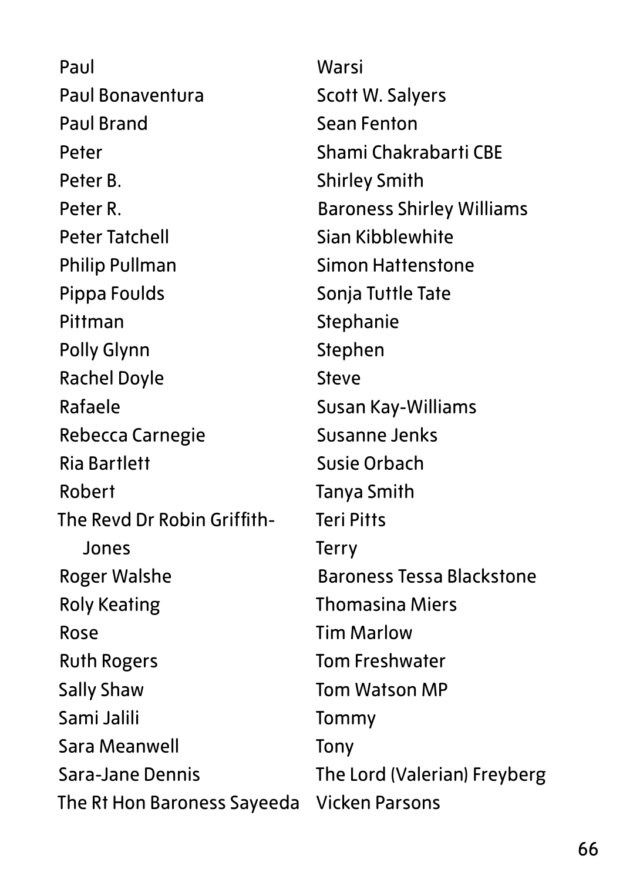Paul
Paul Bonaventura
Paul Brand
Peter
Peter B.
Peter R.
Peter Tatchell
Philip Pullman
Pippa Foulds
Pittman
Polly Glynn
Rachel Doyle
Rafaele
Rebecca Carnegie
Ria Bartlett
Robert
The Revd Dr Robin Griffith-Jones
Roger Walshe
Roly Keating
Rose
Ruth Rogers
Sally Shaw
Sami Jalili
Sara Meanwell
Sara-Jane Dennis
The Rt Hon Baroness Sayeeda Warsi
Scott W. Salyers
Sean Fenton
Shami Chakrabarti CBE
Shirley Smith
Baroness Shirley Williams
Sian Kibblewhite
Simon Hattenstone
Sonja Tuttle Tate
Stephanie
Stephen
Steve
Susan Kay-Williams
Susanne Jenks
Susie Orbach
Tanya Smith
Teri Pitts
Terry
Baroness Tessa Blackstone
Thomasina Miers
Tim Marlow
Tom Freshwater
Tom Watson MP
Tommy
Tony
The Lord (Valerian) Freyberg
Vicken Parsons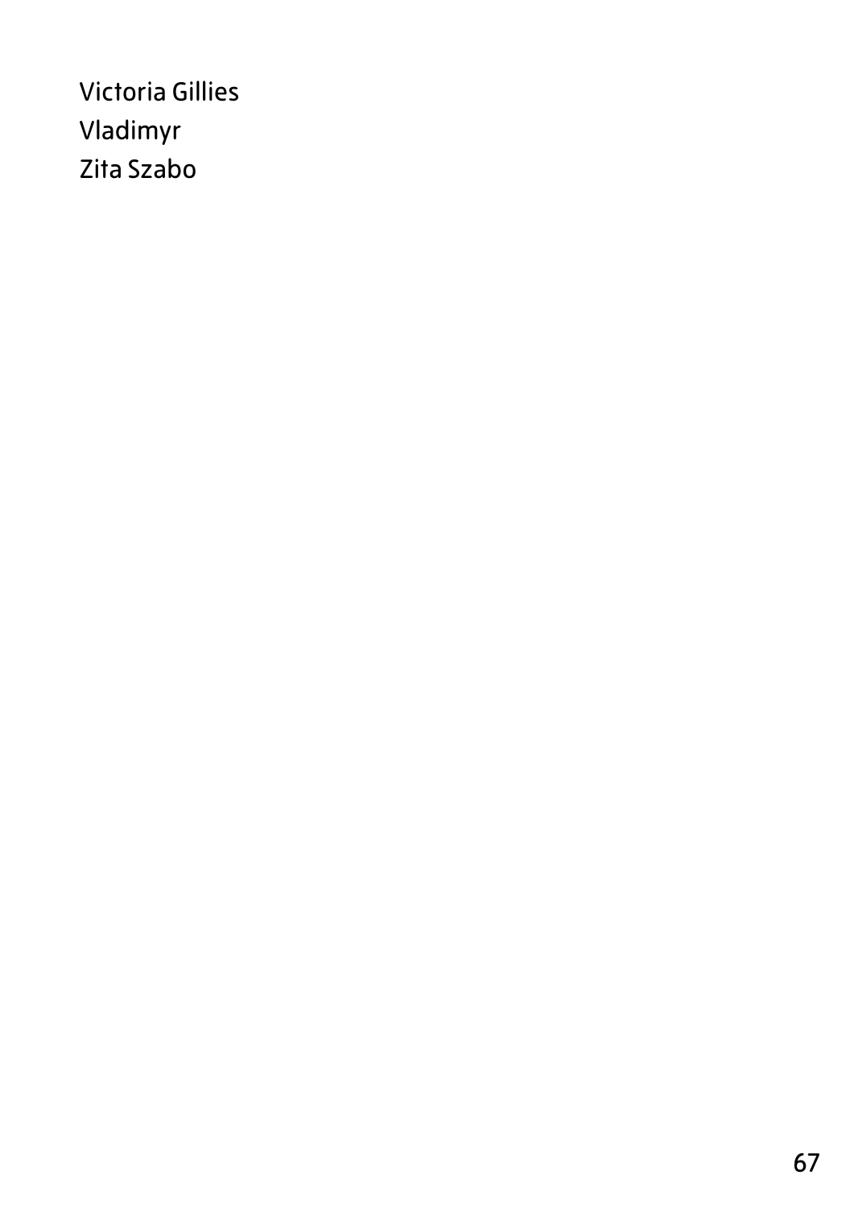Victoria Gillies
Vladimyr
Zita Szabo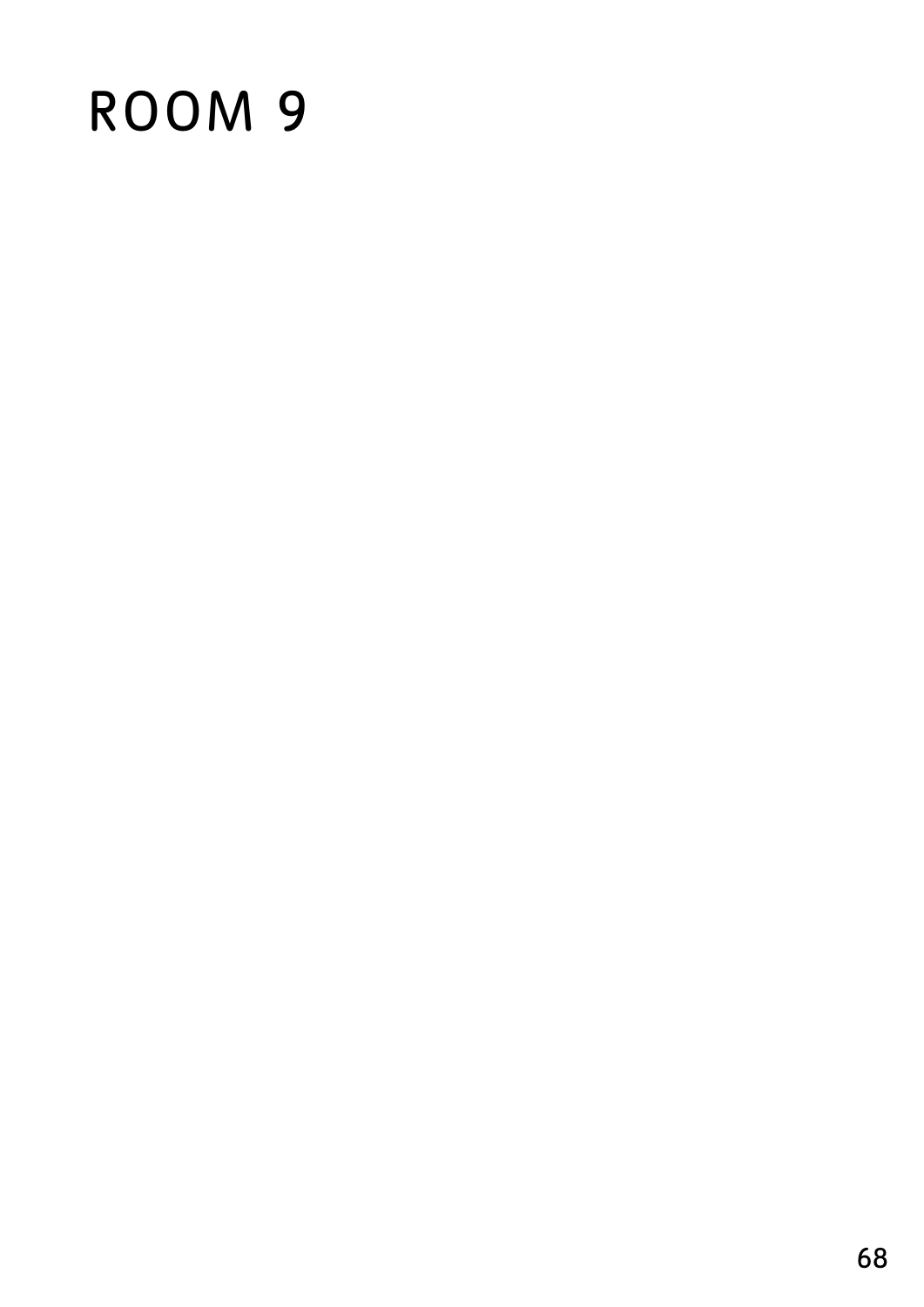# ROOM 9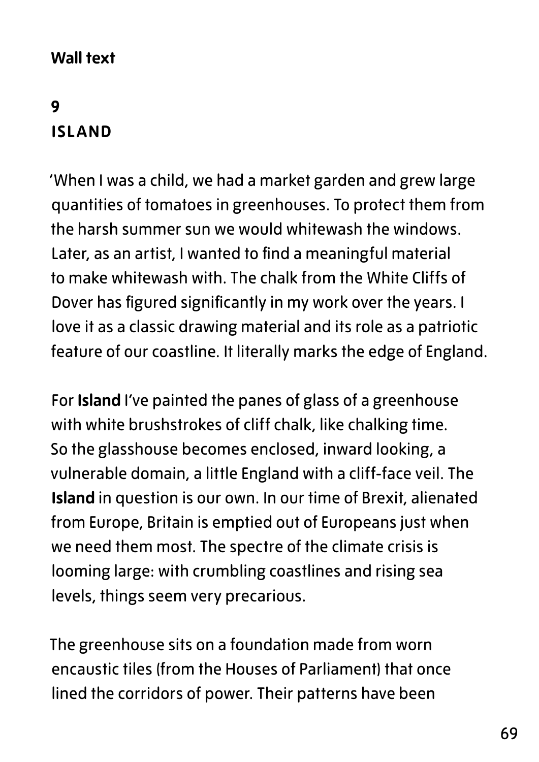**Wall text**

**9**
**ISLAND**

'When I was a child, we had a market garden and grew large quantities of tomatoes in greenhouses. To protect them from the harsh summer sun we would whitewash the windows. Later, as an artist, I wanted to find a meaningful material to make whitewash with. The chalk from the White Cliffs of Dover has figured significantly in my work over the years. I love it as a classic drawing material and its role as a patriotic feature of our coastline. It literally marks the edge of England.

For **Island** I've painted the panes of glass of a greenhouse with white brushstrokes of cliff chalk, like chalking time. So the glasshouse becomes enclosed, inward looking, a vulnerable domain, a little England with a cliff-face veil. The **Island** in question is our own. In our time of Brexit, alienated from Europe, Britain is emptied out of Europeans just when we need them most. The spectre of the climate crisis is looming large: with crumbling coastlines and rising sea levels, things seem very precarious.

The greenhouse sits on a foundation made from worn encaustic tiles (from the Houses of Parliament) that once lined the corridors of power. Their patterns have been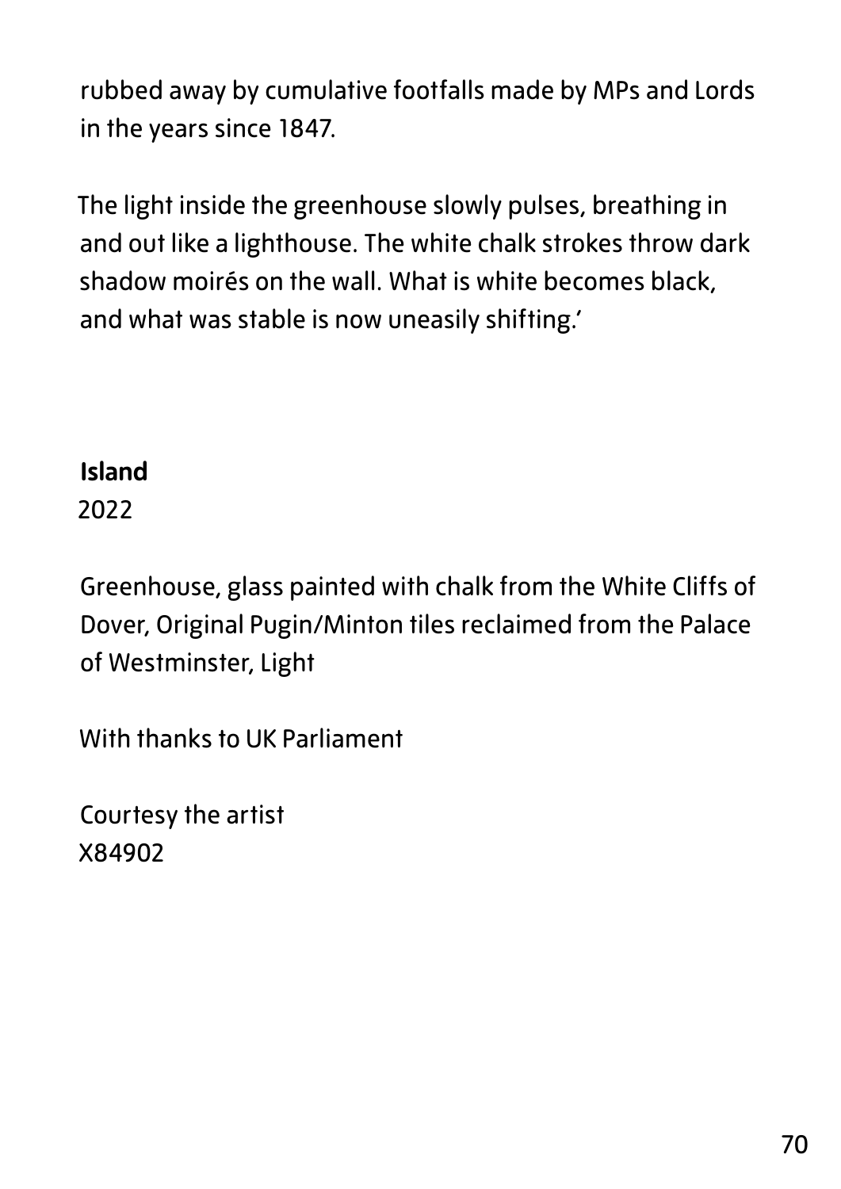rubbed away by cumulative footfalls made by MPs and Lords in the years since 1847.

The light inside the greenhouse slowly pulses, breathing in and out like a lighthouse. The white chalk strokes throw dark shadow moirés on the wall. What is white becomes black, and what was stable is now uneasily shifting.'

**Island**
2022

Greenhouse, glass painted with chalk from the White Cliffs of Dover, Original Pugin/Minton tiles reclaimed from the Palace of Westminster, Light

With thanks to UK Parliament

Courtesy the artist
X84902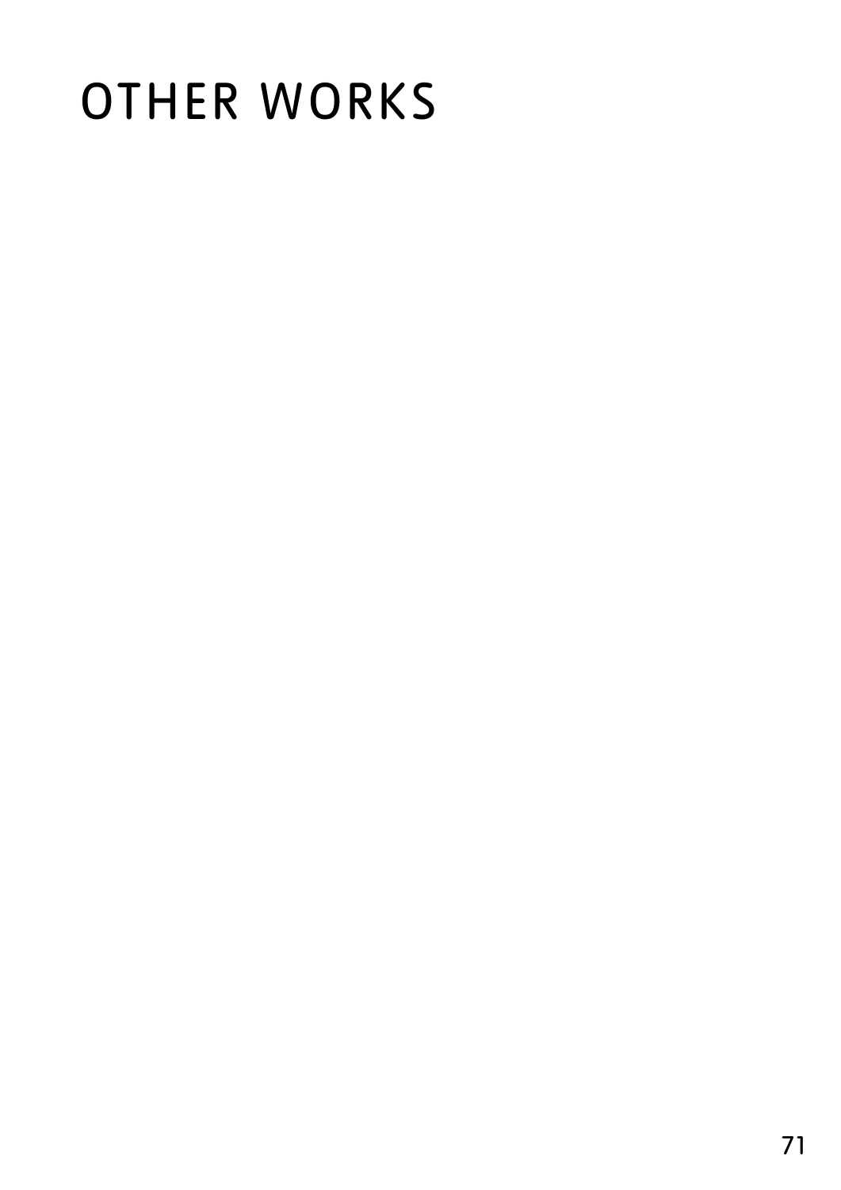# OTHER WORKS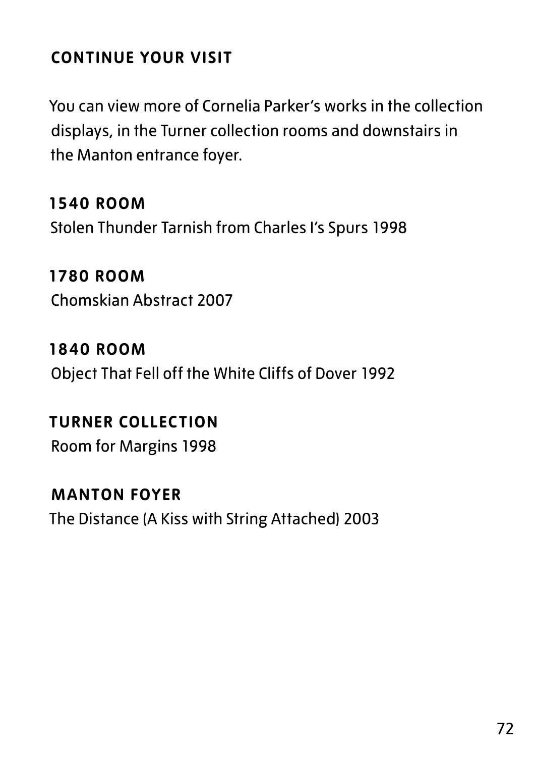## CONTINUE YOUR VISIT

You can view more of Cornelia Parker's works in the collection displays, in the Turner collection rooms and downstairs in the Manton entrance foyer.

### 1540 ROOM

Stolen Thunder Tarnish from Charles I's Spurs 1998

### 1780 ROOM

Chomskian Abstract 2007

### 1840 ROOM

Object That Fell off the White Cliffs of Dover 1992

### TURNER COLLECTION

Room for Margins 1998

### MANTON FOYER

The Distance (A Kiss with String Attached) 2003